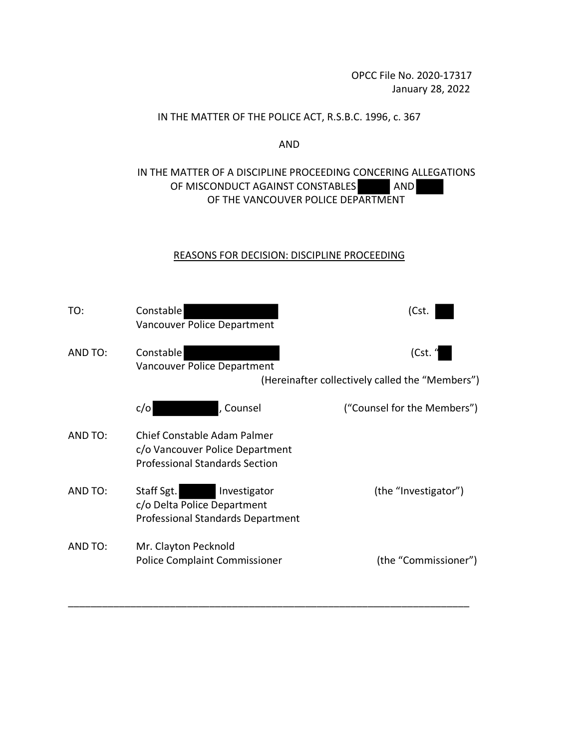OPCC File No. 2020-17317
January 28, 2022

IN THE MATTER OF THE POLICE ACT, R.S.B.C. 1996, c. 367

AND

IN THE MATTER OF A DISCIPLINE PROCEEDING CONCERING ALLEGATIONS OF MISCONDUCT AGAINST CONSTABLES ██████ AND ██████ OF THE VANCOUVER POLICE DEPARTMENT

## REASONS FOR DECISION: DISCIPLINE PROCEEDING

| | | |
|---|---|---|
| TO: | Constable ██████████<br>Vancouver Police Department | (Cst. ██ |
| AND TO: | Constable ██████████<br>Vancouver Police Department | (Cst. "██ |
| | | (Hereinafter collectively called the "Members") |
| | c/o ██████████, Counsel | ("Counsel for the Members") |
| AND TO: | Chief Constable Adam Palmer<br>c/o Vancouver Police Department<br>Professional Standards Section | |
| AND TO: | Staff Sgt. ██████ Investigator<br>c/o Delta Police Department<br>Professional Standards Department | (the "Investigator") |
| AND TO: | Mr. Clayton Pecknold<br>Police Complaint Commissioner | (the "Commissioner") |

---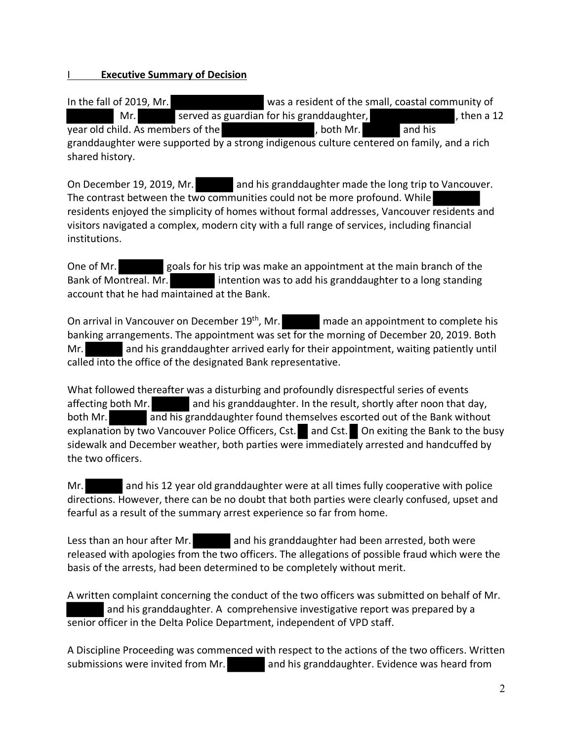## I Executive Summary of Decision

In the fall of 2019, Mr. [redacted] was a resident of the small, coastal community of [redacted] Mr. [redacted] served as guardian for his granddaughter, [redacted], then a 12 year old child. As members of the [redacted], both Mr. [redacted] and his granddaughter were supported by a strong indigenous culture centered on family, and a rich shared history.

On December 19, 2019, Mr. [redacted] and his granddaughter made the long trip to Vancouver. The contrast between the two communities could not be more profound. While [redacted] residents enjoyed the simplicity of homes without formal addresses, Vancouver residents and visitors navigated a complex, modern city with a full range of services, including financial institutions.

One of Mr. [redacted] goals for his trip was make an appointment at the main branch of the Bank of Montreal. Mr. [redacted] intention was to add his granddaughter to a long standing account that he had maintained at the Bank.

On arrival in Vancouver on December 19th, Mr. [redacted] made an appointment to complete his banking arrangements. The appointment was set for the morning of December 20, 2019. Both Mr. [redacted] and his granddaughter arrived early for their appointment, waiting patiently until called into the office of the designated Bank representative.

What followed thereafter was a disturbing and profoundly disrespectful series of events affecting both Mr. [redacted] and his granddaughter. In the result, shortly after noon that day, both Mr. [redacted] and his granddaughter found themselves escorted out of the Bank without explanation by two Vancouver Police Officers, Cst. [redacted] and Cst. [redacted] On exiting the Bank to the busy sidewalk and December weather, both parties were immediately arrested and handcuffed by the two officers.

Mr. [redacted] and his 12 year old granddaughter were at all times fully cooperative with police directions. However, there can be no doubt that both parties were clearly confused, upset and fearful as a result of the summary arrest experience so far from home.

Less than an hour after Mr. [redacted] and his granddaughter had been arrested, both were released with apologies from the two officers. The allegations of possible fraud which were the basis of the arrests, had been determined to be completely without merit.

A written complaint concerning the conduct of the two officers was submitted on behalf of Mr. [redacted] and his granddaughter. A comprehensive investigative report was prepared by a senior officer in the Delta Police Department, independent of VPD staff.

A Discipline Proceeding was commenced with respect to the actions of the two officers. Written submissions were invited from Mr. [redacted] and his granddaughter. Evidence was heard from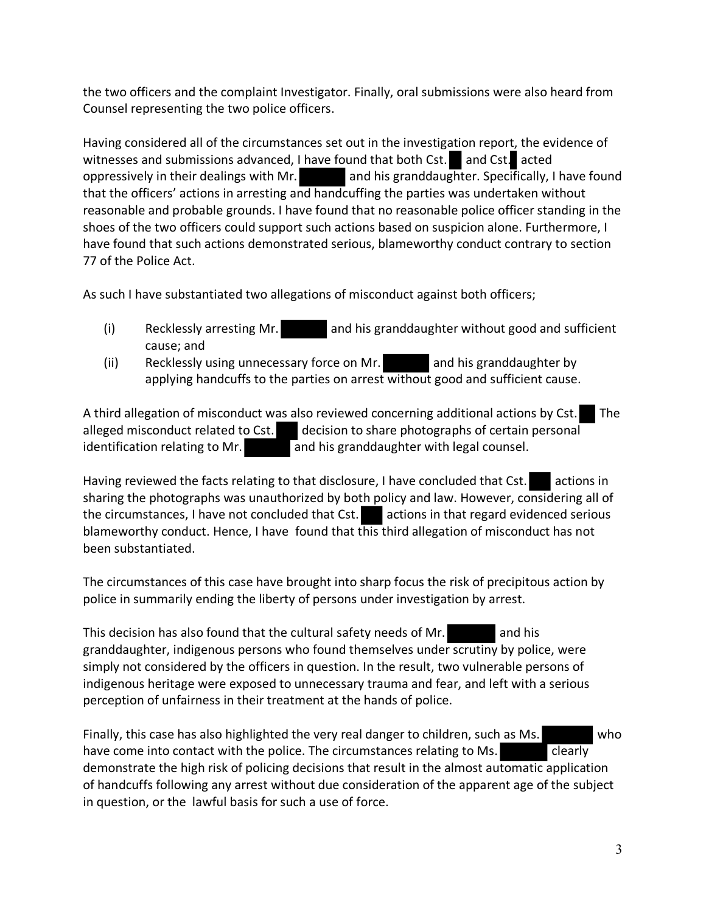the two officers and the complaint Investigator. Finally, oral submissions were also heard from Counsel representing the two police officers.

Having considered all of the circumstances set out in the investigation report, the evidence of witnesses and submissions advanced, I have found that both Cst. ■ and Cst. ■ acted oppressively in their dealings with Mr. ■ and his granddaughter. Specifically, I have found that the officers' actions in arresting and handcuffing the parties was undertaken without reasonable and probable grounds. I have found that no reasonable police officer standing in the shoes of the two officers could support such actions based on suspicion alone. Furthermore, I have found that such actions demonstrated serious, blameworthy conduct contrary to section 77 of the Police Act.

As such I have substantiated two allegations of misconduct against both officers;

(i) Recklessly arresting Mr. ■ and his granddaughter without good and sufficient cause; and

(ii) Recklessly using unnecessary force on Mr. ■ and his granddaughter by applying handcuffs to the parties on arrest without good and sufficient cause.

A third allegation of misconduct was also reviewed concerning additional actions by Cst. ■ The alleged misconduct related to Cst. ■ decision to share photographs of certain personal identification relating to Mr. ■ and his granddaughter with legal counsel.

Having reviewed the facts relating to that disclosure, I have concluded that Cst. ■ actions in sharing the photographs was unauthorized by both policy and law. However, considering all of the circumstances, I have not concluded that Cst. ■ actions in that regard evidenced serious blameworthy conduct. Hence, I have found that this third allegation of misconduct has not been substantiated.

The circumstances of this case have brought into sharp focus the risk of precipitous action by police in summarily ending the liberty of persons under investigation by arrest.

This decision has also found that the cultural safety needs of Mr. ■ and his granddaughter, indigenous persons who found themselves under scrutiny by police, were simply not considered by the officers in question. In the result, two vulnerable persons of indigenous heritage were exposed to unnecessary trauma and fear, and left with a serious perception of unfairness in their treatment at the hands of police.

Finally, this case has also highlighted the very real danger to children, such as Ms. ■ who have come into contact with the police. The circumstances relating to Ms. ■ clearly demonstrate the high risk of policing decisions that result in the almost automatic application of handcuffs following any arrest without due consideration of the apparent age of the subject in question, or the lawful basis for such a use of force.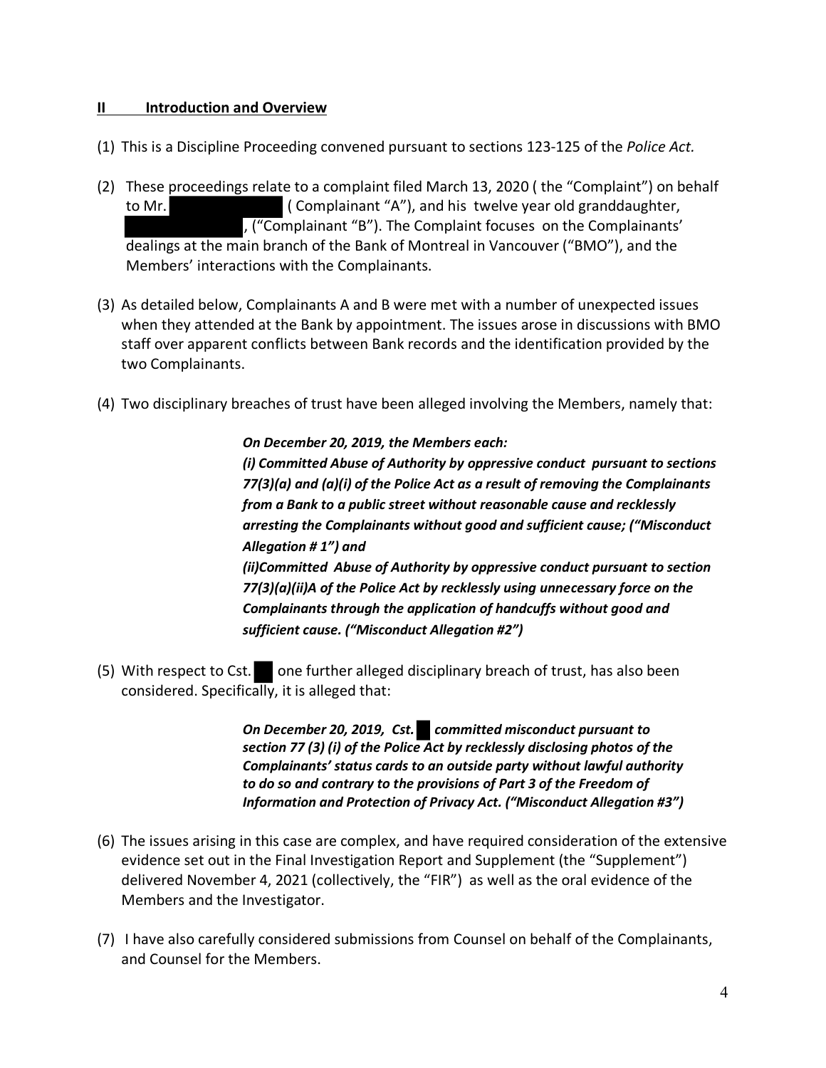## II Introduction and Overview

(1) This is a Discipline Proceeding convened pursuant to sections 123-125 of the *Police Act.*

(2) These proceedings relate to a complaint filed March 13, 2020 ( the "Complaint") on behalf to Mr. ( Complainant "A"), and his twelve year old granddaughter, , ("Complainant "B"). The Complaint focuses on the Complainants' dealings at the main branch of the Bank of Montreal in Vancouver ("BMO"), and the Members' interactions with the Complainants.

(3) As detailed below, Complainants A and B were met with a number of unexpected issues when they attended at the Bank by appointment. The issues arose in discussions with BMO staff over apparent conflicts between Bank records and the identification provided by the two Complainants.

(4) Two disciplinary breaches of trust have been alleged involving the Members, namely that:

> ***On December 20, 2019, the Members each:***
> ***(i) Committed Abuse of Authority by oppressive conduct pursuant to sections 77(3)(a) and (a)(i) of the Police Act as a result of removing the Complainants from a Bank to a public street without reasonable cause and recklessly arresting the Complainants without good and sufficient cause; ("Misconduct Allegation # 1") and***
> ***(ii)Committed Abuse of Authority by oppressive conduct pursuant to section 77(3)(a)(ii)A of the Police Act by recklessly using unnecessary force on the Complainants through the application of handcuffs without good and sufficient cause. ("Misconduct Allegation #2")***

(5) With respect to Cst. one further alleged disciplinary breach of trust, has also been considered. Specifically, it is alleged that:

> ***On December 20, 2019, Cst. committed misconduct pursuant to section 77 (3) (i) of the Police Act by recklessly disclosing photos of the Complainants' status cards to an outside party without lawful authority to do so and contrary to the provisions of Part 3 of the Freedom of Information and Protection of Privacy Act. ("Misconduct Allegation #3")***

(6) The issues arising in this case are complex, and have required consideration of the extensive evidence set out in the Final Investigation Report and Supplement (the "Supplement") delivered November 4, 2021 (collectively, the "FIR") as well as the oral evidence of the Members and the Investigator.

(7) I have also carefully considered submissions from Counsel on behalf of the Complainants, and Counsel for the Members.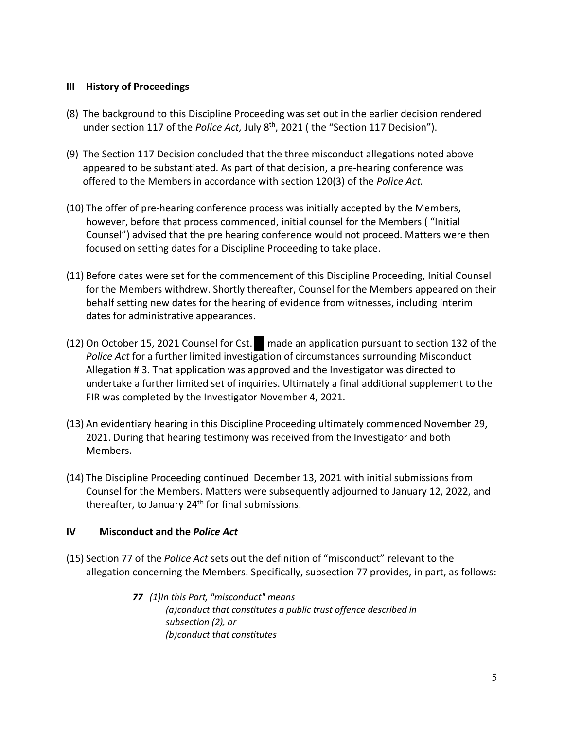## III History of Proceedings

(8) The background to this Discipline Proceeding was set out in the earlier decision rendered under section 117 of the *Police Act,* July 8th, 2021 ( the "Section 117 Decision").

(9) The Section 117 Decision concluded that the three misconduct allegations noted above appeared to be substantiated. As part of that decision, a pre-hearing conference was offered to the Members in accordance with section 120(3) of the *Police Act.*

(10) The offer of pre-hearing conference process was initially accepted by the Members, however, before that process commenced, initial counsel for the Members ( "Initial Counsel") advised that the pre hearing conference would not proceed. Matters were then focused on setting dates for a Discipline Proceeding to take place.

(11) Before dates were set for the commencement of this Discipline Proceeding, Initial Counsel for the Members withdrew. Shortly thereafter, Counsel for the Members appeared on their behalf setting new dates for the hearing of evidence from witnesses, including interim dates for administrative appearances.

(12) On October 15, 2021 Counsel for Cst. █ made an application pursuant to section 132 of the *Police Act* for a further limited investigation of circumstances surrounding Misconduct Allegation # 3. That application was approved and the Investigator was directed to undertake a further limited set of inquiries. Ultimately a final additional supplement to the FIR was completed by the Investigator November 4, 2021.

(13) An evidentiary hearing in this Discipline Proceeding ultimately commenced November 29, 2021. During that hearing testimony was received from the Investigator and both Members.

(14) The Discipline Proceeding continued December 13, 2021 with initial submissions from Counsel for the Members. Matters were subsequently adjourned to January 12, 2022, and thereafter, to January 24th for final submissions.

## IV Misconduct and the *Police Act*

(15) Section 77 of the *Police Act* sets out the definition of "misconduct" relevant to the allegation concerning the Members. Specifically, subsection 77 provides, in part, as follows:

> ***77*** *(1)In this Part, "misconduct" means*
> *(a)conduct that constitutes a public trust offence described in subsection (2), or*
> *(b)conduct that constitutes*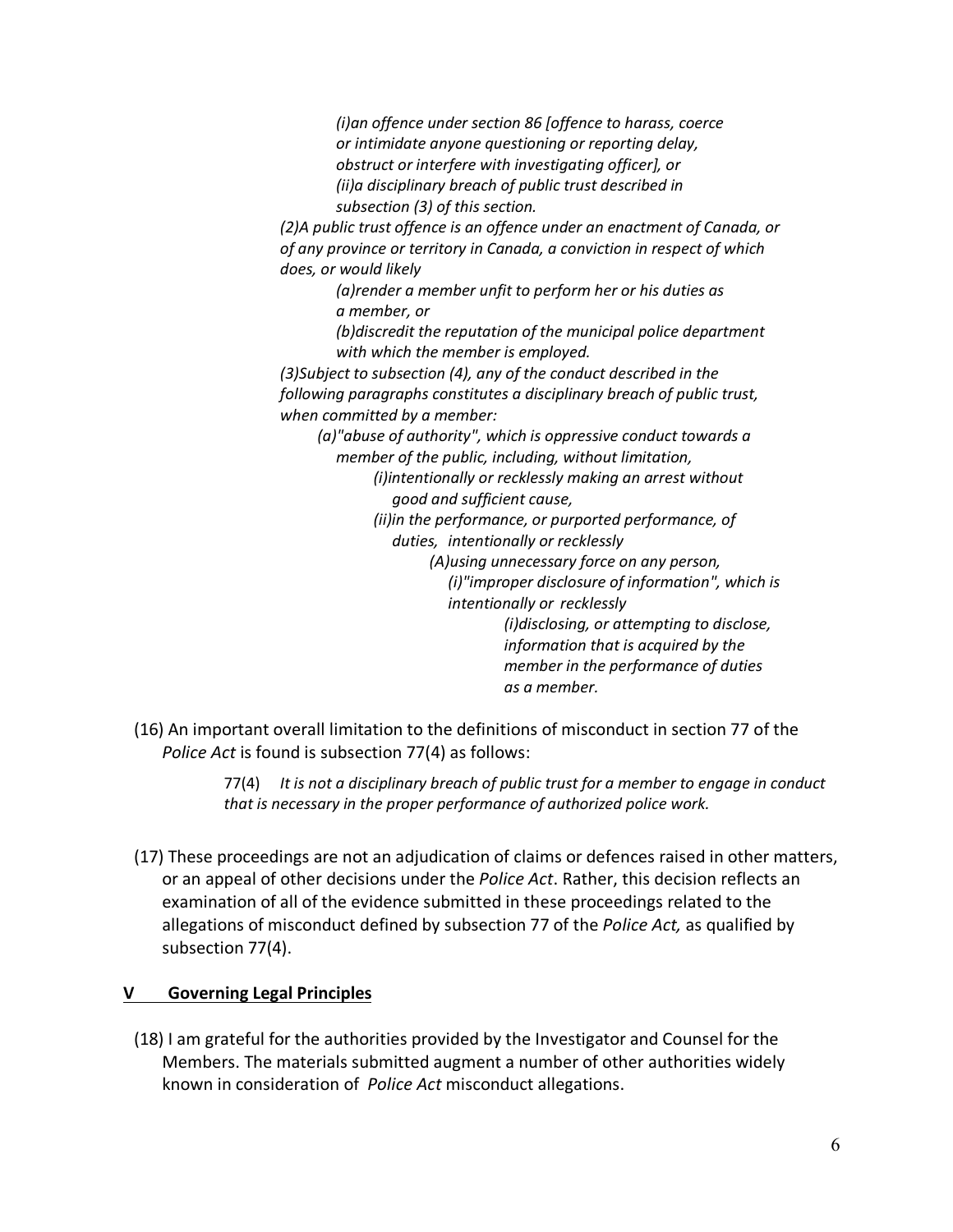> *(i)an offence under section 86 [offence to harass, coerce or intimidate anyone questioning or reporting delay, obstruct or interfere with investigating officer], or*
>
> *(ii)a disciplinary breach of public trust described in subsection (3) of this section.*
>
> *(2)A public trust offence is an offence under an enactment of Canada, or of any province or territory in Canada, a conviction in respect of which does, or would likely*
>
> *(a)render a member unfit to perform her or his duties as a member, or*
>
> *(b)discredit the reputation of the municipal police department with which the member is employed.*
>
> *(3)Subject to subsection (4), any of the conduct described in the following paragraphs constitutes a disciplinary breach of public trust, when committed by a member:*
>
> *(a)"abuse of authority", which is oppressive conduct towards a member of the public, including, without limitation,*
>
> *(i)intentionally or recklessly making an arrest without good and sufficient cause,*
>
> *(ii)in the performance, or purported performance, of duties, intentionally or recklessly*
>
> *(A)using unnecessary force on any person,*
>
> *(i)"improper disclosure of information", which is intentionally or recklessly*
>
> *(i)disclosing, or attempting to disclose, information that is acquired by the member in the performance of duties as a member.*

(16) An important overall limitation to the definitions of misconduct in section 77 of the *Police Act* is found is subsection 77(4) as follows:

> 77(4) *It is not a disciplinary breach of public trust for a member to engage in conduct that is necessary in the proper performance of authorized police work.*

(17) These proceedings are not an adjudication of claims or defences raised in other matters, or an appeal of other decisions under the *Police Act*. Rather, this decision reflects an examination of all of the evidence submitted in these proceedings related to the allegations of misconduct defined by subsection 77 of the *Police Act,* as qualified by subsection 77(4).

## V Governing Legal Principles

(18) I am grateful for the authorities provided by the Investigator and Counsel for the Members. The materials submitted augment a number of other authorities widely known in consideration of *Police Act* misconduct allegations.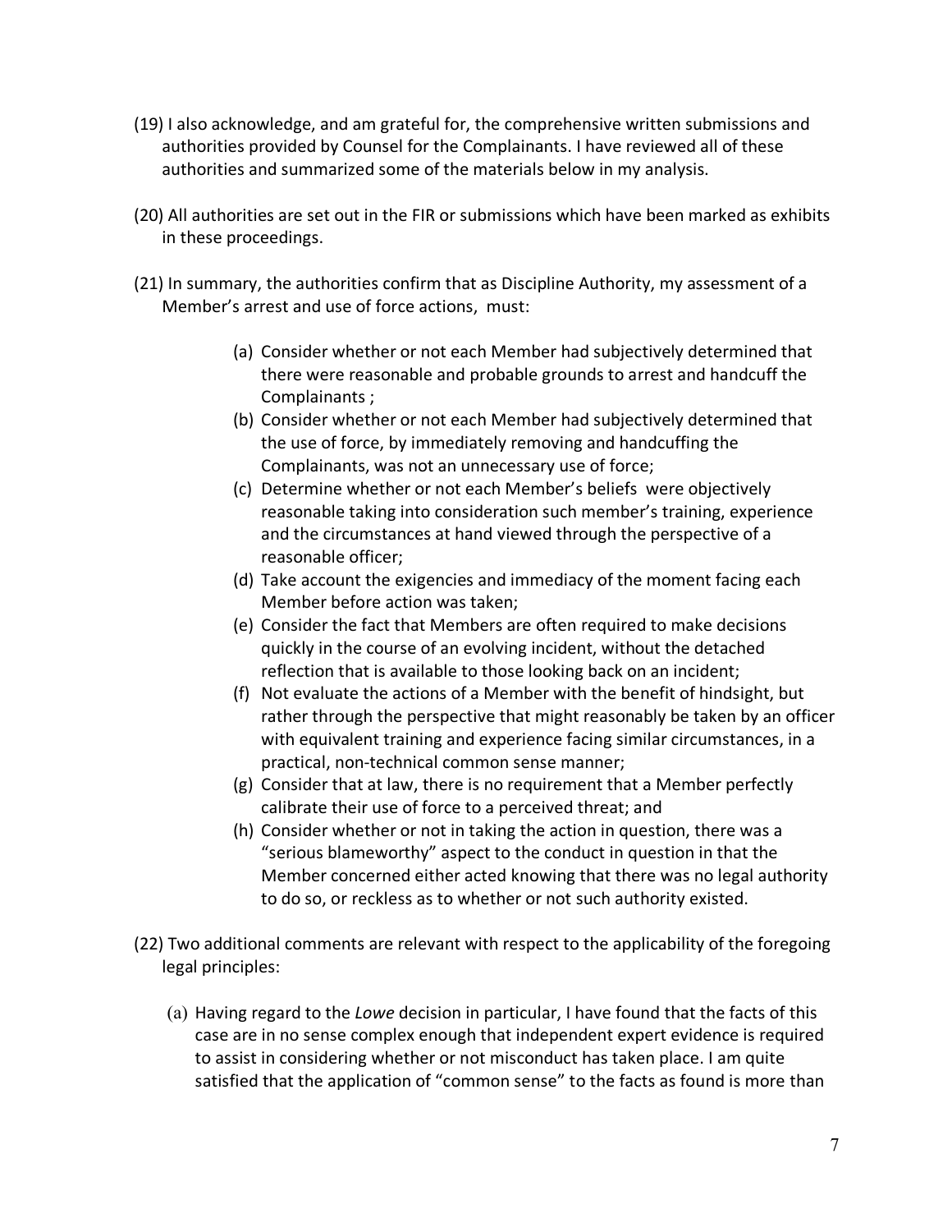(19) I also acknowledge, and am grateful for, the comprehensive written submissions and authorities provided by Counsel for the Complainants. I have reviewed all of these authorities and summarized some of the materials below in my analysis.

(20) All authorities are set out in the FIR or submissions which have been marked as exhibits in these proceedings.

(21) In summary, the authorities confirm that as Discipline Authority, my assessment of a Member's arrest and use of force actions, must:

> (a) Consider whether or not each Member had subjectively determined that there were reasonable and probable grounds to arrest and handcuff the Complainants ;
>
> (b) Consider whether or not each Member had subjectively determined that the use of force, by immediately removing and handcuffing the Complainants, was not an unnecessary use of force;
>
> (c) Determine whether or not each Member's beliefs were objectively reasonable taking into consideration such member's training, experience and the circumstances at hand viewed through the perspective of a reasonable officer;
>
> (d) Take account the exigencies and immediacy of the moment facing each Member before action was taken;
>
> (e) Consider the fact that Members are often required to make decisions quickly in the course of an evolving incident, without the detached reflection that is available to those looking back on an incident;
>
> (f) Not evaluate the actions of a Member with the benefit of hindsight, but rather through the perspective that might reasonably be taken by an officer with equivalent training and experience facing similar circumstances, in a practical, non-technical common sense manner;
>
> (g) Consider that at law, there is no requirement that a Member perfectly calibrate their use of force to a perceived threat; and
>
> (h) Consider whether or not in taking the action in question, there was a "serious blameworthy" aspect to the conduct in question in that the Member concerned either acted knowing that there was no legal authority to do so, or reckless as to whether or not such authority existed.

(22) Two additional comments are relevant with respect to the applicability of the foregoing legal principles:

> (a) Having regard to the *Lowe* decision in particular, I have found that the facts of this case are in no sense complex enough that independent expert evidence is required to assist in considering whether or not misconduct has taken place. I am quite satisfied that the application of "common sense" to the facts as found is more than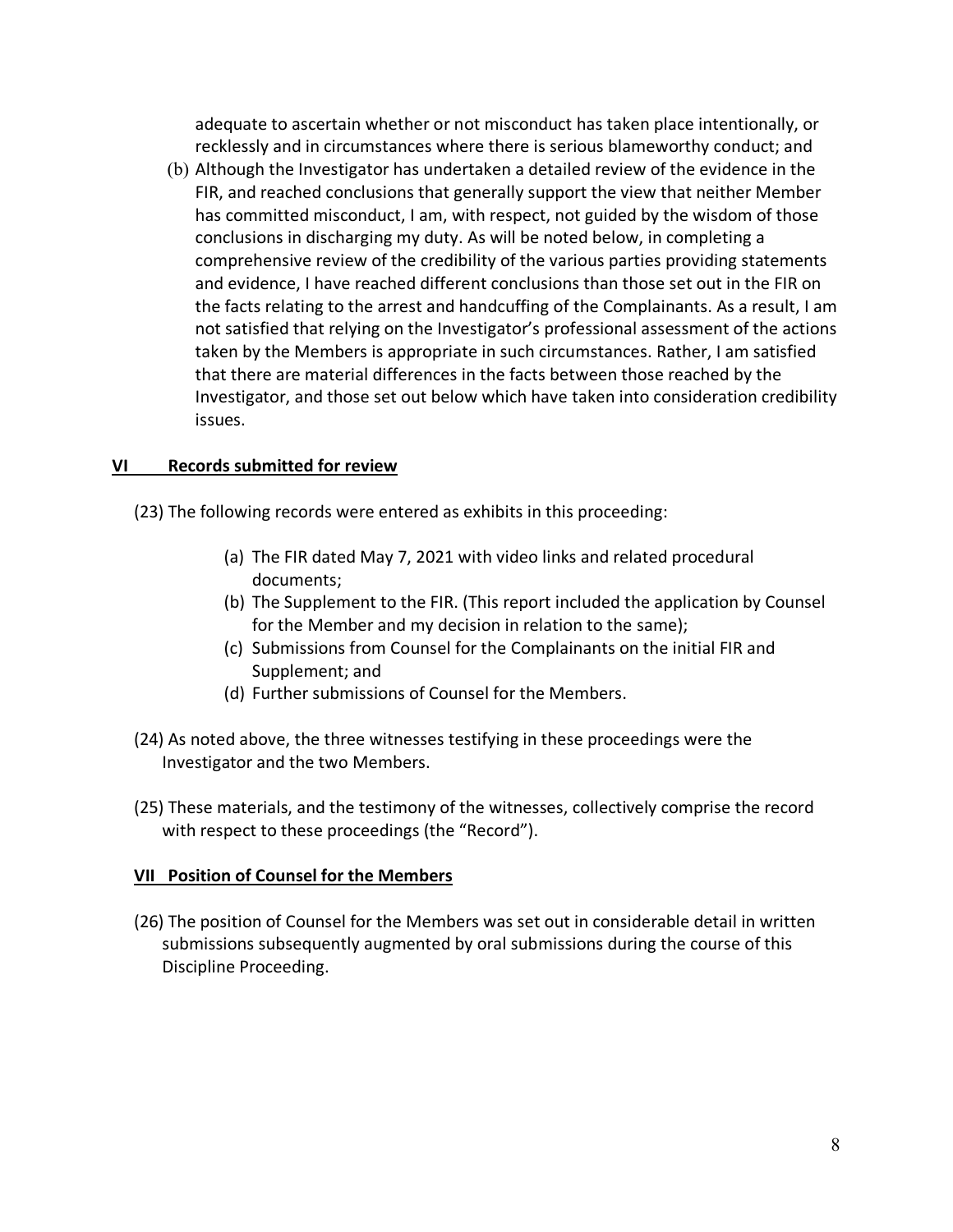adequate to ascertain whether or not misconduct has taken place intentionally, or recklessly and in circumstances where there is serious blameworthy conduct; and

(b) Although the Investigator has undertaken a detailed review of the evidence in the FIR, and reached conclusions that generally support the view that neither Member has committed misconduct, I am, with respect, not guided by the wisdom of those conclusions in discharging my duty. As will be noted below, in completing a comprehensive review of the credibility of the various parties providing statements and evidence, I have reached different conclusions than those set out in the FIR on the facts relating to the arrest and handcuffing of the Complainants. As a result, I am not satisfied that relying on the Investigator's professional assessment of the actions taken by the Members is appropriate in such circumstances. Rather, I am satisfied that there are material differences in the facts between those reached by the Investigator, and those set out below which have taken into consideration credibility issues.

## VI Records submitted for review

(23) The following records were entered as exhibits in this proceeding:

- (a) The FIR dated May 7, 2021 with video links and related procedural documents;
- (b) The Supplement to the FIR. (This report included the application by Counsel for the Member and my decision in relation to the same);
- (c) Submissions from Counsel for the Complainants on the initial FIR and Supplement; and
- (d) Further submissions of Counsel for the Members.

(24) As noted above, the three witnesses testifying in these proceedings were the Investigator and the two Members.

(25) These materials, and the testimony of the witnesses, collectively comprise the record with respect to these proceedings (the "Record").

## VII Position of Counsel for the Members

(26) The position of Counsel for the Members was set out in considerable detail in written submissions subsequently augmented by oral submissions during the course of this Discipline Proceeding.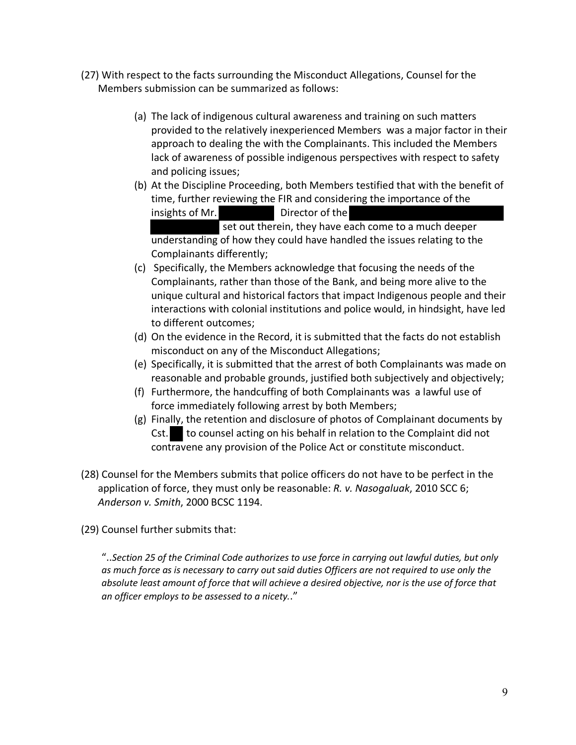(27) With respect to the facts surrounding the Misconduct Allegations, Counsel for the Members submission can be summarized as follows:

(a) The lack of indigenous cultural awareness and training on such matters provided to the relatively inexperienced Members was a major factor in their approach to dealing the with the Complainants. This included the Members lack of awareness of possible indigenous perspectives with respect to safety and policing issues;

(b) At the Discipline Proceeding, both Members testified that with the benefit of time, further reviewing the FIR and considering the importance of the insights of Mr. [redacted] Director of the [redacted] set out therein, they have each come to a much deeper understanding of how they could have handled the issues relating to the Complainants differently;

(c) Specifically, the Members acknowledge that focusing the needs of the Complainants, rather than those of the Bank, and being more alive to the unique cultural and historical factors that impact Indigenous people and their interactions with colonial institutions and police would, in hindsight, have led to different outcomes;

(d) On the evidence in the Record, it is submitted that the facts do not establish misconduct on any of the Misconduct Allegations;

(e) Specifically, it is submitted that the arrest of both Complainants was made on reasonable and probable grounds, justified both subjectively and objectively;

(f) Furthermore, the handcuffing of both Complainants was a lawful use of force immediately following arrest by both Members;

(g) Finally, the retention and disclosure of photos of Complainant documents by Cst. [redacted] to counsel acting on his behalf in relation to the Complaint did not contravene any provision of the Police Act or constitute misconduct.

(28) Counsel for the Members submits that police officers do not have to be perfect in the application of force, they must only be reasonable: *R. v. Nasogaluak*, 2010 SCC 6; *Anderson v. Smith*, 2000 BCSC 1194.

(29) Counsel further submits that:

> "..*Section 25 of the Criminal Code authorizes to use force in carrying out lawful duties, but only as much force as is necessary to carry out said duties Officers are not required to use only the absolute least amount of force that will achieve a desired objective, nor is the use of force that an officer employs to be assessed to a nicety.*."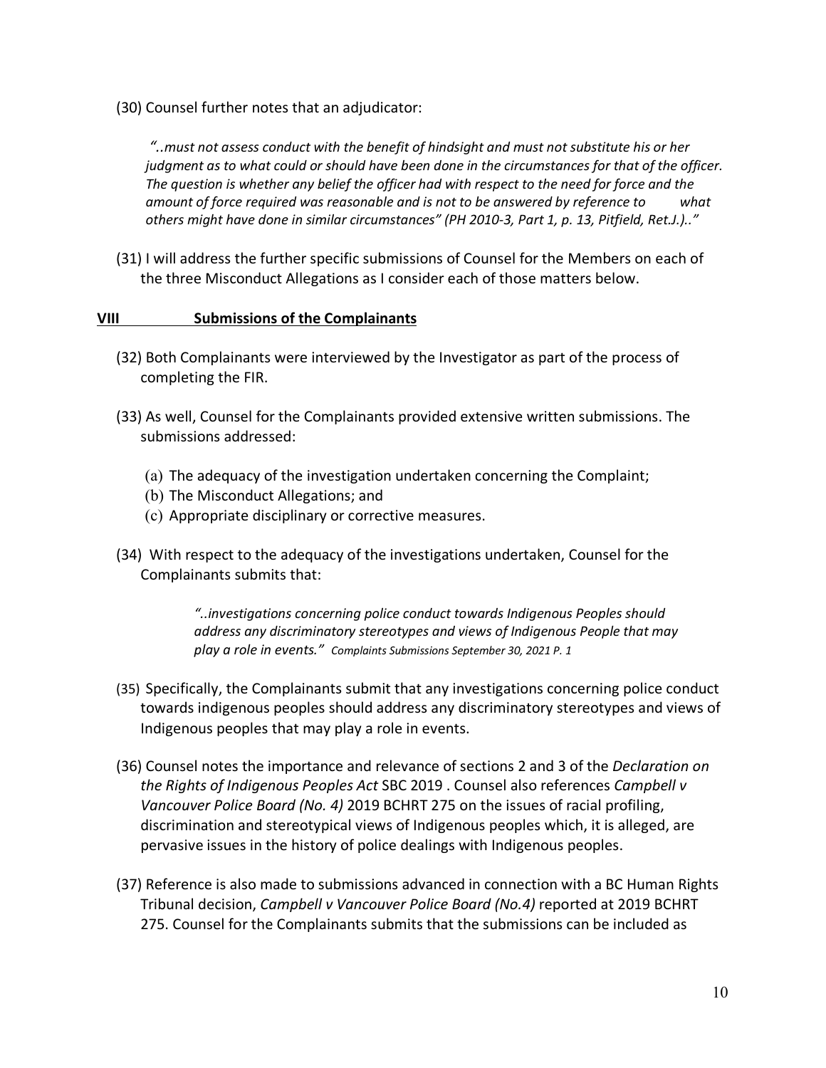(30) Counsel further notes that an adjudicator:

> *"..must not assess conduct with the benefit of hindsight and must not substitute his or her judgment as to what could or should have been done in the circumstances for that of the officer. The question is whether any belief the officer had with respect to the need for force and the amount of force required was reasonable and is not to be answered by reference to what others might have done in similar circumstances" (PH 2010-3, Part 1, p. 13, Pitfield, Ret.J.).."*

(31) I will address the further specific submissions of Counsel for the Members on each of the three Misconduct Allegations as I consider each of those matters below.

## VIII Submissions of the Complainants

(32) Both Complainants were interviewed by the Investigator as part of the process of completing the FIR.

(33) As well, Counsel for the Complainants provided extensive written submissions. The submissions addressed:

(a) The adequacy of the investigation undertaken concerning the Complaint;
(b) The Misconduct Allegations; and
(c) Appropriate disciplinary or corrective measures.

(34) With respect to the adequacy of the investigations undertaken, Counsel for the Complainants submits that:

> *"..investigations concerning police conduct towards Indigenous Peoples should address any discriminatory stereotypes and views of Indigenous People that may play a role in events." Complaints Submissions September 30, 2021 P. 1*

(35) Specifically, the Complainants submit that any investigations concerning police conduct towards indigenous peoples should address any discriminatory stereotypes and views of Indigenous peoples that may play a role in events.

(36) Counsel notes the importance and relevance of sections 2 and 3 of the *Declaration on the Rights of Indigenous Peoples Act* SBC 2019 . Counsel also references *Campbell v Vancouver Police Board (No. 4)* 2019 BCHRT 275 on the issues of racial profiling, discrimination and stereotypical views of Indigenous peoples which, it is alleged, are pervasive issues in the history of police dealings with Indigenous peoples.

(37) Reference is also made to submissions advanced in connection with a BC Human Rights Tribunal decision, *Campbell v Vancouver Police Board (No.4)* reported at 2019 BCHRT 275. Counsel for the Complainants submits that the submissions can be included as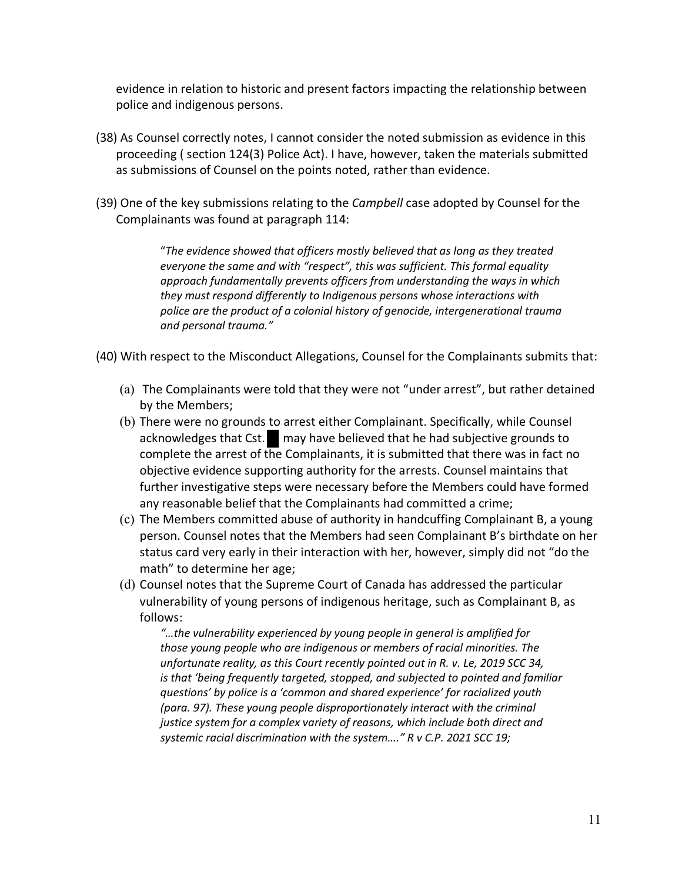evidence in relation to historic and present factors impacting the relationship between police and indigenous persons.

(38) As Counsel correctly notes, I cannot consider the noted submission as evidence in this proceeding ( section 124(3) Police Act). I have, however, taken the materials submitted as submissions of Counsel on the points noted, rather than evidence.

(39) One of the key submissions relating to the *Campbell* case adopted by Counsel for the Complainants was found at paragraph 114:

> "*The evidence showed that officers mostly believed that as long as they treated everyone the same and with "respect", this was sufficient. This formal equality approach fundamentally prevents officers from understanding the ways in which they must respond differently to Indigenous persons whose interactions with police are the product of a colonial history of genocide, intergenerational trauma and personal trauma.*"

(40) With respect to the Misconduct Allegations, Counsel for the Complainants submits that:

(a) The Complainants were told that they were not "under arrest", but rather detained by the Members;

(b) There were no grounds to arrest either Complainant. Specifically, while Counsel acknowledges that Cst. █ may have believed that he had subjective grounds to complete the arrest of the Complainants, it is submitted that there was in fact no objective evidence supporting authority for the arrests. Counsel maintains that further investigative steps were necessary before the Members could have formed any reasonable belief that the Complainants had committed a crime;

(c) The Members committed abuse of authority in handcuffing Complainant B, a young person. Counsel notes that the Members had seen Complainant B's birthdate on her status card very early in their interaction with her, however, simply did not "do the math" to determine her age;

(d) Counsel notes that the Supreme Court of Canada has addressed the particular vulnerability of young persons of indigenous heritage, such as Complainant B, as follows:

*"…the vulnerability experienced by young people in general is amplified for those young people who are indigenous or members of racial minorities. The unfortunate reality, as this Court recently pointed out in R. v. Le, 2019 SCC 34, is that 'being frequently targeted, stopped, and subjected to pointed and familiar questions' by police is a 'common and shared experience' for racialized youth (para. 97). These young people disproportionately interact with the criminal justice system for a complex variety of reasons, which include both direct and systemic racial discrimination with the system…." R v C.P. 2021 SCC 19;*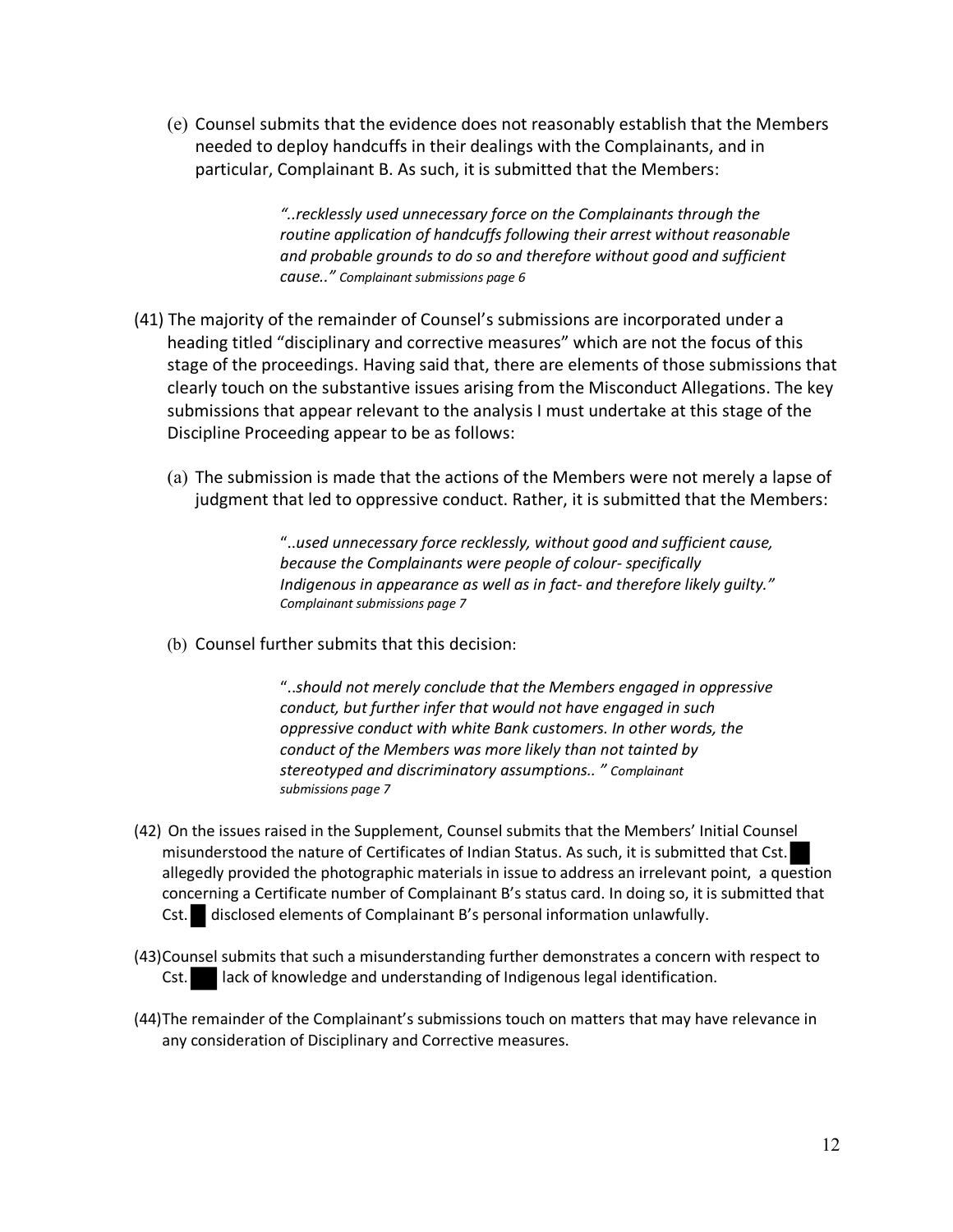(e) Counsel submits that the evidence does not reasonably establish that the Members needed to deploy handcuffs in their dealings with the Complainants, and in particular, Complainant B. As such, it is submitted that the Members:

> *"..recklessly used unnecessary force on the Complainants through the routine application of handcuffs following their arrest without reasonable and probable grounds to do so and therefore without good and sufficient cause.."* *Complainant submissions page 6*

(41) The majority of the remainder of Counsel's submissions are incorporated under a heading titled "disciplinary and corrective measures" which are not the focus of this stage of the proceedings. Having said that, there are elements of those submissions that clearly touch on the substantive issues arising from the Misconduct Allegations. The key submissions that appear relevant to the analysis I must undertake at this stage of the Discipline Proceeding appear to be as follows:

(a) The submission is made that the actions of the Members were not merely a lapse of judgment that led to oppressive conduct. Rather, it is submitted that the Members:

> "..*used unnecessary force recklessly, without good and sufficient cause, because the Complainants were people of colour- specifically Indigenous in appearance as well as in fact- and therefore likely guilty."* *Complainant submissions page 7*

(b) Counsel further submits that this decision:

> "..*should not merely conclude that the Members engaged in oppressive conduct, but further infer that would not have engaged in such oppressive conduct with white Bank customers. In other words, the conduct of the Members was more likely than not tainted by stereotyped and discriminatory assumptions.. "* *Complainant submissions page 7*

(42) On the issues raised in the Supplement, Counsel submits that the Members' Initial Counsel misunderstood the nature of Certificates of Indian Status. As such, it is submitted that Cst. ██ allegedly provided the photographic materials in issue to address an irrelevant point, a question concerning a Certificate number of Complainant B's status card. In doing so, it is submitted that Cst. ██ disclosed elements of Complainant B's personal information unlawfully.

(43) Counsel submits that such a misunderstanding further demonstrates a concern with respect to Cst. ██ lack of knowledge and understanding of Indigenous legal identification.

(44) The remainder of the Complainant's submissions touch on matters that may have relevance in any consideration of Disciplinary and Corrective measures.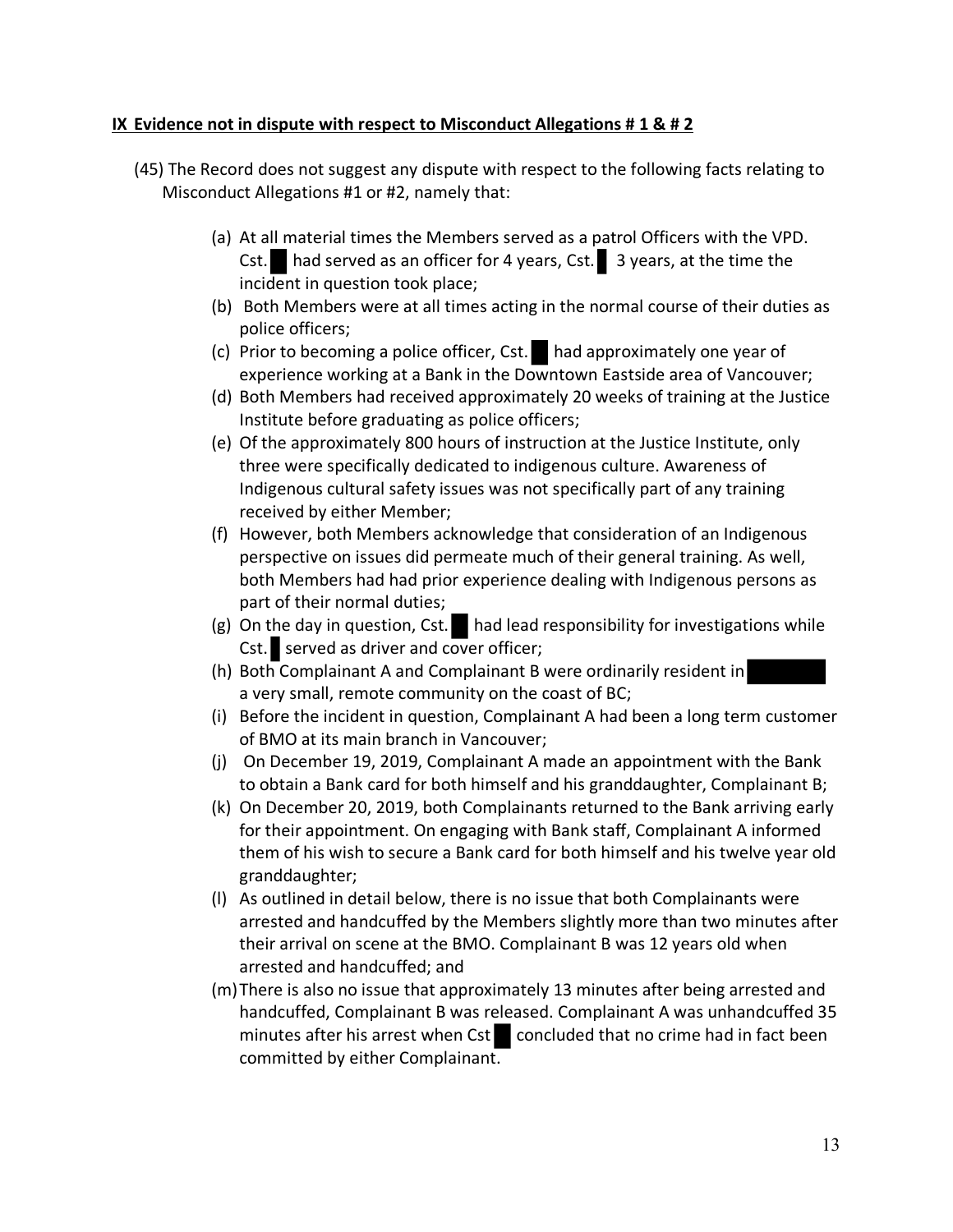**<u>IX Evidence not in dispute with respect to Misconduct Allegations # 1 & # 2</u>**

(45) The Record does not suggest any dispute with respect to the following facts relating to Misconduct Allegations #1 or #2, namely that:

(a) At all material times the Members served as a patrol Officers with the VPD. Cst. ██ had served as an officer for 4 years, Cst. █ 3 years, at the time the incident in question took place;

(b) Both Members were at all times acting in the normal course of their duties as police officers;

(c) Prior to becoming a police officer, Cst. ██ had approximately one year of experience working at a Bank in the Downtown Eastside area of Vancouver;

(d) Both Members had received approximately 20 weeks of training at the Justice Institute before graduating as police officers;

(e) Of the approximately 800 hours of instruction at the Justice Institute, only three were specifically dedicated to indigenous culture. Awareness of Indigenous cultural safety issues was not specifically part of any training received by either Member;

(f) However, both Members acknowledge that consideration of an Indigenous perspective on issues did permeate much of their general training. As well, both Members had had prior experience dealing with Indigenous persons as part of their normal duties;

(g) On the day in question, Cst. ██ had lead responsibility for investigations while Cst. █ served as driver and cover officer;

(h) Both Complainant A and Complainant B were ordinarily resident in ██████ a very small, remote community on the coast of BC;

(i) Before the incident in question, Complainant A had been a long term customer of BMO at its main branch in Vancouver;

(j) On December 19, 2019, Complainant A made an appointment with the Bank to obtain a Bank card for both himself and his granddaughter, Complainant B;

(k) On December 20, 2019, both Complainants returned to the Bank arriving early for their appointment. On engaging with Bank staff, Complainant A informed them of his wish to secure a Bank card for both himself and his twelve year old granddaughter;

(l) As outlined in detail below, there is no issue that both Complainants were arrested and handcuffed by the Members slightly more than two minutes after their arrival on scene at the BMO. Complainant B was 12 years old when arrested and handcuffed; and

(m) There is also no issue that approximately 13 minutes after being arrested and handcuffed, Complainant B was released. Complainant A was unhandcuffed 35 minutes after his arrest when Cst ██ concluded that no crime had in fact been committed by either Complainant.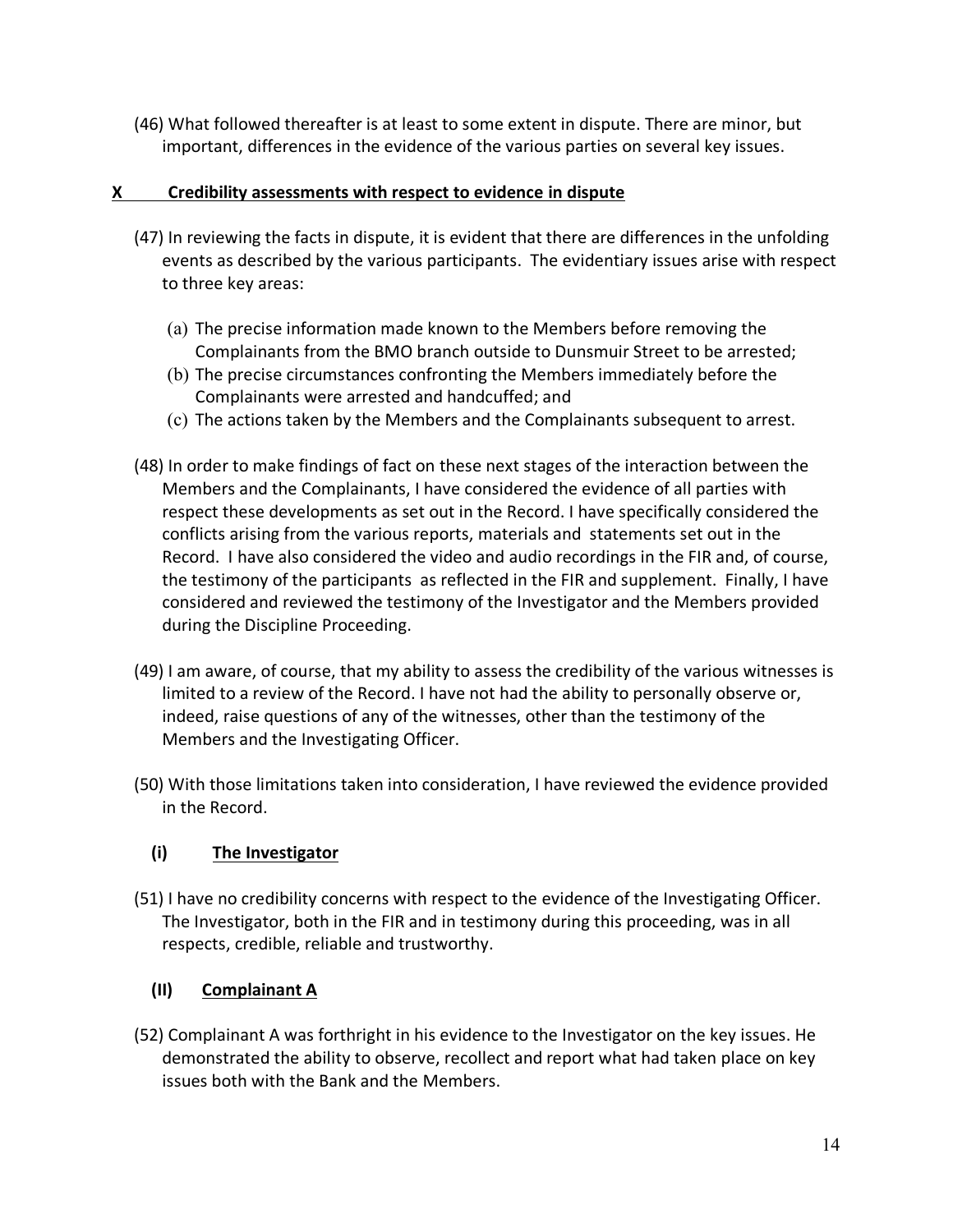(46) What followed thereafter is at least to some extent in dispute. There are minor, but important, differences in the evidence of the various parties on several key issues.

## X Credibility assessments with respect to evidence in dispute

(47) In reviewing the facts in dispute, it is evident that there are differences in the unfolding events as described by the various participants. The evidentiary issues arise with respect to three key areas:

(a) The precise information made known to the Members before removing the Complainants from the BMO branch outside to Dunsmuir Street to be arrested;
(b) The precise circumstances confronting the Members immediately before the Complainants were arrested and handcuffed; and
(c) The actions taken by the Members and the Complainants subsequent to arrest.

(48) In order to make findings of fact on these next stages of the interaction between the Members and the Complainants, I have considered the evidence of all parties with respect these developments as set out in the Record. I have specifically considered the conflicts arising from the various reports, materials and statements set out in the Record. I have also considered the video and audio recordings in the FIR and, of course, the testimony of the participants as reflected in the FIR and supplement. Finally, I have considered and reviewed the testimony of the Investigator and the Members provided during the Discipline Proceeding.

(49) I am aware, of course, that my ability to assess the credibility of the various witnesses is limited to a review of the Record. I have not had the ability to personally observe or, indeed, raise questions of any of the witnesses, other than the testimony of the Members and the Investigating Officer.

(50) With those limitations taken into consideration, I have reviewed the evidence provided in the Record.

### (i) The Investigator

(51) I have no credibility concerns with respect to the evidence of the Investigating Officer. The Investigator, both in the FIR and in testimony during this proceeding, was in all respects, credible, reliable and trustworthy.

### (II) Complainant A

(52) Complainant A was forthright in his evidence to the Investigator on the key issues. He demonstrated the ability to observe, recollect and report what had taken place on key issues both with the Bank and the Members.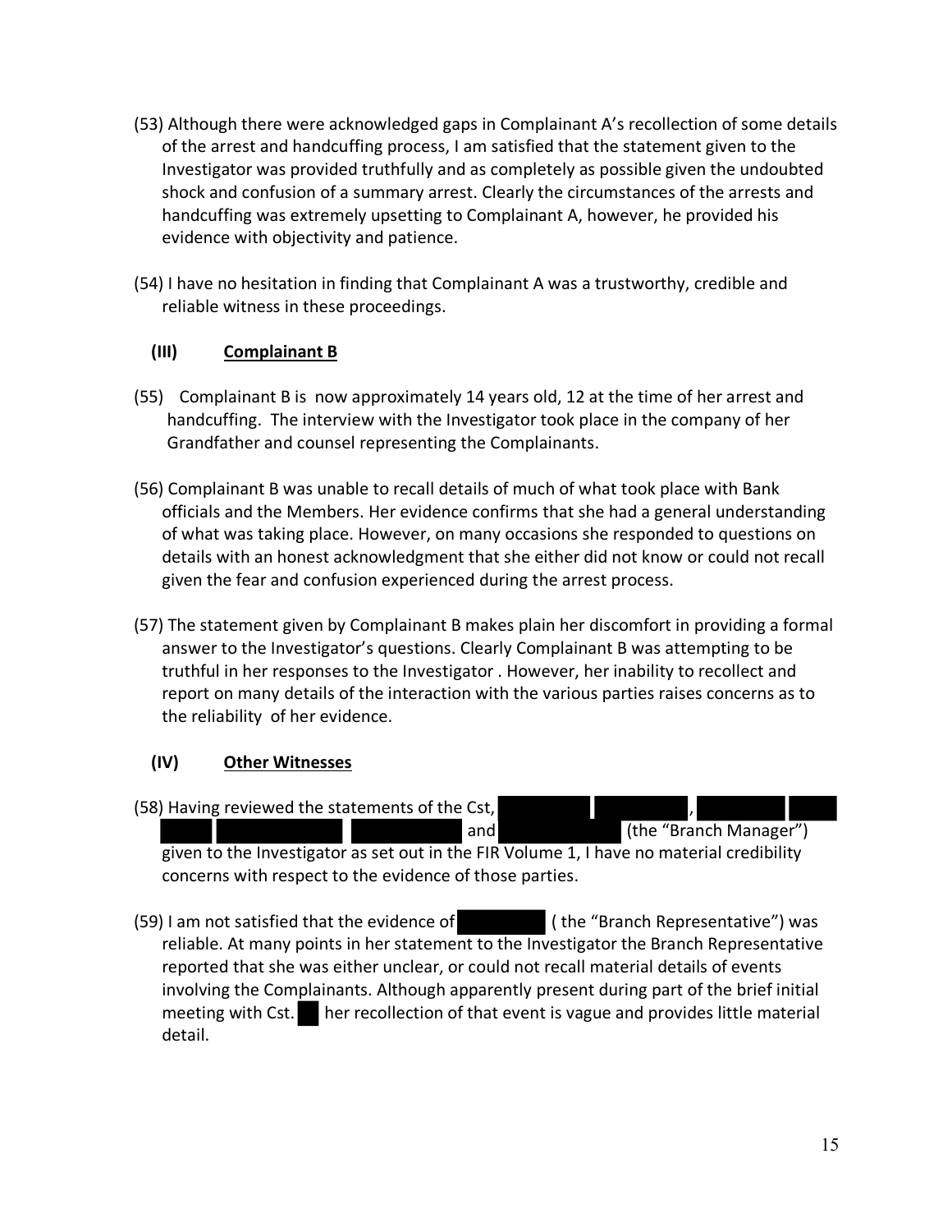(53) Although there were acknowledged gaps in Complainant A's recollection of some details of the arrest and handcuffing process, I am satisfied that the statement given to the Investigator was provided truthfully and as completely as possible given the undoubted shock and confusion of a summary arrest. Clearly the circumstances of the arrests and handcuffing was extremely upsetting to Complainant A, however, he provided his evidence with objectivity and patience.

(54) I have no hesitation in finding that Complainant A was a trustworthy, credible and reliable witness in these proceedings.

### (III) Complainant B

(55) Complainant B is now approximately 14 years old, 12 at the time of her arrest and handcuffing. The interview with the Investigator took place in the company of her Grandfather and counsel representing the Complainants.

(56) Complainant B was unable to recall details of much of what took place with Bank officials and the Members. Her evidence confirms that she had a general understanding of what was taking place. However, on many occasions she responded to questions on details with an honest acknowledgment that she either did not know or could not recall given the fear and confusion experienced during the arrest process.

(57) The statement given by Complainant B makes plain her discomfort in providing a formal answer to the Investigator's questions. Clearly Complainant B was attempting to be truthful in her responses to the Investigator . However, her inability to recollect and report on many details of the interaction with the various parties raises concerns as to the reliability of her evidence.

### (IV) Other Witnesses

(58) Having reviewed the statements of the Cst, [redacted], [redacted] [redacted] [redacted] and [redacted] (the "Branch Manager") given to the Investigator as set out in the FIR Volume 1, I have no material credibility concerns with respect to the evidence of those parties.

(59) I am not satisfied that the evidence of [redacted] ( the "Branch Representative") was reliable. At many points in her statement to the Investigator the Branch Representative reported that she was either unclear, or could not recall material details of events involving the Complainants. Although apparently present during part of the brief initial meeting with Cst. [redacted] her recollection of that event is vague and provides little material detail.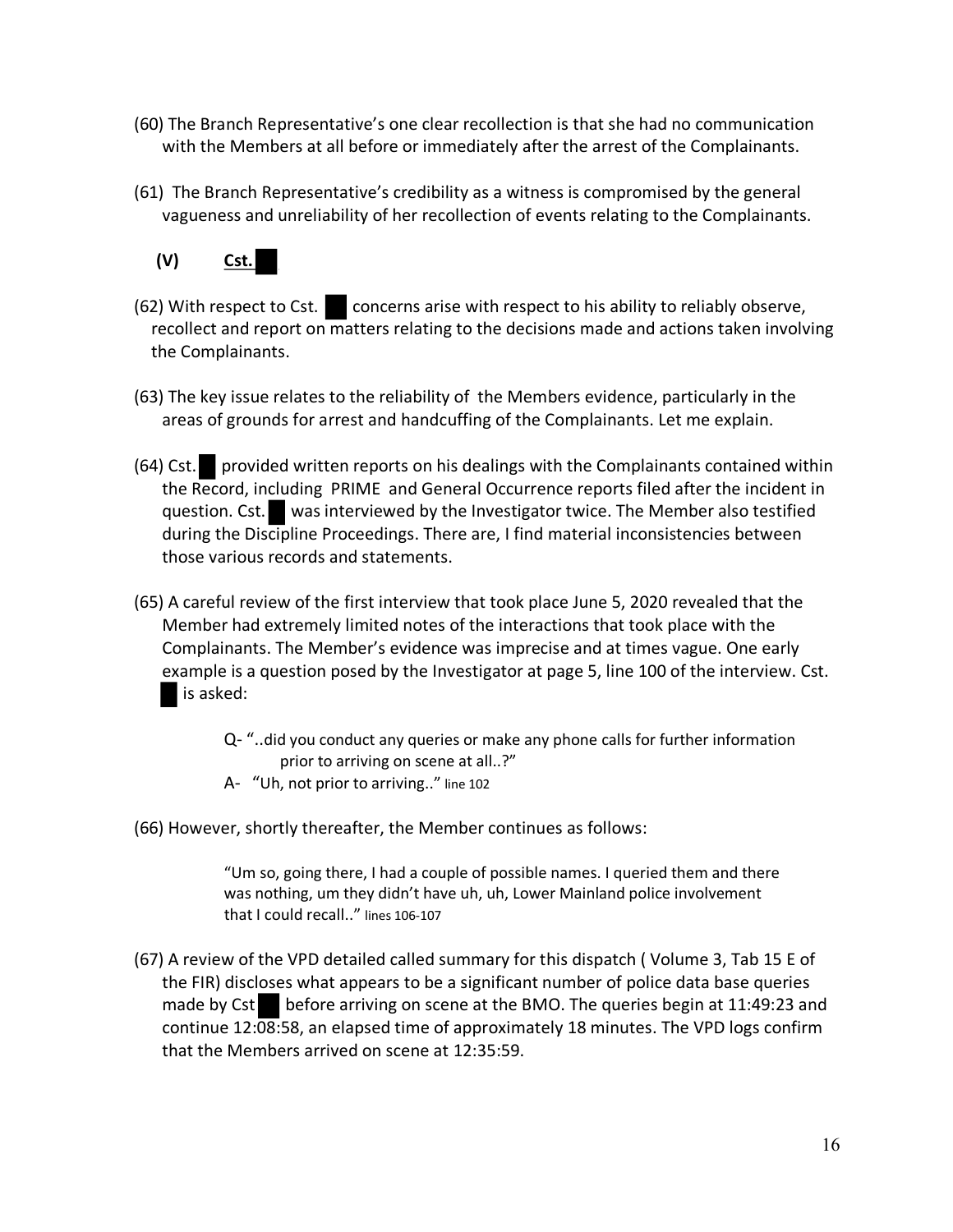(60) The Branch Representative's one clear recollection is that she had no communication with the Members at all before or immediately after the arrest of the Complainants.

(61) The Branch Representative's credibility as a witness is compromised by the general vagueness and unreliability of her recollection of events relating to the Complainants.

**(V) Cst. █**

(62) With respect to Cst. █ concerns arise with respect to his ability to reliably observe, recollect and report on matters relating to the decisions made and actions taken involving the Complainants.

(63) The key issue relates to the reliability of the Members evidence, particularly in the areas of grounds for arrest and handcuffing of the Complainants. Let me explain.

(64) Cst. █ provided written reports on his dealings with the Complainants contained within the Record, including PRIME and General Occurrence reports filed after the incident in question. Cst. █ was interviewed by the Investigator twice. The Member also testified during the Discipline Proceedings. There are, I find material inconsistencies between those various records and statements.

(65) A careful review of the first interview that took place June 5, 2020 revealed that the Member had extremely limited notes of the interactions that took place with the Complainants. The Member's evidence was imprecise and at times vague. One early example is a question posed by the Investigator at page 5, line 100 of the interview. Cst. █ is asked:

> Q- "..did you conduct any queries or make any phone calls for further information prior to arriving on scene at all..?"
>
> A- "Uh, not prior to arriving.." line 102

(66) However, shortly thereafter, the Member continues as follows:

> "Um so, going there, I had a couple of possible names. I queried them and there was nothing, um they didn't have uh, uh, Lower Mainland police involvement that I could recall.." lines 106-107

(67) A review of the VPD detailed called summary for this dispatch ( Volume 3, Tab 15 E of the FIR) discloses what appears to be a significant number of police data base queries made by Cst █ before arriving on scene at the BMO. The queries begin at 11:49:23 and continue 12:08:58, an elapsed time of approximately 18 minutes. The VPD logs confirm that the Members arrived on scene at 12:35:59.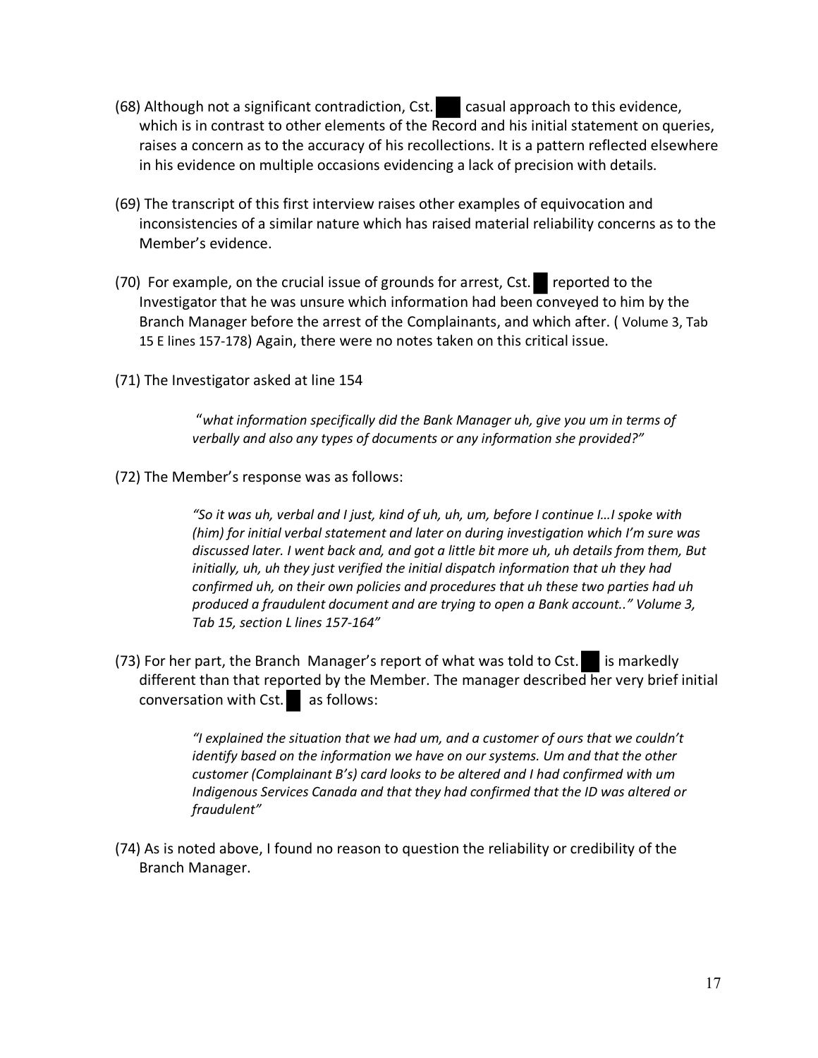(68) Although not a significant contradiction, Cst. █ casual approach to this evidence, which is in contrast to other elements of the Record and his initial statement on queries, raises a concern as to the accuracy of his recollections. It is a pattern reflected elsewhere in his evidence on multiple occasions evidencing a lack of precision with details.

(69) The transcript of this first interview raises other examples of equivocation and inconsistencies of a similar nature which has raised material reliability concerns as to the Member's evidence.

(70) For example, on the crucial issue of grounds for arrest, Cst. █ reported to the Investigator that he was unsure which information had been conveyed to him by the Branch Manager before the arrest of the Complainants, and which after. ( Volume 3, Tab 15 E lines 157-178) Again, there were no notes taken on this critical issue.

(71) The Investigator asked at line 154

> "*what information specifically did the Bank Manager uh, give you um in terms of verbally and also any types of documents or any information she provided?"*

(72) The Member's response was as follows:

> *"So it was uh, verbal and I just, kind of uh, uh, um, before I continue I…I spoke with (him) for initial verbal statement and later on during investigation which I'm sure was discussed later. I went back and, and got a little bit more uh, uh details from them, But initially, uh, uh they just verified the initial dispatch information that uh they had confirmed uh, on their own policies and procedures that uh these two parties had uh produced a fraudulent document and are trying to open a Bank account.." Volume 3, Tab 15, section L lines 157-164"*

(73) For her part, the Branch Manager's report of what was told to Cst. █ is markedly different than that reported by the Member. The manager described her very brief initial conversation with Cst. █ as follows:

> *"I explained the situation that we had um, and a customer of ours that we couldn't identify based on the information we have on our systems. Um and that the other customer (Complainant B's) card looks to be altered and I had confirmed with um Indigenous Services Canada and that they had confirmed that the ID was altered or fraudulent"*

(74) As is noted above, I found no reason to question the reliability or credibility of the Branch Manager.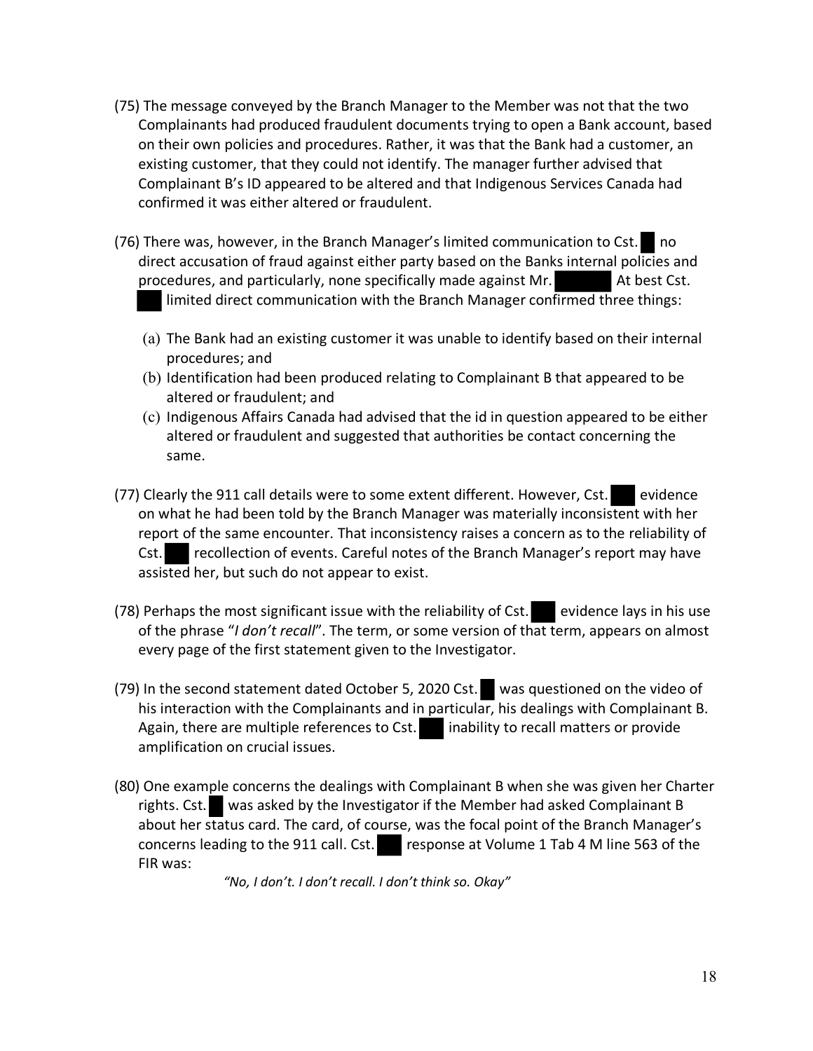(75) The message conveyed by the Branch Manager to the Member was not that the two Complainants had produced fraudulent documents trying to open a Bank account, based on their own policies and procedures. Rather, it was that the Bank had a customer, an existing customer, that they could not identify. The manager further advised that Complainant B's ID appeared to be altered and that Indigenous Services Canada had confirmed it was either altered or fraudulent.

(76) There was, however, in the Branch Manager's limited communication to Cst. ██ no direct accusation of fraud against either party based on the Banks internal policies and procedures, and particularly, none specifically made against Mr. ██████ At best Cst. ███ limited direct communication with the Branch Manager confirmed three things:

(a) The Bank had an existing customer it was unable to identify based on their internal procedures; and

(b) Identification had been produced relating to Complainant B that appeared to be altered or fraudulent; and

(c) Indigenous Affairs Canada had advised that the id in question appeared to be either altered or fraudulent and suggested that authorities be contact concerning the same.

(77) Clearly the 911 call details were to some extent different. However, Cst. ███ evidence on what he had been told by the Branch Manager was materially inconsistent with her report of the same encounter. That inconsistency raises a concern as to the reliability of Cst. ███ recollection of events. Careful notes of the Branch Manager's report may have assisted her, but such do not appear to exist.

(78) Perhaps the most significant issue with the reliability of Cst. ███ evidence lays in his use of the phrase "*I don't recall*". The term, or some version of that term, appears on almost every page of the first statement given to the Investigator.

(79) In the second statement dated October 5, 2020 Cst. ██ was questioned on the video of his interaction with the Complainants and in particular, his dealings with Complainant B. Again, there are multiple references to Cst. ███ inability to recall matters or provide amplification on crucial issues.

(80) One example concerns the dealings with Complainant B when she was given her Charter rights. Cst. ██ was asked by the Investigator if the Member had asked Complainant B about her status card. The card, of course, was the focal point of the Branch Manager's concerns leading to the 911 call. Cst. ███ response at Volume 1 Tab 4 M line 563 of the FIR was:

> *"No, I don't. I don't recall. I don't think so. Okay"*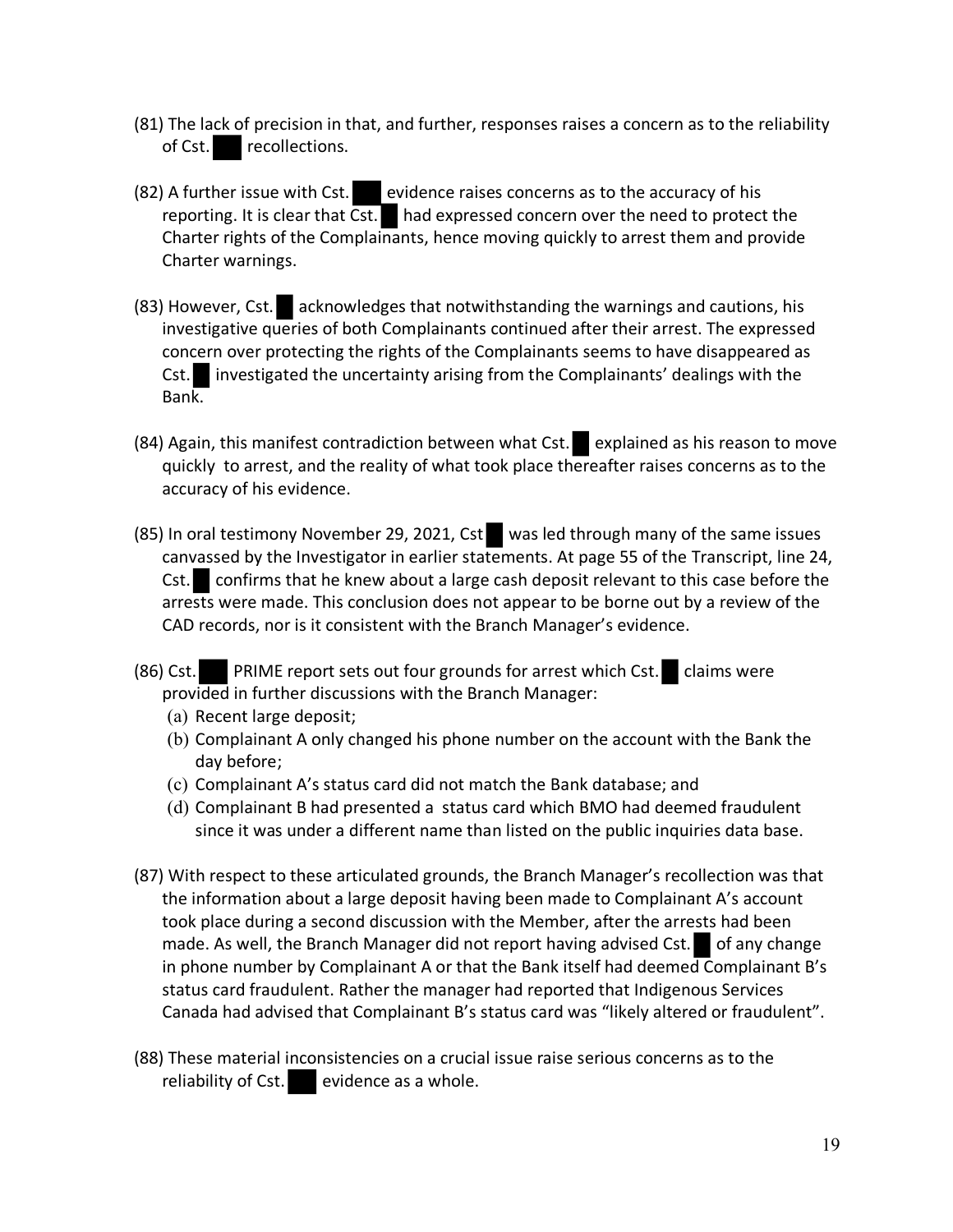(81) The lack of precision in that, and further, responses raises a concern as to the reliability of Cst. ███ recollections.

(82) A further issue with Cst. ███ evidence raises concerns as to the accuracy of his reporting. It is clear that Cst. ██ had expressed concern over the need to protect the Charter rights of the Complainants, hence moving quickly to arrest them and provide Charter warnings.

(83) However, Cst. ██ acknowledges that notwithstanding the warnings and cautions, his investigative queries of both Complainants continued after their arrest. The expressed concern over protecting the rights of the Complainants seems to have disappeared as Cst. ██ investigated the uncertainty arising from the Complainants' dealings with the Bank.

(84) Again, this manifest contradiction between what Cst. ██ explained as his reason to move quickly to arrest, and the reality of what took place thereafter raises concerns as to the accuracy of his evidence.

(85) In oral testimony November 29, 2021, Cst ██ was led through many of the same issues canvassed by the Investigator in earlier statements. At page 55 of the Transcript, line 24, Cst. ██ confirms that he knew about a large cash deposit relevant to this case before the arrests were made. This conclusion does not appear to be borne out by a review of the CAD records, nor is it consistent with the Branch Manager's evidence.

(86) Cst. ███ PRIME report sets out four grounds for arrest which Cst. ██ claims were provided in further discussions with the Branch Manager:

(a) Recent large deposit;
(b) Complainant A only changed his phone number on the account with the Bank the day before;
(c) Complainant A's status card did not match the Bank database; and
(d) Complainant B had presented a status card which BMO had deemed fraudulent since it was under a different name than listed on the public inquiries data base.

(87) With respect to these articulated grounds, the Branch Manager's recollection was that the information about a large deposit having been made to Complainant A's account took place during a second discussion with the Member, after the arrests had been made. As well, the Branch Manager did not report having advised Cst. ██ of any change in phone number by Complainant A or that the Bank itself had deemed Complainant B's status card fraudulent. Rather the manager had reported that Indigenous Services Canada had advised that Complainant B's status card was "likely altered or fraudulent".

(88) These material inconsistencies on a crucial issue raise serious concerns as to the reliability of Cst. ███ evidence as a whole.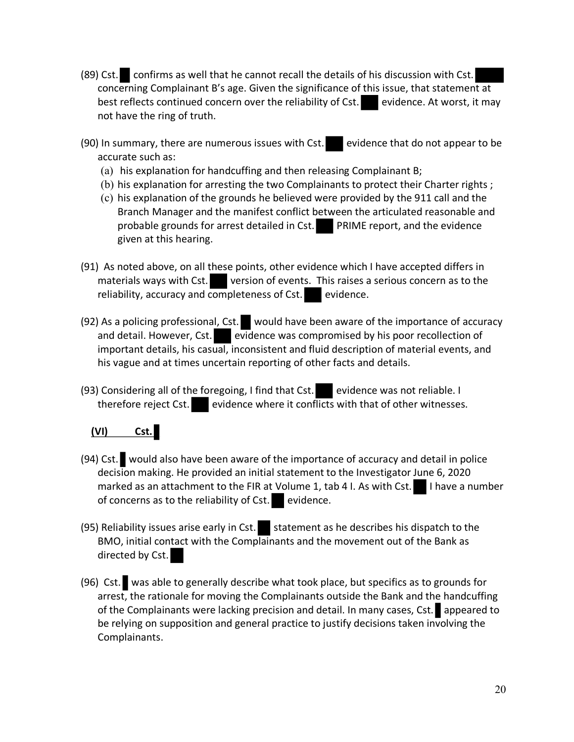(89) Cst. ██ confirms as well that he cannot recall the details of his discussion with Cst. ██ concerning Complainant B's age. Given the significance of this issue, that statement at best reflects continued concern over the reliability of Cst. ██ evidence. At worst, it may not have the ring of truth.

(90) In summary, there are numerous issues with Cst. ██ evidence that do not appear to be accurate such as:

(a) his explanation for handcuffing and then releasing Complainant B;
(b) his explanation for arresting the two Complainants to protect their Charter rights ;
(c) his explanation of the grounds he believed were provided by the 911 call and the Branch Manager and the manifest conflict between the articulated reasonable and probable grounds for arrest detailed in Cst. ██ PRIME report, and the evidence given at this hearing.

(91) As noted above, on all these points, other evidence which I have accepted differs in materials ways with Cst. ██ version of events. This raises a serious concern as to the reliability, accuracy and completeness of Cst. ██ evidence.

(92) As a policing professional, Cst. ██ would have been aware of the importance of accuracy and detail. However, Cst. ██ evidence was compromised by his poor recollection of important details, his casual, inconsistent and fluid description of material events, and his vague and at times uncertain reporting of other facts and details.

(93) Considering all of the foregoing, I find that Cst. ██ evidence was not reliable. I therefore reject Cst. ██ evidence where it conflicts with that of other witnesses.

**(VI) Cst. ██**

(94) Cst. ██ would also have been aware of the importance of accuracy and detail in police decision making. He provided an initial statement to the Investigator June 6, 2020 marked as an attachment to the FIR at Volume 1, tab 4 I. As with Cst. ██ I have a number of concerns as to the reliability of Cst. ██ evidence.

(95) Reliability issues arise early in Cst. ██ statement as he describes his dispatch to the BMO, initial contact with the Complainants and the movement out of the Bank as directed by Cst. ██

(96) Cst. ██ was able to generally describe what took place, but specifics as to grounds for arrest, the rationale for moving the Complainants outside the Bank and the handcuffing of the Complainants were lacking precision and detail. In many cases, Cst. ██ appeared to be relying on supposition and general practice to justify decisions taken involving the Complainants.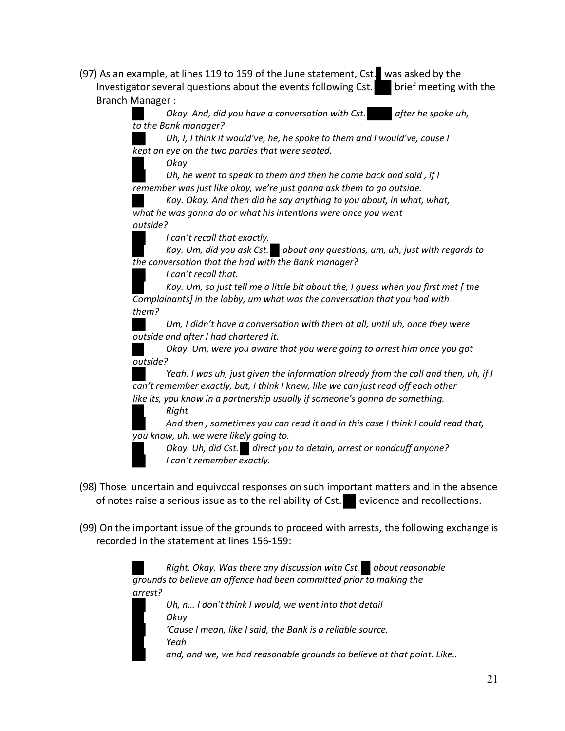(97) As an example, at lines 119 to 159 of the June statement, Cst. █ was asked by the Investigator several questions about the events following Cst. █ brief meeting with the Branch Manager :

> █ *Okay. And, did you have a conversation with Cst. █ after he spoke uh, to the Bank manager?*
>
> █ *Uh, I, I think it would've, he, he spoke to them and I would've, cause I kept an eye on the two parties that were seated.*
>
> █ *Okay*
>
> █ *Uh, he went to speak to them and then he came back and said , if I remember was just like okay, we're just gonna ask them to go outside.*
>
> █ *Kay. Okay. And then did he say anything to you about, in what, what, what he was gonna do or what his intentions were once you went outside?*
>
> █ *I can't recall that exactly.*
>
> █ *Kay. Um, did you ask Cst. █ about any questions, um, uh, just with regards to the conversation that the had with the Bank manager?*
>
> █ *I can't recall that.*
>
> █ *Kay. Um, so just tell me a little bit about the, I guess when you first met [ the Complainants] in the lobby, um what was the conversation that you had with them?*
>
> █ *Um, I didn't have a conversation with them at all, until uh, once they were outside and after I had chartered it.*
>
> █ *Okay. Um, were you aware that you were going to arrest him once you got outside?*
>
> █ *Yeah. I was uh, just given the information already from the call and then, uh, if I can't remember exactly, but, I think I knew, like we can just read off each other like its, you know in a partnership usually if someone's gonna do something.*
>
> █ *Right*
>
> █ *And then , sometimes you can read it and in this case I think I could read that, you know, uh, we were likely going to.*
>
> █ *Okay. Uh, did Cst. █ direct you to detain, arrest or handcuff anyone?*
>
> █ *I can't remember exactly.*

(98) Those uncertain and equivocal responses on such important matters and in the absence of notes raise a serious issue as to the reliability of Cst. █ evidence and recollections.

(99) On the important issue of the grounds to proceed with arrests, the following exchange is recorded in the statement at lines 156-159:

> █ *Right. Okay. Was there any discussion with Cst. █ about reasonable grounds to believe an offence had been committed prior to making the arrest?*
>
> █ *Uh, n… I don't think I would, we went into that detail*
>
> █ *Okay*
>
> █ *'Cause I mean, like I said, the Bank is a reliable source.*
>
> █ *Yeah*
>
> █ *and, and we, we had reasonable grounds to believe at that point. Like..*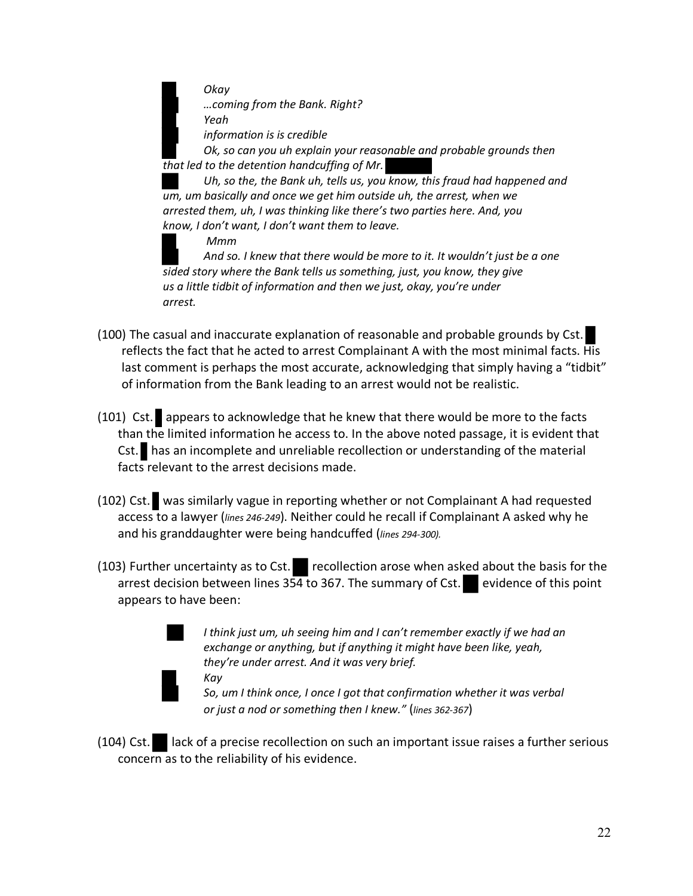*Okay*

*…coming from the Bank. Right?*

*Yeah*

*information is is credible*

*Ok, so can you uh explain your reasonable and probable grounds then that led to the detention handcuffing of Mr.*

*Uh, so the, the Bank uh, tells us, you know, this fraud had happened and um, um basically and once we get him outside uh, the arrest, when we arrested them, uh, I was thinking like there's two parties here. And, you know, I don't want, I don't want them to leave.*

*Mmm*

*And so. I knew that there would be more to it. It wouldn't just be a one sided story where the Bank tells us something, just, you know, they give us a little tidbit of information and then we just, okay, you're under arrest.*

(100) The casual and inaccurate explanation of reasonable and probable grounds by Cst. reflects the fact that he acted to arrest Complainant A with the most minimal facts. His last comment is perhaps the most accurate, acknowledging that simply having a "tidbit" of information from the Bank leading to an arrest would not be realistic.

(101) Cst. appears to acknowledge that he knew that there would be more to the facts than the limited information he access to. In the above noted passage, it is evident that Cst. has an incomplete and unreliable recollection or understanding of the material facts relevant to the arrest decisions made.

(102) Cst. was similarly vague in reporting whether or not Complainant A had requested access to a lawyer (*lines 246-249*). Neither could he recall if Complainant A asked why he and his granddaughter were being handcuffed (*lines 294-300).*

(103) Further uncertainty as to Cst. recollection arose when asked about the basis for the arrest decision between lines 354 to 367. The summary of Cst. evidence of this point appears to have been:

> *I think just um, uh seeing him and I can't remember exactly if we had an exchange or anything, but if anything it might have been like, yeah, they're under arrest. And it was very brief.*
>
> *Kay*
>
> *So, um I think once, I once I got that confirmation whether it was verbal or just a nod or something then I knew."* (*lines 362-367*)

(104) Cst. lack of a precise recollection on such an important issue raises a further serious concern as to the reliability of his evidence.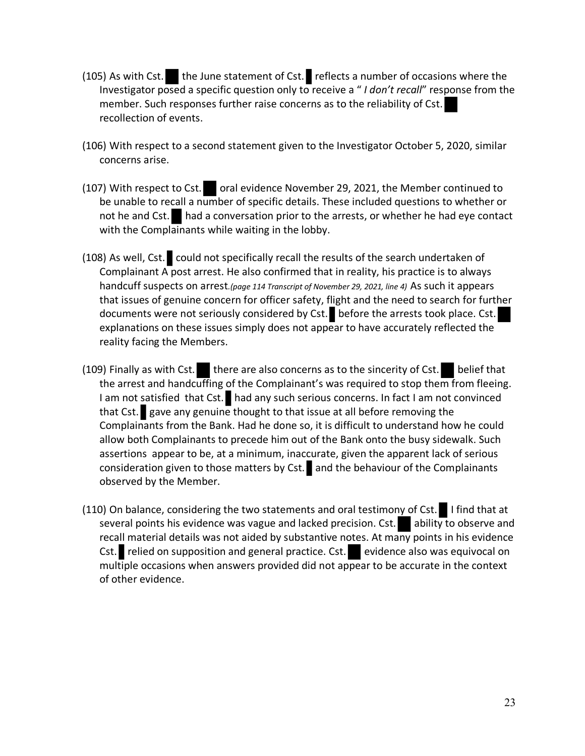(105) As with Cst. ██ the June statement of Cst. █ reflects a number of occasions where the Investigator posed a specific question only to receive a " *I don't recall*" response from the member. Such responses further raise concerns as to the reliability of Cst. ██ recollection of events.

(106) With respect to a second statement given to the Investigator October 5, 2020, similar concerns arise.

(107) With respect to Cst. ██ oral evidence November 29, 2021, the Member continued to be unable to recall a number of specific details. These included questions to whether or not he and Cst. ██ had a conversation prior to the arrests, or whether he had eye contact with the Complainants while waiting in the lobby.

(108) As well, Cst. █ could not specifically recall the results of the search undertaken of Complainant A post arrest. He also confirmed that in reality, his practice is to always handcuff suspects on arrest.*(page 114 Transcript of November 29, 2021, line 4)* As such it appears that issues of genuine concern for officer safety, flight and the need to search for further documents were not seriously considered by Cst. █ before the arrests took place. Cst. ██ explanations on these issues simply does not appear to have accurately reflected the reality facing the Members.

(109) Finally as with Cst. ██ there are also concerns as to the sincerity of Cst. ██ belief that the arrest and handcuffing of the Complainant's was required to stop them from fleeing. I am not satisfied that Cst. █ had any such serious concerns. In fact I am not convinced that Cst. █ gave any genuine thought to that issue at all before removing the Complainants from the Bank. Had he done so, it is difficult to understand how he could allow both Complainants to precede him out of the Bank onto the busy sidewalk. Such assertions appear to be, at a minimum, inaccurate, given the apparent lack of serious consideration given to those matters by Cst. █ and the behaviour of the Complainants observed by the Member.

(110) On balance, considering the two statements and oral testimony of Cst. █ I find that at several points his evidence was vague and lacked precision. Cst. ██ ability to observe and recall material details was not aided by substantive notes. At many points in his evidence Cst. █ relied on supposition and general practice. Cst. ██ evidence also was equivocal on multiple occasions when answers provided did not appear to be accurate in the context of other evidence.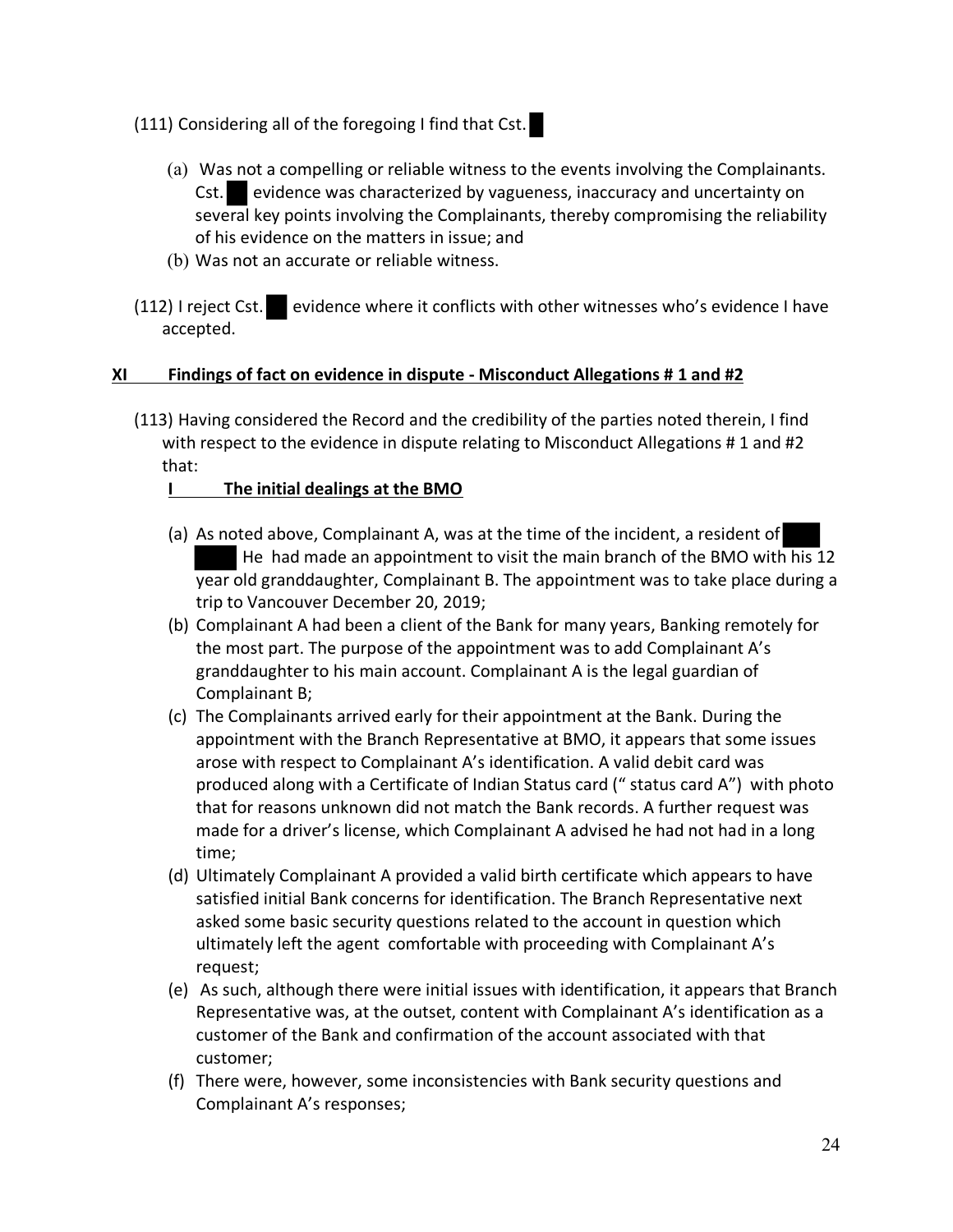(111) Considering all of the foregoing I find that Cst. █

(a) Was not a compelling or reliable witness to the events involving the Complainants. Cst. █ evidence was characterized by vagueness, inaccuracy and uncertainty on several key points involving the Complainants, thereby compromising the reliability of his evidence on the matters in issue; and

(b) Was not an accurate or reliable witness.

(112) I reject Cst. █ evidence where it conflicts with other witnesses who's evidence I have accepted.

## XI Findings of fact on evidence in dispute - Misconduct Allegations # 1 and #2

(113) Having considered the Record and the credibility of the parties noted therein, I find with respect to the evidence in dispute relating to Misconduct Allegations # 1 and #2 that:

### I The initial dealings at the BMO

(a) As noted above, Complainant A, was at the time of the incident, a resident of █ █ He had made an appointment to visit the main branch of the BMO with his 12 year old granddaughter, Complainant B. The appointment was to take place during a trip to Vancouver December 20, 2019;

(b) Complainant A had been a client of the Bank for many years, Banking remotely for the most part. The purpose of the appointment was to add Complainant A's granddaughter to his main account. Complainant A is the legal guardian of Complainant B;

(c) The Complainants arrived early for their appointment at the Bank. During the appointment with the Branch Representative at BMO, it appears that some issues arose with respect to Complainant A's identification. A valid debit card was produced along with a Certificate of Indian Status card (" status card A") with photo that for reasons unknown did not match the Bank records. A further request was made for a driver's license, which Complainant A advised he had not had in a long time;

(d) Ultimately Complainant A provided a valid birth certificate which appears to have satisfied initial Bank concerns for identification. The Branch Representative next asked some basic security questions related to the account in question which ultimately left the agent comfortable with proceeding with Complainant A's request;

(e) As such, although there were initial issues with identification, it appears that Branch Representative was, at the outset, content with Complainant A's identification as a customer of the Bank and confirmation of the account associated with that customer;

(f) There were, however, some inconsistencies with Bank security questions and Complainant A's responses;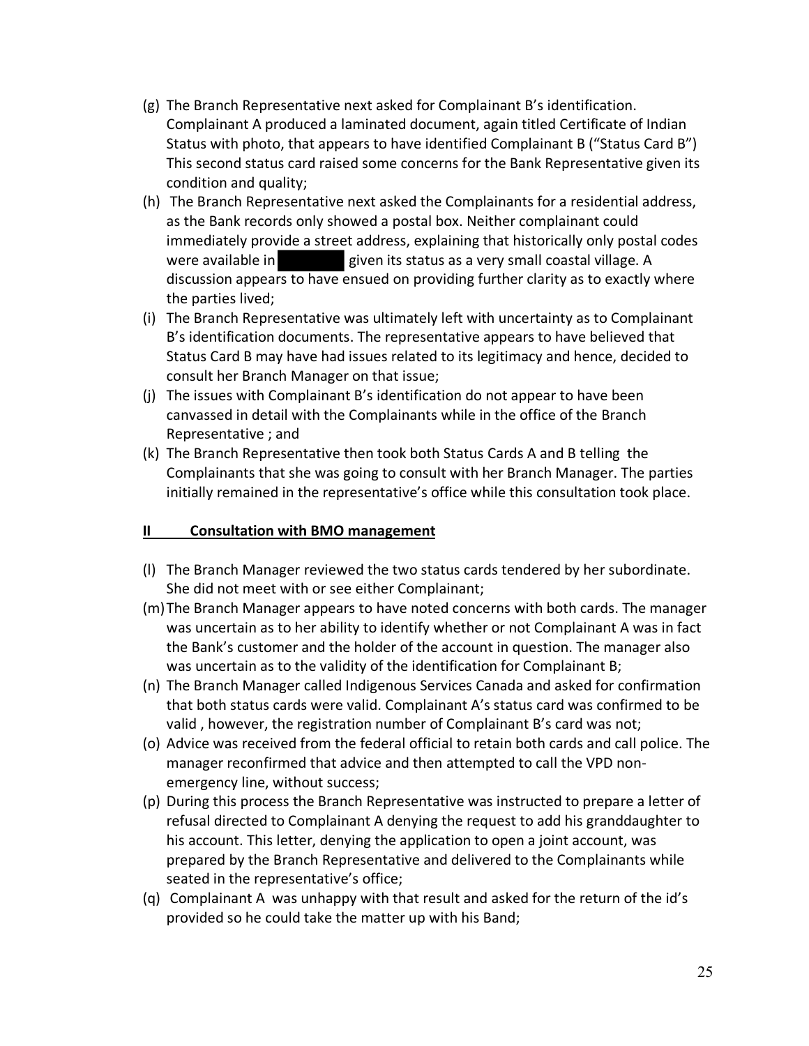(g) The Branch Representative next asked for Complainant B's identification. Complainant A produced a laminated document, again titled Certificate of Indian Status with photo, that appears to have identified Complainant B ("Status Card B") This second status card raised some concerns for the Bank Representative given its condition and quality;

(h) The Branch Representative next asked the Complainants for a residential address, as the Bank records only showed a postal box. Neither complainant could immediately provide a street address, explaining that historically only postal codes were available in ██████ given its status as a very small coastal village. A discussion appears to have ensued on providing further clarity as to exactly where the parties lived;

(i) The Branch Representative was ultimately left with uncertainty as to Complainant B's identification documents. The representative appears to have believed that Status Card B may have had issues related to its legitimacy and hence, decided to consult her Branch Manager on that issue;

(j) The issues with Complainant B's identification do not appear to have been canvassed in detail with the Complainants while in the office of the Branch Representative ; and

(k) The Branch Representative then took both Status Cards A and B telling the Complainants that she was going to consult with her Branch Manager. The parties initially remained in the representative's office while this consultation took place.

## II Consultation with BMO management

(l) The Branch Manager reviewed the two status cards tendered by her subordinate. She did not meet with or see either Complainant;

(m) The Branch Manager appears to have noted concerns with both cards. The manager was uncertain as to her ability to identify whether or not Complainant A was in fact the Bank's customer and the holder of the account in question. The manager also was uncertain as to the validity of the identification for Complainant B;

(n) The Branch Manager called Indigenous Services Canada and asked for confirmation that both status cards were valid. Complainant A's status card was confirmed to be valid , however, the registration number of Complainant B's card was not;

(o) Advice was received from the federal official to retain both cards and call police. The manager reconfirmed that advice and then attempted to call the VPD non-emergency line, without success;

(p) During this process the Branch Representative was instructed to prepare a letter of refusal directed to Complainant A denying the request to add his granddaughter to his account. This letter, denying the application to open a joint account, was prepared by the Branch Representative and delivered to the Complainants while seated in the representative's office;

(q) Complainant A was unhappy with that result and asked for the return of the id's provided so he could take the matter up with his Band;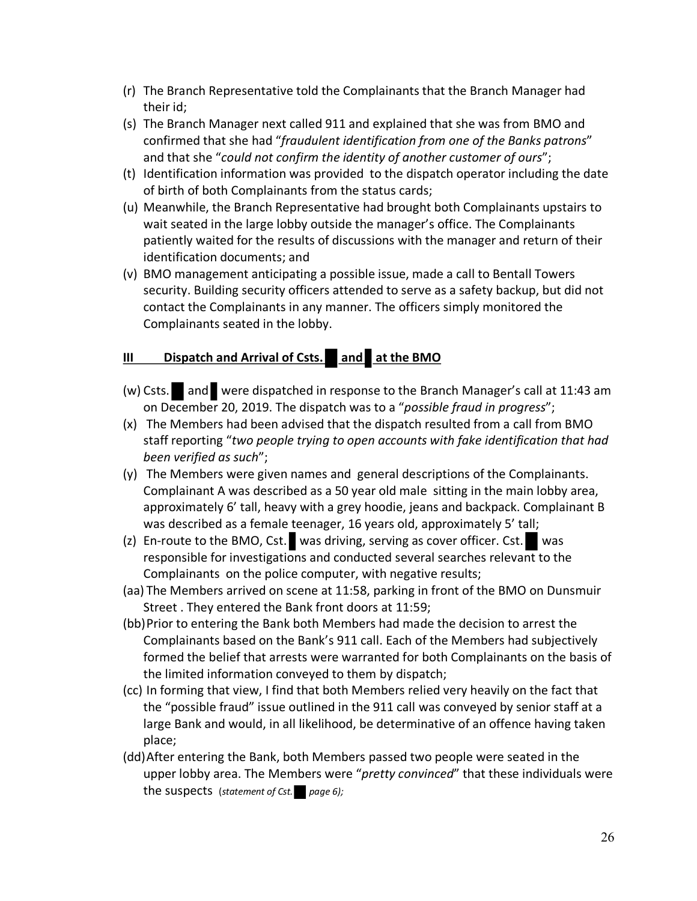(r) The Branch Representative told the Complainants that the Branch Manager had their id;

(s) The Branch Manager next called 911 and explained that she was from BMO and confirmed that she had "*fraudulent identification from one of the Banks patrons*" and that she "*could not confirm the identity of another customer of ours*";

(t) Identification information was provided to the dispatch operator including the date of birth of both Complainants from the status cards;

(u) Meanwhile, the Branch Representative had brought both Complainants upstairs to wait seated in the large lobby outside the manager's office. The Complainants patiently waited for the results of discussions with the manager and return of their identification documents; and

(v) BMO management anticipating a possible issue, made a call to Bentall Towers security. Building security officers attended to serve as a safety backup, but did not contact the Complainants in any manner. The officers simply monitored the Complainants seated in the lobby.

## III Dispatch and Arrival of Csts. █ and █ at the BMO

(w) Csts. █ and █ were dispatched in response to the Branch Manager's call at 11:43 am on December 20, 2019. The dispatch was to a "*possible fraud in progress*";

(x) The Members had been advised that the dispatch resulted from a call from BMO staff reporting "*two people trying to open accounts with fake identification that had been verified as such*";

(y) The Members were given names and general descriptions of the Complainants. Complainant A was described as a 50 year old male sitting in the main lobby area, approximately 6' tall, heavy with a grey hoodie, jeans and backpack. Complainant B was described as a female teenager, 16 years old, approximately 5' tall;

(z) En-route to the BMO, Cst. █ was driving, serving as cover officer. Cst. █ was responsible for investigations and conducted several searches relevant to the Complainants on the police computer, with negative results;

(aa) The Members arrived on scene at 11:58, parking in front of the BMO on Dunsmuir Street . They entered the Bank front doors at 11:59;

(bb) Prior to entering the Bank both Members had made the decision to arrest the Complainants based on the Bank's 911 call. Each of the Members had subjectively formed the belief that arrests were warranted for both Complainants on the basis of the limited information conveyed to them by dispatch;

(cc) In forming that view, I find that both Members relied very heavily on the fact that the "possible fraud" issue outlined in the 911 call was conveyed by senior staff at a large Bank and would, in all likelihood, be determinative of an offence having taken place;

(dd) After entering the Bank, both Members passed two people were seated in the upper lobby area. The Members were "*pretty convinced*" that these individuals were the suspects (*statement of Cst. █ page 6);*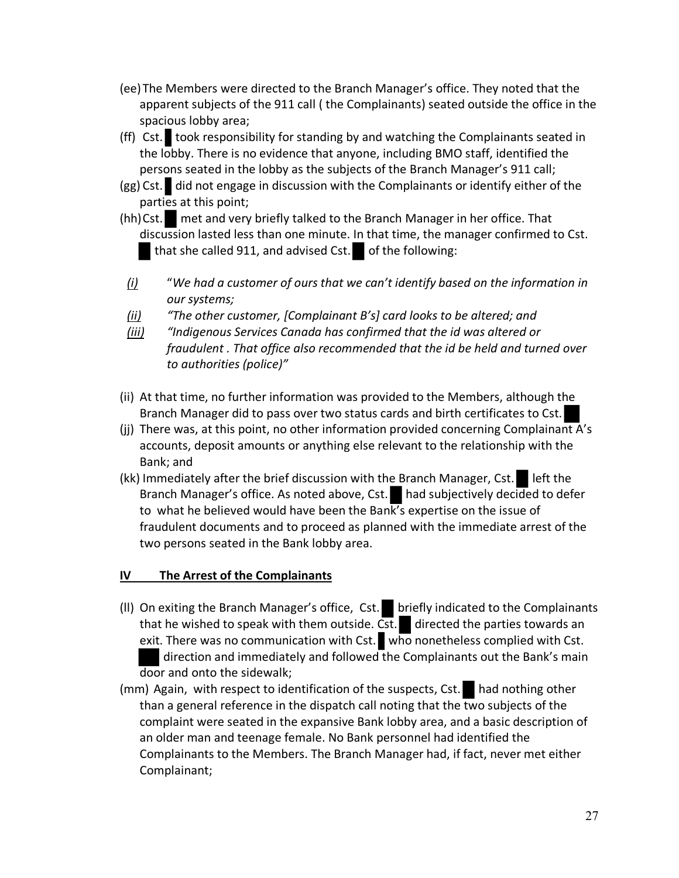(ee) The Members were directed to the Branch Manager's office. They noted that the apparent subjects of the 911 call ( the Complainants) seated outside the office in the spacious lobby area;

(ff) Cst. █ took responsibility for standing by and watching the Complainants seated in the lobby. There is no evidence that anyone, including BMO staff, identified the persons seated in the lobby as the subjects of the Branch Manager's 911 call;

(gg) Cst. █ did not engage in discussion with the Complainants or identify either of the parties at this point;

(hh) Cst. █ met and very briefly talked to the Branch Manager in her office. That discussion lasted less than one minute. In that time, the manager confirmed to Cst. █ that she called 911, and advised Cst. █ of the following:

- *(i)* "*We had a customer of ours that we can't identify based on the information in our systems;*
- *(ii)* *"The other customer, [Complainant B's] card looks to be altered; and*
- *(iii)* *"Indigenous Services Canada has confirmed that the id was altered or fraudulent . That office also recommended that the id be held and turned over to authorities (police)"*

(ii) At that time, no further information was provided to the Members, although the Branch Manager did to pass over two status cards and birth certificates to Cst. █

(jj) There was, at this point, no other information provided concerning Complainant A's accounts, deposit amounts or anything else relevant to the relationship with the Bank; and

(kk) Immediately after the brief discussion with the Branch Manager, Cst. █ left the Branch Manager's office. As noted above, Cst. █ had subjectively decided to defer to what he believed would have been the Bank's expertise on the issue of fraudulent documents and to proceed as planned with the immediate arrest of the two persons seated in the Bank lobby area.

## IV The Arrest of the Complainants

(ll) On exiting the Branch Manager's office, Cst. █ briefly indicated to the Complainants that he wished to speak with them outside. Cst. █ directed the parties towards an exit. There was no communication with Cst. █ who nonetheless complied with Cst. █ direction and immediately and followed the Complainants out the Bank's main door and onto the sidewalk;

(mm) Again, with respect to identification of the suspects, Cst. █ had nothing other than a general reference in the dispatch call noting that the two subjects of the complaint were seated in the expansive Bank lobby area, and a basic description of an older man and teenage female. No Bank personnel had identified the Complainants to the Members. The Branch Manager had, if fact, never met either Complainant;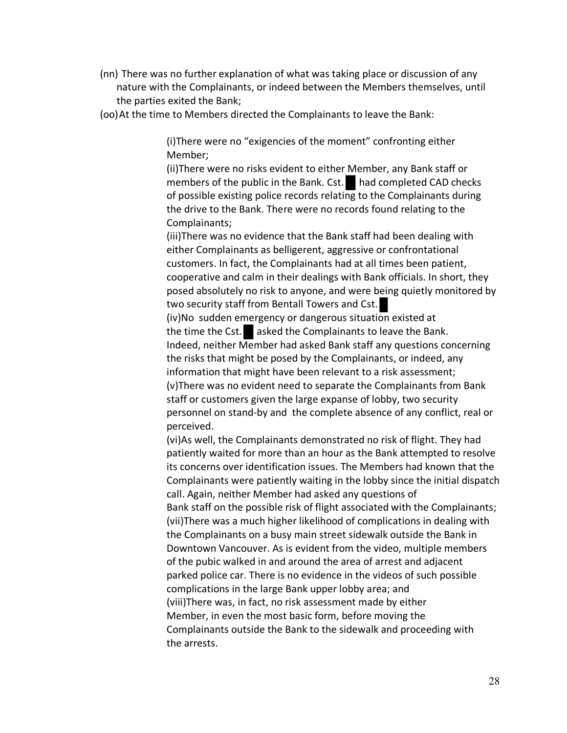(nn) There was no further explanation of what was taking place or discussion of any nature with the Complainants, or indeed between the Members themselves, until the parties exited the Bank;

(oo) At the time to Members directed the Complainants to leave the Bank:

> (i)There were no "exigencies of the moment" confronting either Member;
>
> (ii)There were no risks evident to either Member, any Bank staff or members of the public in the Bank. Cst. █ had completed CAD checks of possible existing police records relating to the Complainants during the drive to the Bank. There were no records found relating to the Complainants;
>
> (iii)There was no evidence that the Bank staff had been dealing with either Complainants as belligerent, aggressive or confrontational customers. In fact, the Complainants had at all times been patient, cooperative and calm in their dealings with Bank officials. In short, they posed absolutely no risk to anyone, and were being quietly monitored by two security staff from Bentall Towers and Cst. █
>
> (iv)No sudden emergency or dangerous situation existed at the time the Cst. █ asked the Complainants to leave the Bank. Indeed, neither Member had asked Bank staff any questions concerning the risks that might be posed by the Complainants, or indeed, any information that might have been relevant to a risk assessment;
>
> (v)There was no evident need to separate the Complainants from Bank staff or customers given the large expanse of lobby, two security personnel on stand-by and the complete absence of any conflict, real or perceived.
>
> (vi)As well, the Complainants demonstrated no risk of flight. They had patiently waited for more than an hour as the Bank attempted to resolve its concerns over identification issues. The Members had known that the Complainants were patiently waiting in the lobby since the initial dispatch call. Again, neither Member had asked any questions of Bank staff on the possible risk of flight associated with the Complainants;
>
> (vii)There was a much higher likelihood of complications in dealing with the Complainants on a busy main street sidewalk outside the Bank in Downtown Vancouver. As is evident from the video, multiple members of the pubic walked in and around the area of arrest and adjacent parked police car. There is no evidence in the videos of such possible complications in the large Bank upper lobby area; and
>
> (viii)There was, in fact, no risk assessment made by either Member, in even the most basic form, before moving the Complainants outside the Bank to the sidewalk and proceeding with the arrests.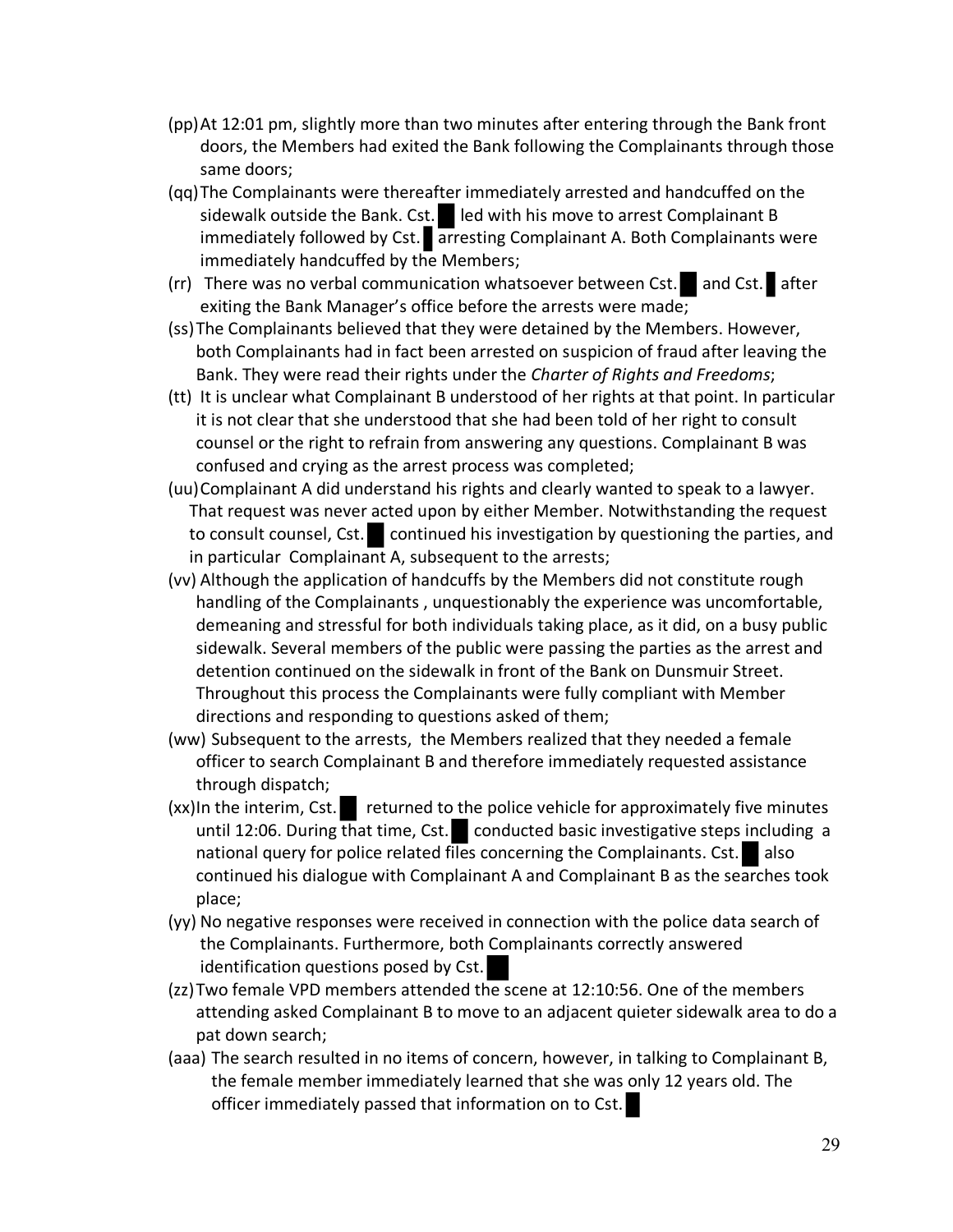(pp) At 12:01 pm, slightly more than two minutes after entering through the Bank front doors, the Members had exited the Bank following the Complainants through those same doors;

(qq) The Complainants were thereafter immediately arrested and handcuffed on the sidewalk outside the Bank. Cst. █ led with his move to arrest Complainant B immediately followed by Cst. █ arresting Complainant A. Both Complainants were immediately handcuffed by the Members;

(rr) There was no verbal communication whatsoever between Cst. █ and Cst. █ after exiting the Bank Manager's office before the arrests were made;

(ss) The Complainants believed that they were detained by the Members. However, both Complainants had in fact been arrested on suspicion of fraud after leaving the Bank. They were read their rights under the *Charter of Rights and Freedoms*;

(tt) It is unclear what Complainant B understood of her rights at that point. In particular it is not clear that she understood that she had been told of her right to consult counsel or the right to refrain from answering any questions. Complainant B was confused and crying as the arrest process was completed;

(uu) Complainant A did understand his rights and clearly wanted to speak to a lawyer. That request was never acted upon by either Member. Notwithstanding the request to consult counsel, Cst. █ continued his investigation by questioning the parties, and in particular Complainant A, subsequent to the arrests;

(vv) Although the application of handcuffs by the Members did not constitute rough handling of the Complainants , unquestionably the experience was uncomfortable, demeaning and stressful for both individuals taking place, as it did, on a busy public sidewalk. Several members of the public were passing the parties as the arrest and detention continued on the sidewalk in front of the Bank on Dunsmuir Street. Throughout this process the Complainants were fully compliant with Member directions and responding to questions asked of them;

(ww) Subsequent to the arrests, the Members realized that they needed a female officer to search Complainant B and therefore immediately requested assistance through dispatch;

(xx) In the interim, Cst. █ returned to the police vehicle for approximately five minutes until 12:06. During that time, Cst. █ conducted basic investigative steps including a national query for police related files concerning the Complainants. Cst. █ also continued his dialogue with Complainant A and Complainant B as the searches took place;

(yy) No negative responses were received in connection with the police data search of the Complainants. Furthermore, both Complainants correctly answered identification questions posed by Cst. █

(zz) Two female VPD members attended the scene at 12:10:56. One of the members attending asked Complainant B to move to an adjacent quieter sidewalk area to do a pat down search;

(aaa) The search resulted in no items of concern, however, in talking to Complainant B, the female member immediately learned that she was only 12 years old. The officer immediately passed that information on to Cst. █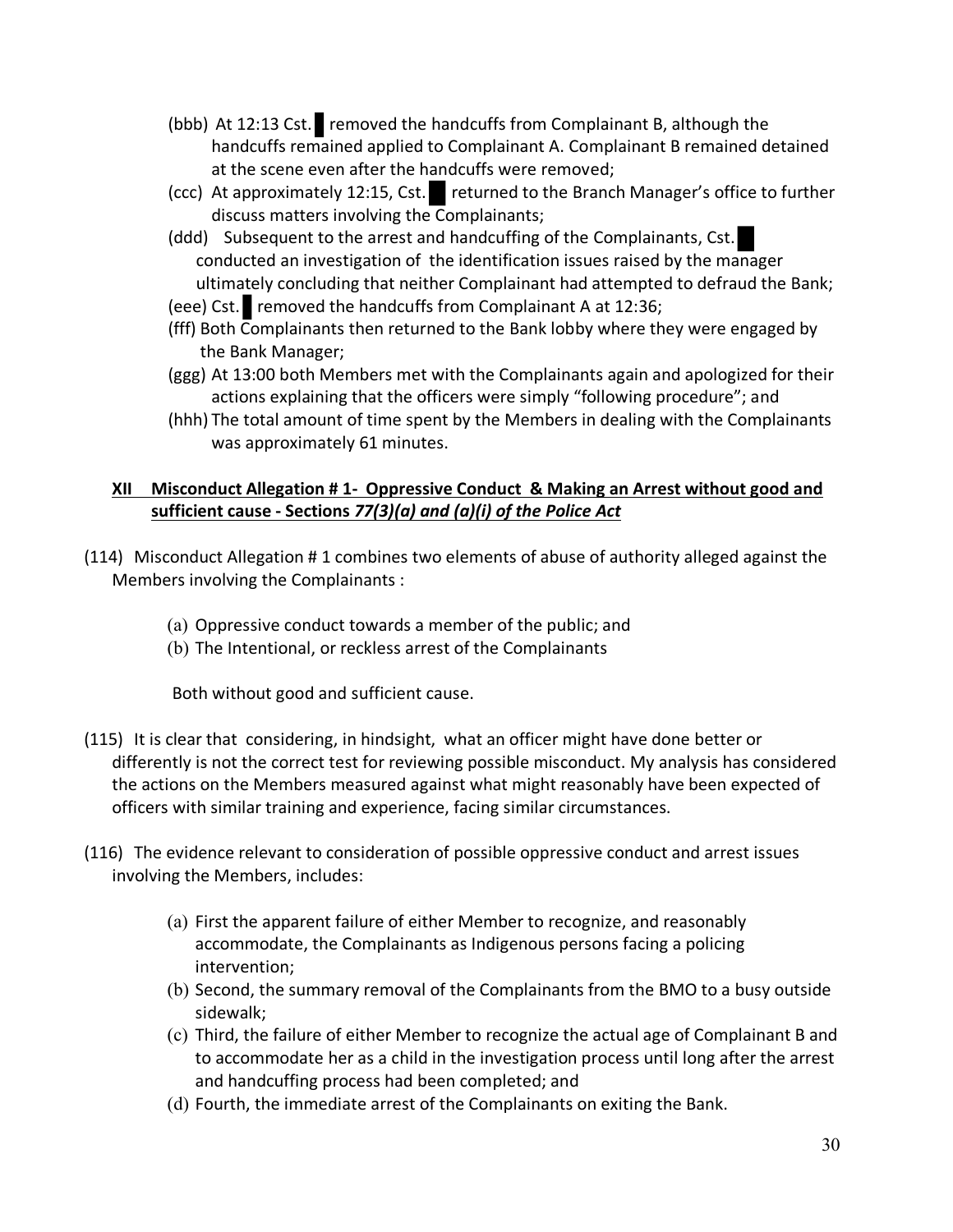(bbb) At 12:13 Cst. █ removed the handcuffs from Complainant B, although the handcuffs remained applied to Complainant A. Complainant B remained detained at the scene even after the handcuffs were removed;

(ccc) At approximately 12:15, Cst. █ returned to the Branch Manager's office to further discuss matters involving the Complainants;

(ddd) Subsequent to the arrest and handcuffing of the Complainants, Cst. █ conducted an investigation of the identification issues raised by the manager ultimately concluding that neither Complainant had attempted to defraud the Bank;

(eee) Cst. █ removed the handcuffs from Complainant A at 12:36;

(fff) Both Complainants then returned to the Bank lobby where they were engaged by the Bank Manager;

(ggg) At 13:00 both Members met with the Complainants again and apologized for their actions explaining that the officers were simply "following procedure"; and

(hhh) The total amount of time spent by the Members in dealing with the Complainants was approximately 61 minutes.

## XII Misconduct Allegation # 1- Oppressive Conduct & Making an Arrest without good and sufficient cause - Sections *77(3)(a) and (a)(i) of the Police Act*

(114) Misconduct Allegation # 1 combines two elements of abuse of authority alleged against the Members involving the Complainants :

(a) Oppressive conduct towards a member of the public; and
(b) The Intentional, or reckless arrest of the Complainants

Both without good and sufficient cause.

(115) It is clear that considering, in hindsight, what an officer might have done better or differently is not the correct test for reviewing possible misconduct. My analysis has considered the actions on the Members measured against what might reasonably have been expected of officers with similar training and experience, facing similar circumstances.

(116) The evidence relevant to consideration of possible oppressive conduct and arrest issues involving the Members, includes:

(a) First the apparent failure of either Member to recognize, and reasonably accommodate, the Complainants as Indigenous persons facing a policing intervention;
(b) Second, the summary removal of the Complainants from the BMO to a busy outside sidewalk;
(c) Third, the failure of either Member to recognize the actual age of Complainant B and to accommodate her as a child in the investigation process until long after the arrest and handcuffing process had been completed; and
(d) Fourth, the immediate arrest of the Complainants on exiting the Bank.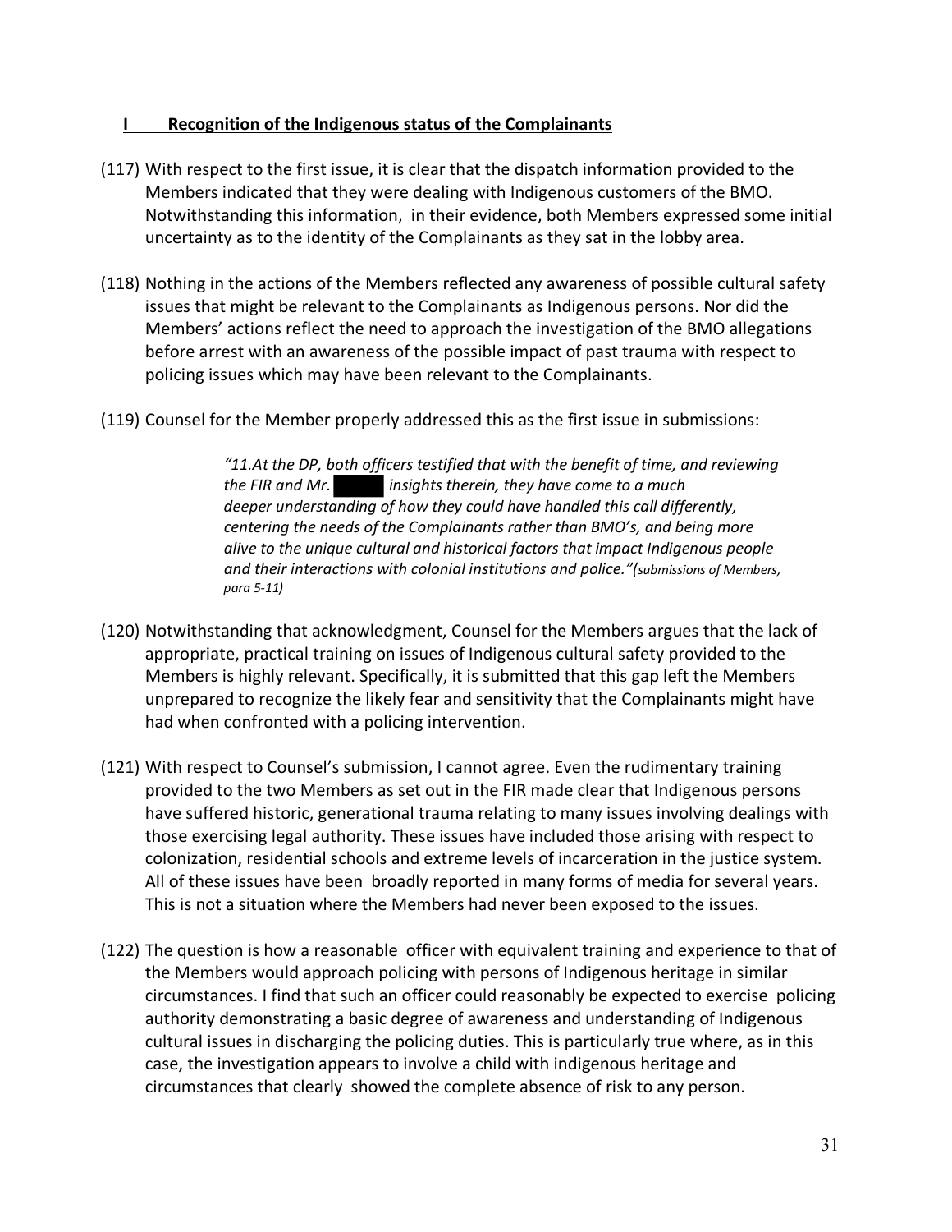## I Recognition of the Indigenous status of the Complainants

(117) With respect to the first issue, it is clear that the dispatch information provided to the Members indicated that they were dealing with Indigenous customers of the BMO. Notwithstanding this information, in their evidence, both Members expressed some initial uncertainty as to the identity of the Complainants as they sat in the lobby area.

(118) Nothing in the actions of the Members reflected any awareness of possible cultural safety issues that might be relevant to the Complainants as Indigenous persons. Nor did the Members' actions reflect the need to approach the investigation of the BMO allegations before arrest with an awareness of the possible impact of past trauma with respect to policing issues which may have been relevant to the Complainants.

(119) Counsel for the Member properly addressed this as the first issue in submissions:

> *"11.At the DP, both officers testified that with the benefit of time, and reviewing the FIR and Mr. ████ insights therein, they have come to a much deeper understanding of how they could have handled this call differently, centering the needs of the Complainants rather than BMO's, and being more alive to the unique cultural and historical factors that impact Indigenous people and their interactions with colonial institutions and police."(submissions of Members, para 5-11)*

(120) Notwithstanding that acknowledgment, Counsel for the Members argues that the lack of appropriate, practical training on issues of Indigenous cultural safety provided to the Members is highly relevant. Specifically, it is submitted that this gap left the Members unprepared to recognize the likely fear and sensitivity that the Complainants might have had when confronted with a policing intervention.

(121) With respect to Counsel's submission, I cannot agree. Even the rudimentary training provided to the two Members as set out in the FIR made clear that Indigenous persons have suffered historic, generational trauma relating to many issues involving dealings with those exercising legal authority. These issues have included those arising with respect to colonization, residential schools and extreme levels of incarceration in the justice system. All of these issues have been broadly reported in many forms of media for several years. This is not a situation where the Members had never been exposed to the issues.

(122) The question is how a reasonable officer with equivalent training and experience to that of the Members would approach policing with persons of Indigenous heritage in similar circumstances. I find that such an officer could reasonably be expected to exercise policing authority demonstrating a basic degree of awareness and understanding of Indigenous cultural issues in discharging the policing duties. This is particularly true where, as in this case, the investigation appears to involve a child with indigenous heritage and circumstances that clearly showed the complete absence of risk to any person.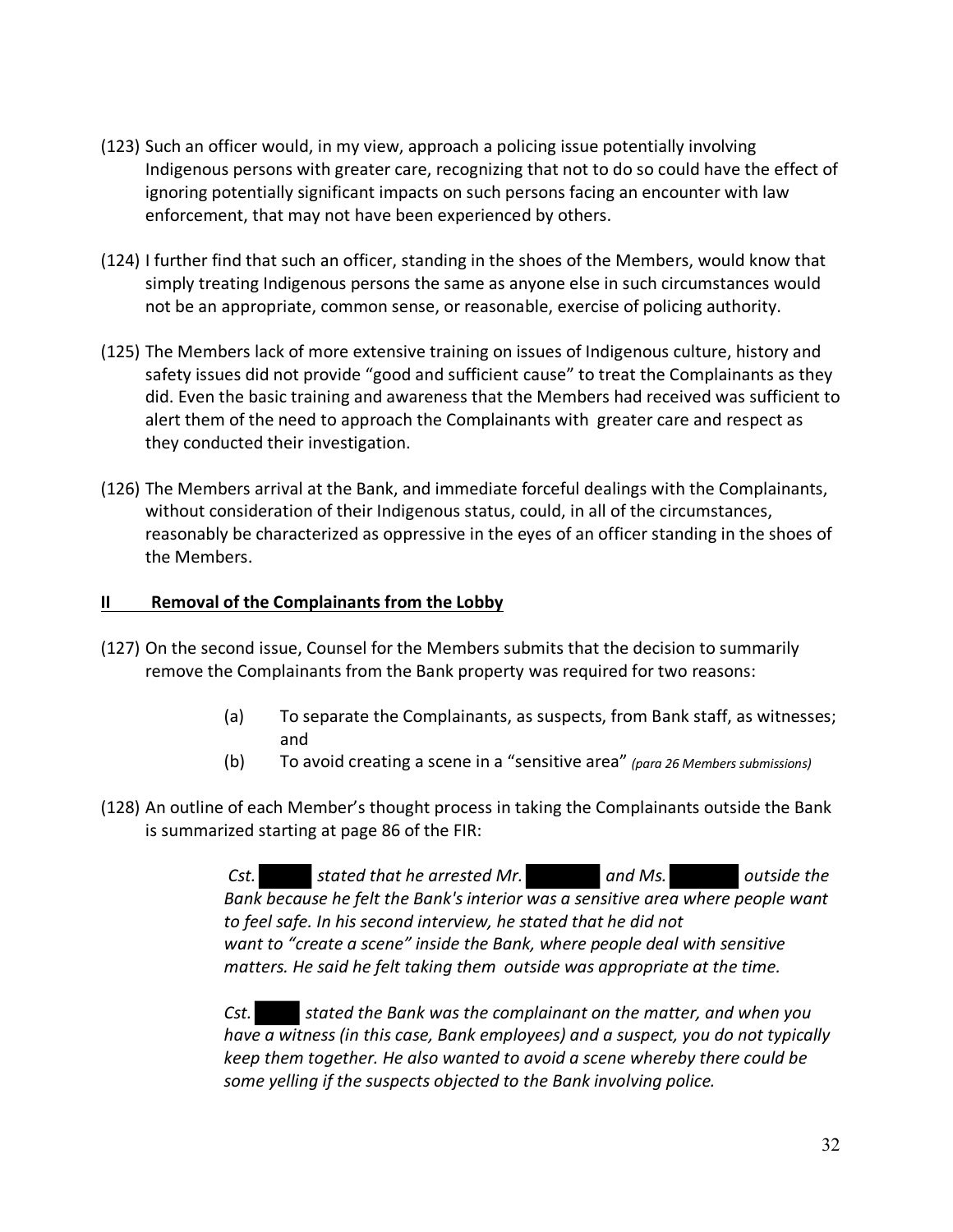(123) Such an officer would, in my view, approach a policing issue potentially involving Indigenous persons with greater care, recognizing that not to do so could have the effect of ignoring potentially significant impacts on such persons facing an encounter with law enforcement, that may not have been experienced by others.

(124) I further find that such an officer, standing in the shoes of the Members, would know that simply treating Indigenous persons the same as anyone else in such circumstances would not be an appropriate, common sense, or reasonable, exercise of policing authority.

(125) The Members lack of more extensive training on issues of Indigenous culture, history and safety issues did not provide "good and sufficient cause" to treat the Complainants as they did. Even the basic training and awareness that the Members had received was sufficient to alert them of the need to approach the Complainants with greater care and respect as they conducted their investigation.

(126) The Members arrival at the Bank, and immediate forceful dealings with the Complainants, without consideration of their Indigenous status, could, in all of the circumstances, reasonably be characterized as oppressive in the eyes of an officer standing in the shoes of the Members.

## <u>II Removal of the Complainants from the Lobby</u>

(127) On the second issue, Counsel for the Members submits that the decision to summarily remove the Complainants from the Bank property was required for two reasons:

> (a) To separate the Complainants, as suspects, from Bank staff, as witnesses; and
>
> (b) To avoid creating a scene in a "sensitive area" *(para 26 Members submissions)*

(128) An outline of each Member's thought process in taking the Complainants outside the Bank is summarized starting at page 86 of the FIR:

> *Cst. ████ stated that he arrested Mr. ██████ and Ms. ██████ outside the Bank because he felt the Bank's interior was a sensitive area where people want to feel safe. In his second interview, he stated that he did not want to "create a scene" inside the Bank, where people deal with sensitive matters. He said he felt taking them outside was appropriate at the time.*
>
> *Cst. ████ stated the Bank was the complainant on the matter, and when you have a witness (in this case, Bank employees) and a suspect, you do not typically keep them together. He also wanted to avoid a scene whereby there could be some yelling if the suspects objected to the Bank involving police.*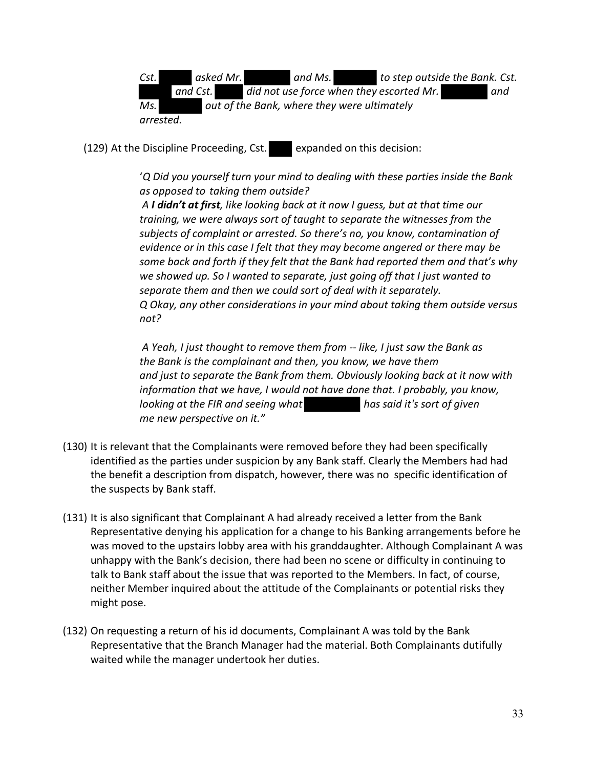> *Cst. asked Mr. and Ms. to step outside the Bank. Cst. and Cst. did not use force when they escorted Mr. and Ms. out of the Bank, where they were ultimately arrested.*

(129) At the Discipline Proceeding, Cst. expanded on this decision:

> '*Q Did you yourself turn your mind to dealing with these parties inside the Bank as opposed to taking them outside?*
> *A **I didn't at first**, like looking back at it now I guess, but at that time our training, we were always sort of taught to separate the witnesses from the subjects of complaint or arrested. So there's no, you know, contamination of evidence or in this case I felt that they may become angered or there may be some back and forth if they felt that the Bank had reported them and that's why we showed up. So I wanted to separate, just going off that I just wanted to separate them and then we could sort of deal with it separately.*
> *Q Okay, any other considerations in your mind about taking them outside versus not?*
>
> *A Yeah, I just thought to remove them from -- like, I just saw the Bank as the Bank is the complainant and then, you know, we have them and just to separate the Bank from them. Obviously looking back at it now with information that we have, I would not have done that. I probably, you know, looking at the FIR and seeing what has said it's sort of given me new perspective on it."*

(130) It is relevant that the Complainants were removed before they had been specifically identified as the parties under suspicion by any Bank staff. Clearly the Members had had the benefit a description from dispatch, however, there was no specific identification of the suspects by Bank staff.

(131) It is also significant that Complainant A had already received a letter from the Bank Representative denying his application for a change to his Banking arrangements before he was moved to the upstairs lobby area with his granddaughter. Although Complainant A was unhappy with the Bank's decision, there had been no scene or difficulty in continuing to talk to Bank staff about the issue that was reported to the Members. In fact, of course, neither Member inquired about the attitude of the Complainants or potential risks they might pose.

(132) On requesting a return of his id documents, Complainant A was told by the Bank Representative that the Branch Manager had the material. Both Complainants dutifully waited while the manager undertook her duties.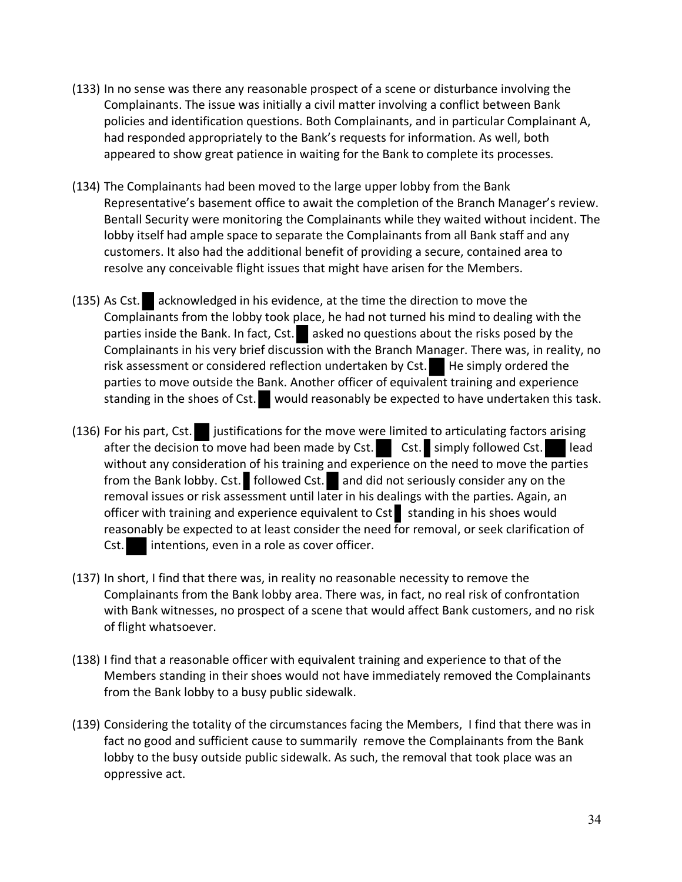(133) In no sense was there any reasonable prospect of a scene or disturbance involving the Complainants. The issue was initially a civil matter involving a conflict between Bank policies and identification questions. Both Complainants, and in particular Complainant A, had responded appropriately to the Bank's requests for information. As well, both appeared to show great patience in waiting for the Bank to complete its processes.

(134) The Complainants had been moved to the large upper lobby from the Bank Representative's basement office to await the completion of the Branch Manager's review. Bentall Security were monitoring the Complainants while they waited without incident. The lobby itself had ample space to separate the Complainants from all Bank staff and any customers. It also had the additional benefit of providing a secure, contained area to resolve any conceivable flight issues that might have arisen for the Members.

(135) As Cst. █ acknowledged in his evidence, at the time the direction to move the Complainants from the lobby took place, he had not turned his mind to dealing with the parties inside the Bank. In fact, Cst. █ asked no questions about the risks posed by the Complainants in his very brief discussion with the Branch Manager. There was, in reality, no risk assessment or considered reflection undertaken by Cst. █ He simply ordered the parties to move outside the Bank. Another officer of equivalent training and experience standing in the shoes of Cst. █ would reasonably be expected to have undertaken this task.

(136) For his part, Cst. █ justifications for the move were limited to articulating factors arising after the decision to move had been made by Cst. █ Cst. █ simply followed Cst. █ lead without any consideration of his training and experience on the need to move the parties from the Bank lobby. Cst. █ followed Cst. █ and did not seriously consider any on the removal issues or risk assessment until later in his dealings with the parties. Again, an officer with training and experience equivalent to Cst █ standing in his shoes would reasonably be expected to at least consider the need for removal, or seek clarification of Cst. █ intentions, even in a role as cover officer.

(137) In short, I find that there was, in reality no reasonable necessity to remove the Complainants from the Bank lobby area. There was, in fact, no real risk of confrontation with Bank witnesses, no prospect of a scene that would affect Bank customers, and no risk of flight whatsoever.

(138) I find that a reasonable officer with equivalent training and experience to that of the Members standing in their shoes would not have immediately removed the Complainants from the Bank lobby to a busy public sidewalk.

(139) Considering the totality of the circumstances facing the Members, I find that there was in fact no good and sufficient cause to summarily remove the Complainants from the Bank lobby to the busy outside public sidewalk. As such, the removal that took place was an oppressive act.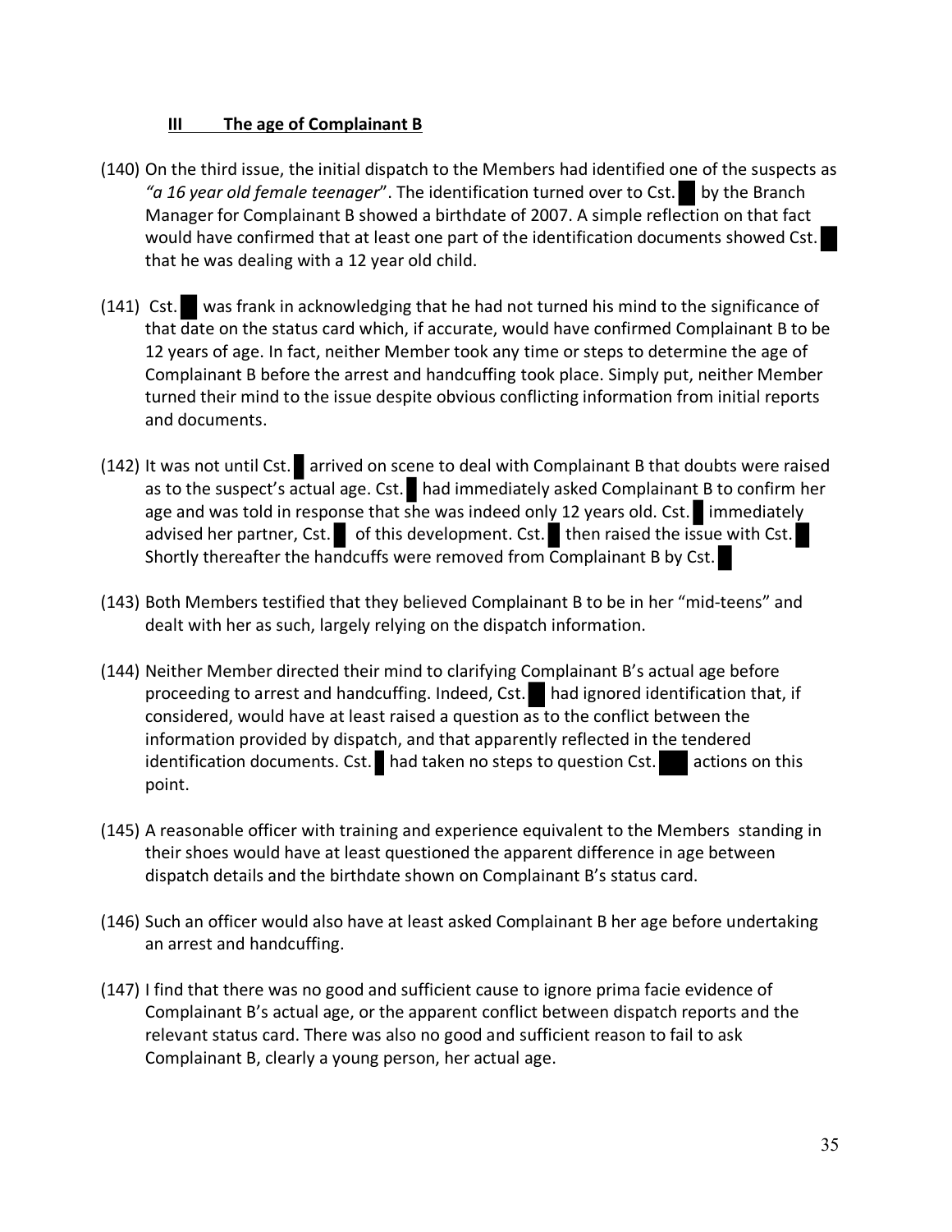### III The age of Complainant B

(140) On the third issue, the initial dispatch to the Members had identified one of the suspects as *"a 16 year old female teenager*". The identification turned over to Cst. ██ by the Branch Manager for Complainant B showed a birthdate of 2007. A simple reflection on that fact would have confirmed that at least one part of the identification documents showed Cst. ██ that he was dealing with a 12 year old child.

(141) Cst. ██ was frank in acknowledging that he had not turned his mind to the significance of that date on the status card which, if accurate, would have confirmed Complainant B to be 12 years of age. In fact, neither Member took any time or steps to determine the age of Complainant B before the arrest and handcuffing took place. Simply put, neither Member turned their mind to the issue despite obvious conflicting information from initial reports and documents.

(142) It was not until Cst. ██ arrived on scene to deal with Complainant B that doubts were raised as to the suspect's actual age. Cst. ██ had immediately asked Complainant B to confirm her age and was told in response that she was indeed only 12 years old. Cst. ██ immediately advised her partner, Cst. ██ of this development. Cst. ██ then raised the issue with Cst. ██ Shortly thereafter the handcuffs were removed from Complainant B by Cst. ██

(143) Both Members testified that they believed Complainant B to be in her "mid-teens" and dealt with her as such, largely relying on the dispatch information.

(144) Neither Member directed their mind to clarifying Complainant B's actual age before proceeding to arrest and handcuffing. Indeed, Cst. ██ had ignored identification that, if considered, would have at least raised a question as to the conflict between the information provided by dispatch, and that apparently reflected in the tendered identification documents. Cst. ██ had taken no steps to question Cst. ██ actions on this point.

(145) A reasonable officer with training and experience equivalent to the Members standing in their shoes would have at least questioned the apparent difference in age between dispatch details and the birthdate shown on Complainant B's status card.

(146) Such an officer would also have at least asked Complainant B her age before undertaking an arrest and handcuffing.

(147) I find that there was no good and sufficient cause to ignore prima facie evidence of Complainant B's actual age, or the apparent conflict between dispatch reports and the relevant status card. There was also no good and sufficient reason to fail to ask Complainant B, clearly a young person, her actual age.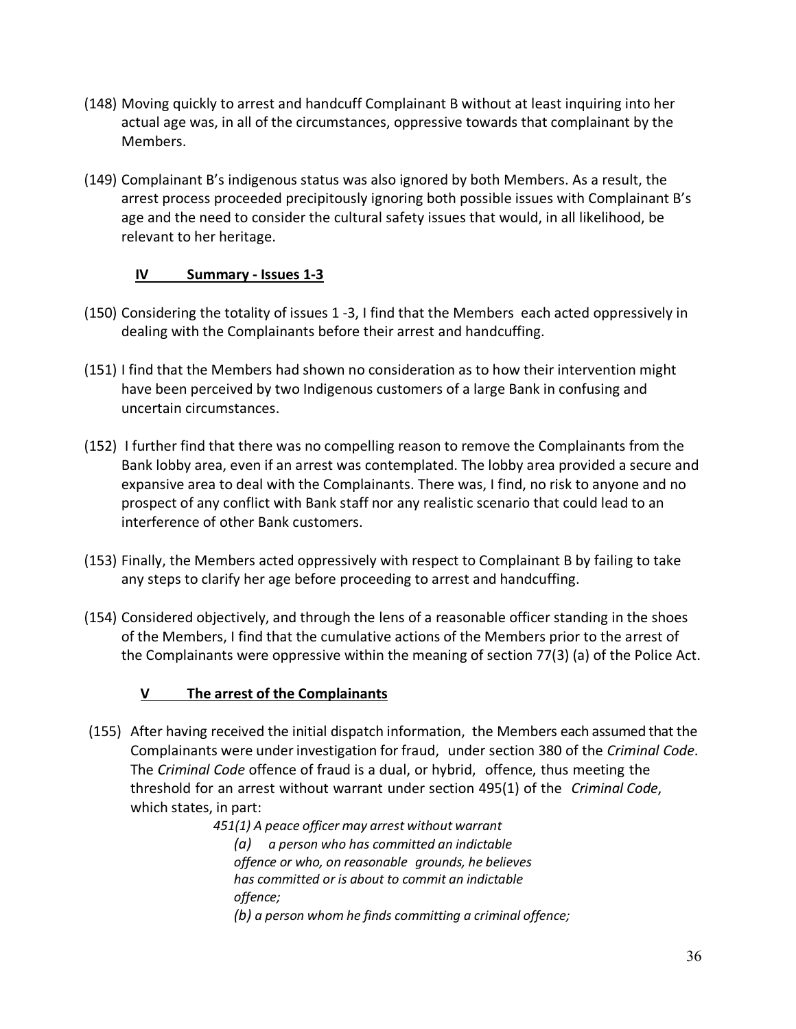(148) Moving quickly to arrest and handcuff Complainant B without at least inquiring into her actual age was, in all of the circumstances, oppressive towards that complainant by the Members.

(149) Complainant B's indigenous status was also ignored by both Members. As a result, the arrest process proceeded precipitously ignoring both possible issues with Complainant B's age and the need to consider the cultural safety issues that would, in all likelihood, be relevant to her heritage.

### **IV Summary - Issues 1-3**

(150) Considering the totality of issues 1 -3, I find that the Members each acted oppressively in dealing with the Complainants before their arrest and handcuffing.

(151) I find that the Members had shown no consideration as to how their intervention might have been perceived by two Indigenous customers of a large Bank in confusing and uncertain circumstances.

(152) I further find that there was no compelling reason to remove the Complainants from the Bank lobby area, even if an arrest was contemplated. The lobby area provided a secure and expansive area to deal with the Complainants. There was, I find, no risk to anyone and no prospect of any conflict with Bank staff nor any realistic scenario that could lead to an interference of other Bank customers.

(153) Finally, the Members acted oppressively with respect to Complainant B by failing to take any steps to clarify her age before proceeding to arrest and handcuffing.

(154) Considered objectively, and through the lens of a reasonable officer standing in the shoes of the Members, I find that the cumulative actions of the Members prior to the arrest of the Complainants were oppressive within the meaning of section 77(3) (a) of the Police Act.

### **V The arrest of the Complainants**

(155) After having received the initial dispatch information, the Members each assumed that the Complainants were under investigation for fraud, under section 380 of the *Criminal Code*. The *Criminal Code* offence of fraud is a dual, or hybrid, offence, thus meeting the threshold for an arrest without warrant under section 495(1) of the *Criminal Code*, which states, in part:

> *451(1) A peace officer may arrest without warrant*
>
> *(a) a person who has committed an indictable offence or who, on reasonable grounds, he believes has committed or is about to commit an indictable offence;*
>
> *(b) a person whom he finds committing a criminal offence;*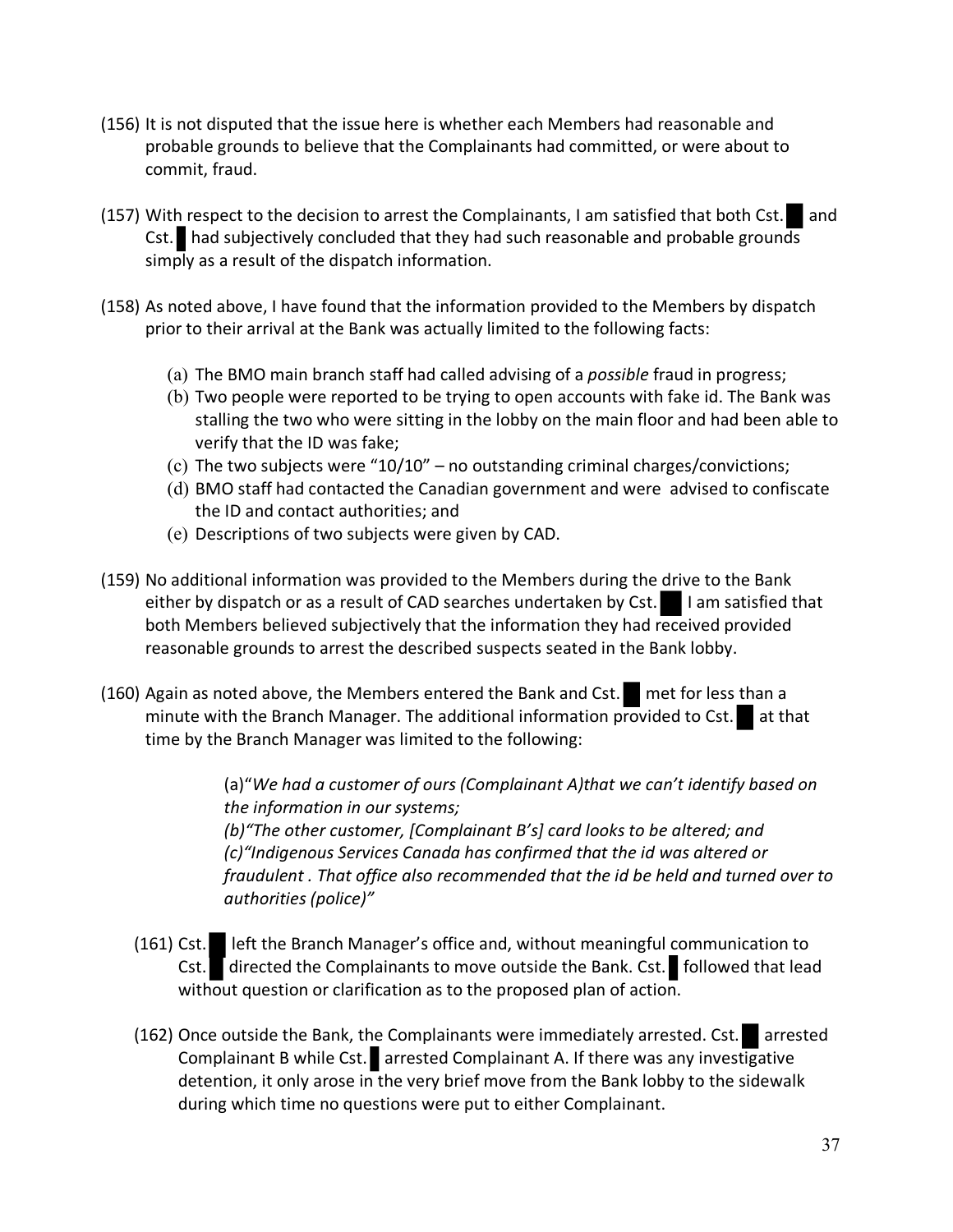(156) It is not disputed that the issue here is whether each Members had reasonable and probable grounds to believe that the Complainants had committed, or were about to commit, fraud.

(157) With respect to the decision to arrest the Complainants, I am satisfied that both Cst. █ and Cst. █ had subjectively concluded that they had such reasonable and probable grounds simply as a result of the dispatch information.

(158) As noted above, I have found that the information provided to the Members by dispatch prior to their arrival at the Bank was actually limited to the following facts:

(a) The BMO main branch staff had called advising of a *possible* fraud in progress;
(b) Two people were reported to be trying to open accounts with fake id. The Bank was stalling the two who were sitting in the lobby on the main floor and had been able to verify that the ID was fake;
(c) The two subjects were "10/10" – no outstanding criminal charges/convictions;
(d) BMO staff had contacted the Canadian government and were advised to confiscate the ID and contact authorities; and
(e) Descriptions of two subjects were given by CAD.

(159) No additional information was provided to the Members during the drive to the Bank either by dispatch or as a result of CAD searches undertaken by Cst. █ I am satisfied that both Members believed subjectively that the information they had received provided reasonable grounds to arrest the described suspects seated in the Bank lobby.

(160) Again as noted above, the Members entered the Bank and Cst. █ met for less than a minute with the Branch Manager. The additional information provided to Cst. █ at that time by the Branch Manager was limited to the following:

> (a)"*We had a customer of ours (Complainant A)that we can't identify based on the information in our systems;*
> *(b)"The other customer, [Complainant B's] card looks to be altered; and*
> *(c)"Indigenous Services Canada has confirmed that the id was altered or fraudulent . That office also recommended that the id be held and turned over to authorities (police)"*

(161) Cst. █ left the Branch Manager's office and, without meaningful communication to Cst. █ directed the Complainants to move outside the Bank. Cst. █ followed that lead without question or clarification as to the proposed plan of action.

(162) Once outside the Bank, the Complainants were immediately arrested. Cst. █ arrested Complainant B while Cst. █ arrested Complainant A. If there was any investigative detention, it only arose in the very brief move from the Bank lobby to the sidewalk during which time no questions were put to either Complainant.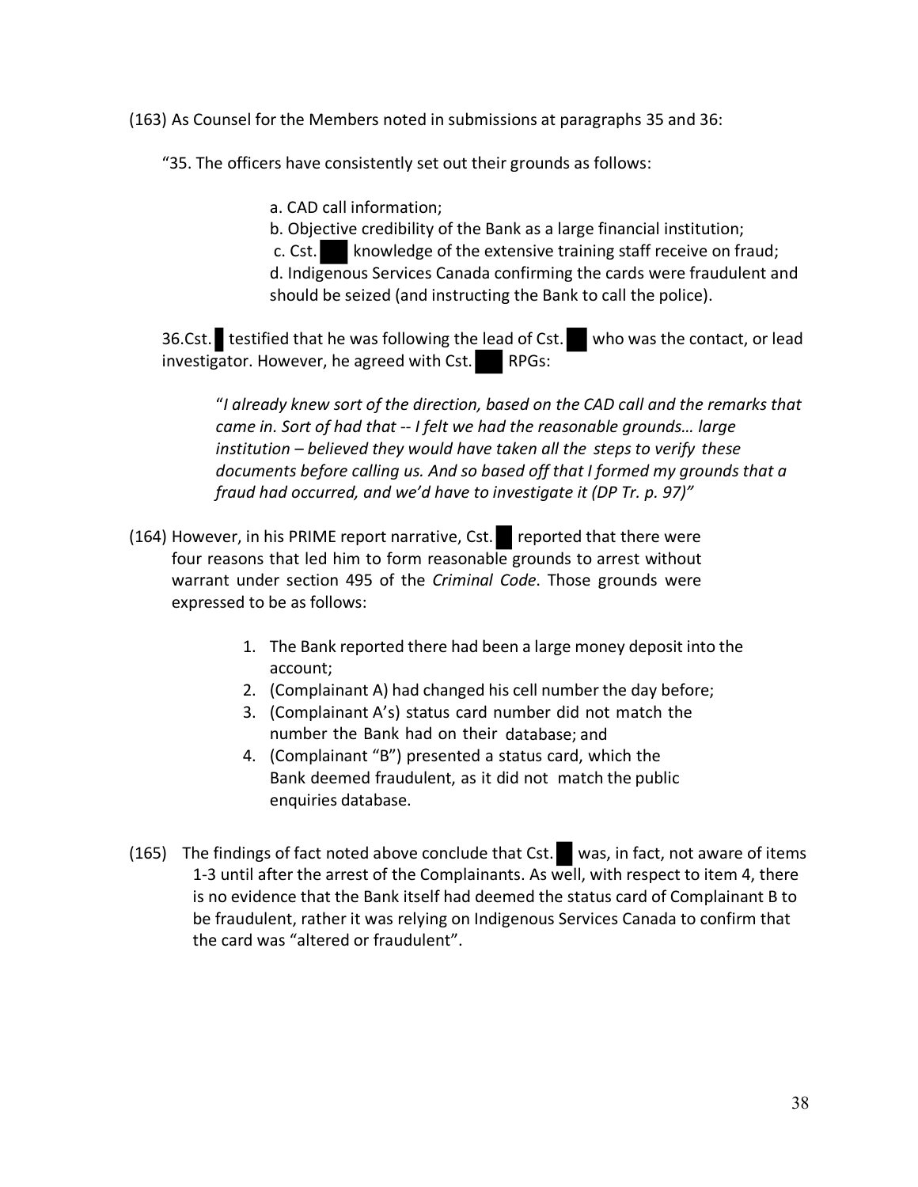(163) As Counsel for the Members noted in submissions at paragraphs 35 and 36:

> "35. The officers have consistently set out their grounds as follows:
>
> a. CAD call information;
> b. Objective credibility of the Bank as a large financial institution;
> c. Cst. ███ knowledge of the extensive training staff receive on fraud;
> d. Indigenous Services Canada confirming the cards were fraudulent and should be seized (and instructing the Bank to call the police).
>
> 36.Cst. █ testified that he was following the lead of Cst. ██ who was the contact, or lead investigator. However, he agreed with Cst. ███ RPGs:
>
> "*I already knew sort of the direction, based on the CAD call and the remarks that came in. Sort of had that -- I felt we had the reasonable grounds… large institution – believed they would have taken all the steps to verify these documents before calling us. And so based off that I formed my grounds that a fraud had occurred, and we'd have to investigate it (DP Tr. p. 97)"*

(164) However, in his PRIME report narrative, Cst. █ reported that there were four reasons that led him to form reasonable grounds to arrest without warrant under section 495 of the *Criminal Code*. Those grounds were expressed to be as follows:

1. The Bank reported there had been a large money deposit into the account;
2. (Complainant A) had changed his cell number the day before;
3. (Complainant A's) status card number did not match the number the Bank had on their database; and
4. (Complainant "B") presented a status card, which the Bank deemed fraudulent, as it did not match the public enquiries database.

(165) The findings of fact noted above conclude that Cst. █ was, in fact, not aware of items 1-3 until after the arrest of the Complainants. As well, with respect to item 4, there is no evidence that the Bank itself had deemed the status card of Complainant B to be fraudulent, rather it was relying on Indigenous Services Canada to confirm that the card was "altered or fraudulent".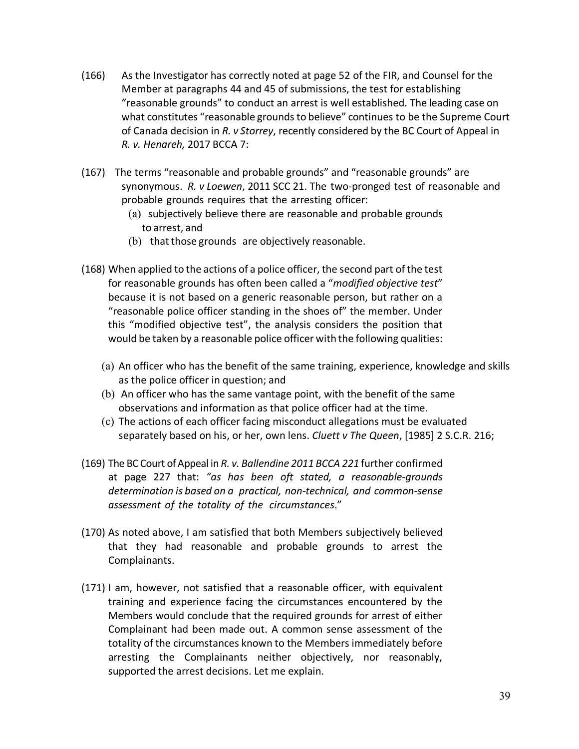(166) As the Investigator has correctly noted at page 52 of the FIR, and Counsel for the Member at paragraphs 44 and 45 of submissions, the test for establishing "reasonable grounds" to conduct an arrest is well established. The leading case on what constitutes "reasonable grounds to believe" continues to be the Supreme Court of Canada decision in *R. v Storrey*, recently considered by the BC Court of Appeal in *R. v. Henareh,* 2017 BCCA 7:

(167) The terms "reasonable and probable grounds" and "reasonable grounds" are synonymous. *R. v Loewen*, 2011 SCC 21. The two-pronged test of reasonable and probable grounds requires that the arresting officer:

  (a) subjectively believe there are reasonable and probable grounds to arrest, and
  (b) that those grounds are objectively reasonable.

(168) When applied to the actions of a police officer, the second part of the test for reasonable grounds has often been called a "*modified objective test*" because it is not based on a generic reasonable person, but rather on a "reasonable police officer standing in the shoes of" the member. Under this "modified objective test", the analysis considers the position that would be taken by a reasonable police officer with the following qualities:

  (a) An officer who has the benefit of the same training, experience, knowledge and skills as the police officer in question; and
  (b) An officer who has the same vantage point, with the benefit of the same observations and information as that police officer had at the time.
  (c) The actions of each officer facing misconduct allegations must be evaluated separately based on his, or her, own lens. *Cluett v The Queen*, [1985] 2 S.C.R. 216;

(169) The BC Court of Appeal in *R. v. Ballendine 2011 BCCA 221* further confirmed at page 227 that: *"as has been oft stated, a reasonable-grounds determination is based on a practical, non-technical, and common-sense assessment of the totality of the circumstances*."

(170) As noted above, I am satisfied that both Members subjectively believed that they had reasonable and probable grounds to arrest the Complainants.

(171) I am, however, not satisfied that a reasonable officer, with equivalent training and experience facing the circumstances encountered by the Members would conclude that the required grounds for arrest of either Complainant had been made out. A common sense assessment of the totality of the circumstances known to the Members immediately before arresting the Complainants neither objectively, nor reasonably, supported the arrest decisions. Let me explain.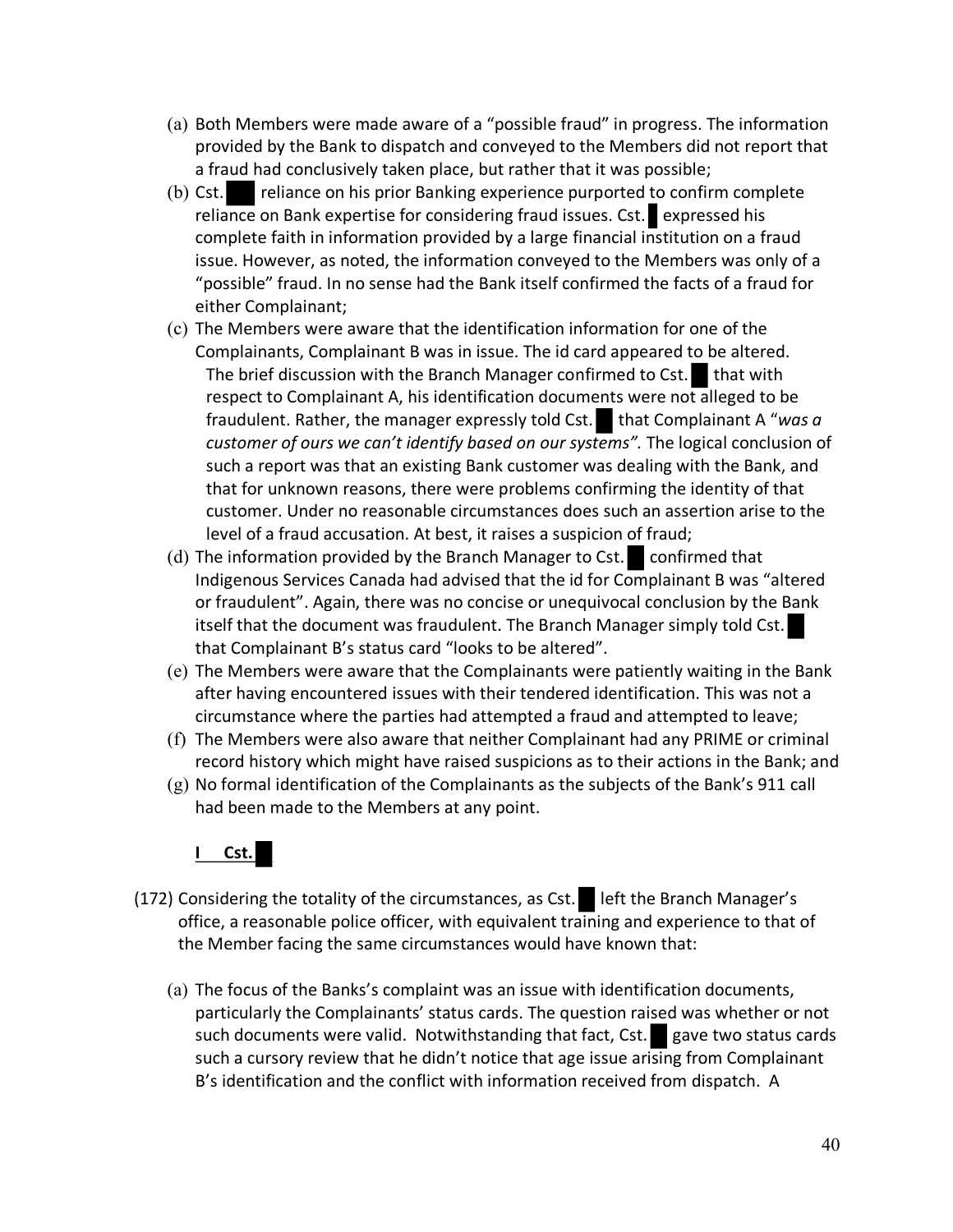(a) Both Members were made aware of a "possible fraud" in progress. The information provided by the Bank to dispatch and conveyed to the Members did not report that a fraud had conclusively taken place, but rather that it was possible;

(b) Cst. ███ reliance on his prior Banking experience purported to confirm complete reliance on Bank expertise for considering fraud issues. Cst. █ expressed his complete faith in information provided by a large financial institution on a fraud issue. However, as noted, the information conveyed to the Members was only of a "possible" fraud. In no sense had the Bank itself confirmed the facts of a fraud for either Complainant;

(c) The Members were aware that the identification information for one of the Complainants, Complainant B was in issue. The id card appeared to be altered. The brief discussion with the Branch Manager confirmed to Cst. █ that with respect to Complainant A, his identification documents were not alleged to be fraudulent. Rather, the manager expressly told Cst. █ that Complainant A "*was a customer of ours we can't identify based on our systems".* The logical conclusion of such a report was that an existing Bank customer was dealing with the Bank, and that for unknown reasons, there were problems confirming the identity of that customer. Under no reasonable circumstances does such an assertion arise to the level of a fraud accusation. At best, it raises a suspicion of fraud;

(d) The information provided by the Branch Manager to Cst. █ confirmed that Indigenous Services Canada had advised that the id for Complainant B was "altered or fraudulent". Again, there was no concise or unequivocal conclusion by the Bank itself that the document was fraudulent. The Branch Manager simply told Cst. █ that Complainant B's status card "looks to be altered".

(e) The Members were aware that the Complainants were patiently waiting in the Bank after having encountered issues with their tendered identification. This was not a circumstance where the parties had attempted a fraud and attempted to leave;

(f) The Members were also aware that neither Complainant had any PRIME or criminal record history which might have raised suspicions as to their actions in the Bank; and

(g) No formal identification of the Complainants as the subjects of the Bank's 911 call had been made to the Members at any point.

**I Cst. █**

(172) Considering the totality of the circumstances, as Cst. █ left the Branch Manager's office, a reasonable police officer, with equivalent training and experience to that of the Member facing the same circumstances would have known that:

(a) The focus of the Banks's complaint was an issue with identification documents, particularly the Complainants' status cards. The question raised was whether or not such documents were valid. Notwithstanding that fact, Cst. █ gave two status cards such a cursory review that he didn't notice that age issue arising from Complainant B's identification and the conflict with information received from dispatch. A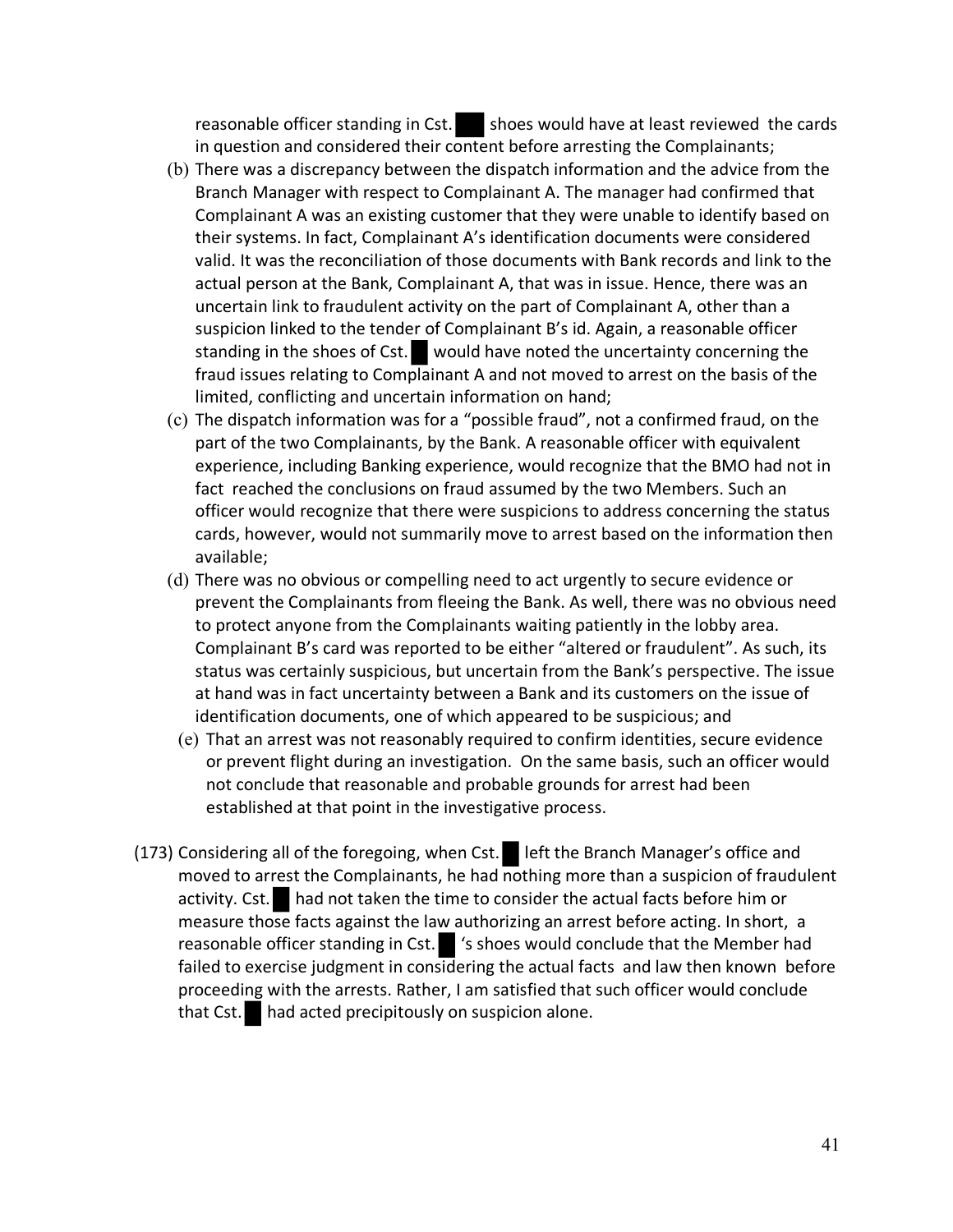reasonable officer standing in Cst. ███ shoes would have at least reviewed the cards in question and considered their content before arresting the Complainants;

(b) There was a discrepancy between the dispatch information and the advice from the Branch Manager with respect to Complainant A. The manager had confirmed that Complainant A was an existing customer that they were unable to identify based on their systems. In fact, Complainant A's identification documents were considered valid. It was the reconciliation of those documents with Bank records and link to the actual person at the Bank, Complainant A, that was in issue. Hence, there was an uncertain link to fraudulent activity on the part of Complainant A, other than a suspicion linked to the tender of Complainant B's id. Again, a reasonable officer standing in the shoes of Cst. █ would have noted the uncertainty concerning the fraud issues relating to Complainant A and not moved to arrest on the basis of the limited, conflicting and uncertain information on hand;

(c) The dispatch information was for a "possible fraud", not a confirmed fraud, on the part of the two Complainants, by the Bank. A reasonable officer with equivalent experience, including Banking experience, would recognize that the BMO had not in fact reached the conclusions on fraud assumed by the two Members. Such an officer would recognize that there were suspicions to address concerning the status cards, however, would not summarily move to arrest based on the information then available;

(d) There was no obvious or compelling need to act urgently to secure evidence or prevent the Complainants from fleeing the Bank. As well, there was no obvious need to protect anyone from the Complainants waiting patiently in the lobby area. Complainant B's card was reported to be either "altered or fraudulent". As such, its status was certainly suspicious, but uncertain from the Bank's perspective. The issue at hand was in fact uncertainty between a Bank and its customers on the issue of identification documents, one of which appeared to be suspicious; and

(e) That an arrest was not reasonably required to confirm identities, secure evidence or prevent flight during an investigation. On the same basis, such an officer would not conclude that reasonable and probable grounds for arrest had been established at that point in the investigative process.

(173) Considering all of the foregoing, when Cst. █ left the Branch Manager's office and moved to arrest the Complainants, he had nothing more than a suspicion of fraudulent activity. Cst. █ had not taken the time to consider the actual facts before him or measure those facts against the law authorizing an arrest before acting. In short, a reasonable officer standing in Cst. █ 's shoes would conclude that the Member had failed to exercise judgment in considering the actual facts and law then known before proceeding with the arrests. Rather, I am satisfied that such officer would conclude that Cst. █ had acted precipitously on suspicion alone.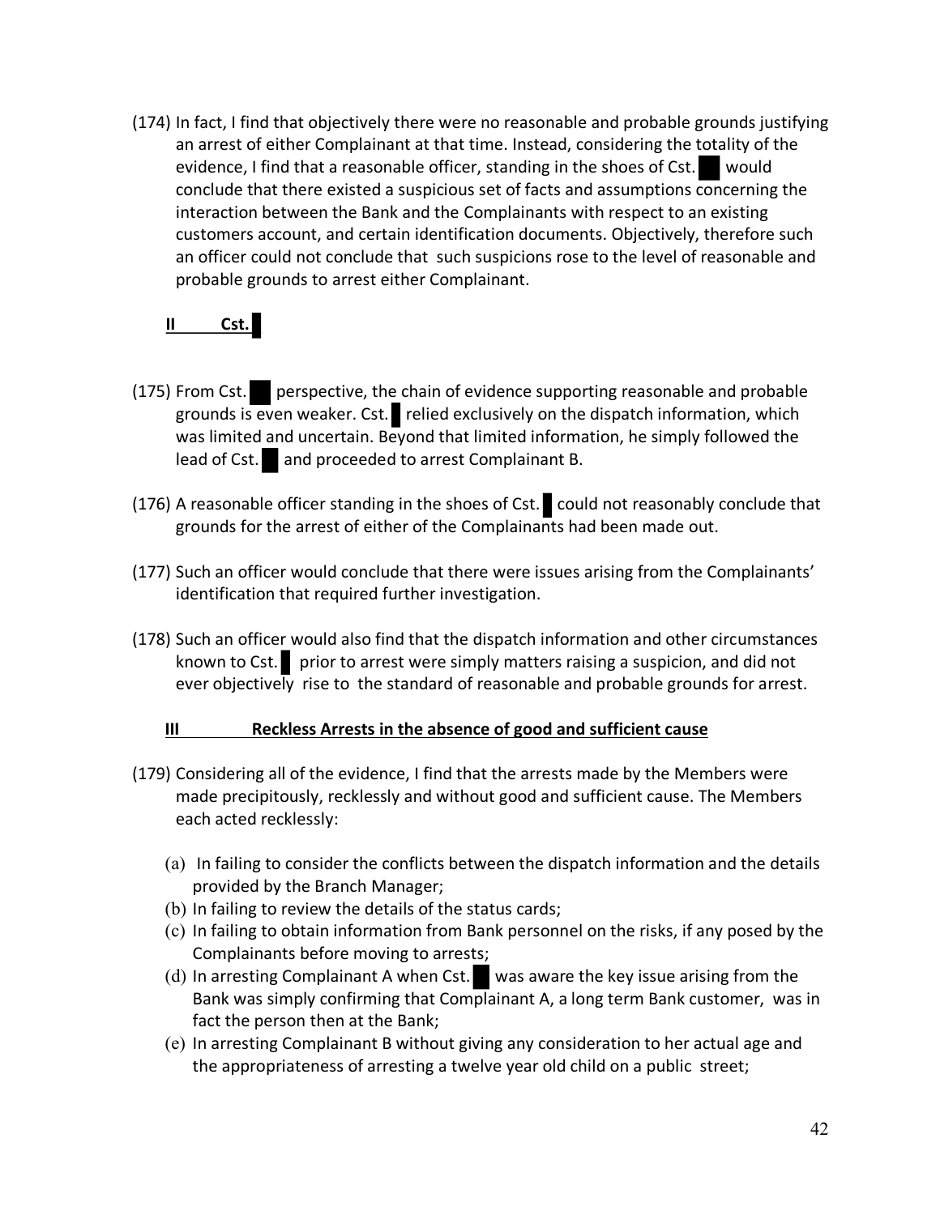(174) In fact, I find that objectively there were no reasonable and probable grounds justifying an arrest of either Complainant at that time. Instead, considering the totality of the evidence, I find that a reasonable officer, standing in the shoes of Cst. ██ would conclude that there existed a suspicious set of facts and assumptions concerning the interaction between the Bank and the Complainants with respect to an existing customers account, and certain identification documents. Objectively, therefore such an officer could not conclude that such suspicions rose to the level of reasonable and probable grounds to arrest either Complainant.

**II Cst. █**

(175) From Cst. ██ perspective, the chain of evidence supporting reasonable and probable grounds is even weaker. Cst. █ relied exclusively on the dispatch information, which was limited and uncertain. Beyond that limited information, he simply followed the lead of Cst. ██ and proceeded to arrest Complainant B.

(176) A reasonable officer standing in the shoes of Cst. █ could not reasonably conclude that grounds for the arrest of either of the Complainants had been made out.

(177) Such an officer would conclude that there were issues arising from the Complainants' identification that required further investigation.

(178) Such an officer would also find that the dispatch information and other circumstances known to Cst. █ prior to arrest were simply matters raising a suspicion, and did not ever objectively rise to the standard of reasonable and probable grounds for arrest.

**III Reckless Arrests in the absence of good and sufficient cause**

(179) Considering all of the evidence, I find that the arrests made by the Members were made precipitously, recklessly and without good and sufficient cause. The Members each acted recklessly:

(a) In failing to consider the conflicts between the dispatch information and the details provided by the Branch Manager;
(b) In failing to review the details of the status cards;
(c) In failing to obtain information from Bank personnel on the risks, if any posed by the Complainants before moving to arrests;
(d) In arresting Complainant A when Cst. ██ was aware the key issue arising from the Bank was simply confirming that Complainant A, a long term Bank customer, was in fact the person then at the Bank;
(e) In arresting Complainant B without giving any consideration to her actual age and the appropriateness of arresting a twelve year old child on a public street;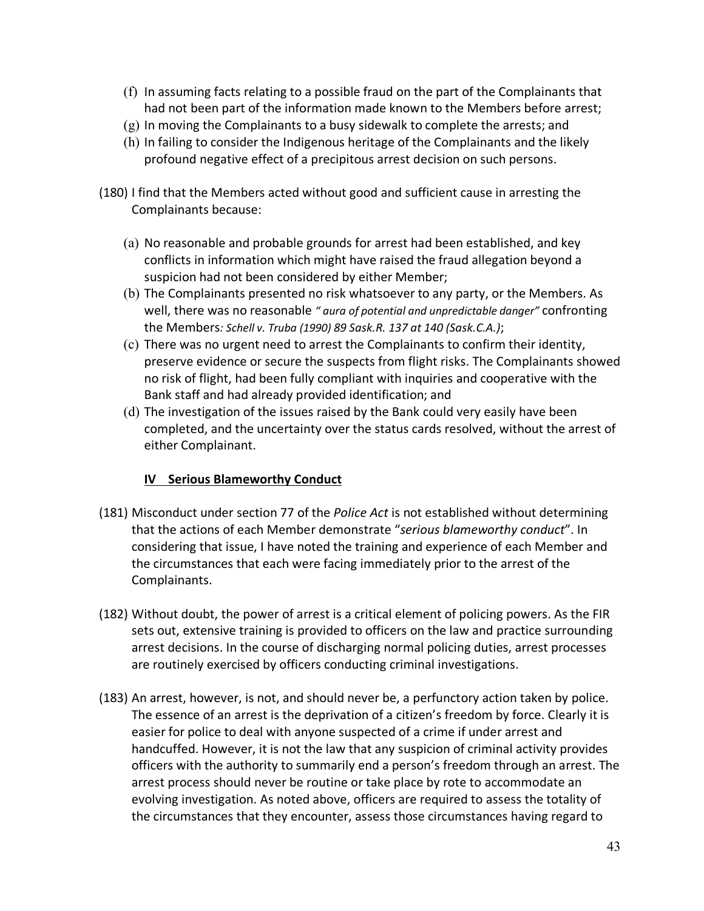(f) In assuming facts relating to a possible fraud on the part of the Complainants that had not been part of the information made known to the Members before arrest;

(g) In moving the Complainants to a busy sidewalk to complete the arrests; and

(h) In failing to consider the Indigenous heritage of the Complainants and the likely profound negative effect of a precipitous arrest decision on such persons.

(180) I find that the Members acted without good and sufficient cause in arresting the Complainants because:

(a) No reasonable and probable grounds for arrest had been established, and key conflicts in information which might have raised the fraud allegation beyond a suspicion had not been considered by either Member;

(b) The Complainants presented no risk whatsoever to any party, or the Members. As well, there was no reasonable *" aura of potential and unpredictable danger"* confronting the Members*: Schell v. Truba (1990) 89 Sask.R. 137 at 140 (Sask.C.A.)*;

(c) There was no urgent need to arrest the Complainants to confirm their identity, preserve evidence or secure the suspects from flight risks. The Complainants showed no risk of flight, had been fully compliant with inquiries and cooperative with the Bank staff and had already provided identification; and

(d) The investigation of the issues raised by the Bank could very easily have been completed, and the uncertainty over the status cards resolved, without the arrest of either Complainant.

## IV Serious Blameworthy Conduct

(181) Misconduct under section 77 of the *Police Act* is not established without determining that the actions of each Member demonstrate "*serious blameworthy conduct*". In considering that issue, I have noted the training and experience of each Member and the circumstances that each were facing immediately prior to the arrest of the Complainants.

(182) Without doubt, the power of arrest is a critical element of policing powers. As the FIR sets out, extensive training is provided to officers on the law and practice surrounding arrest decisions. In the course of discharging normal policing duties, arrest processes are routinely exercised by officers conducting criminal investigations.

(183) An arrest, however, is not, and should never be, a perfunctory action taken by police. The essence of an arrest is the deprivation of a citizen's freedom by force. Clearly it is easier for police to deal with anyone suspected of a crime if under arrest and handcuffed. However, it is not the law that any suspicion of criminal activity provides officers with the authority to summarily end a person's freedom through an arrest. The arrest process should never be routine or take place by rote to accommodate an evolving investigation. As noted above, officers are required to assess the totality of the circumstances that they encounter, assess those circumstances having regard to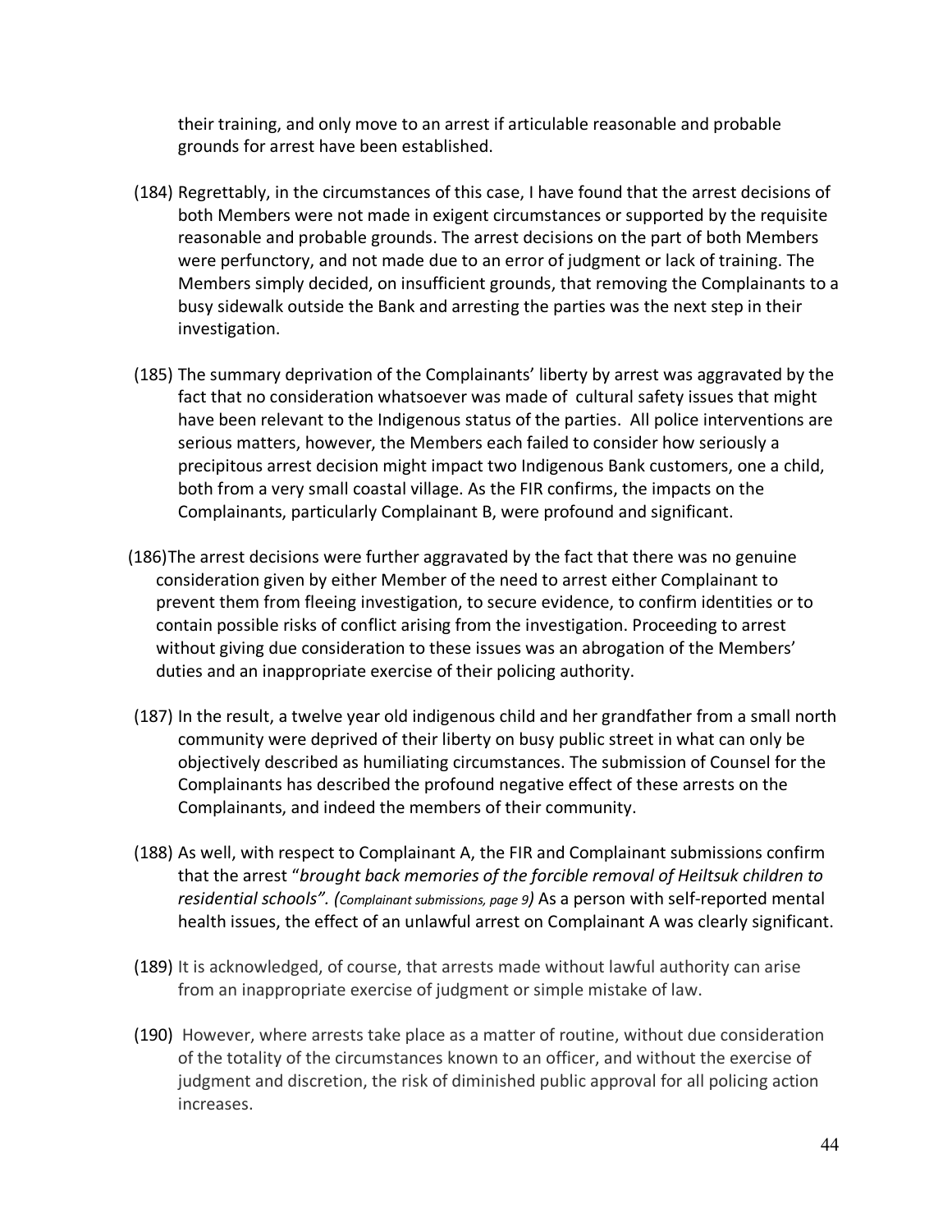their training, and only move to an arrest if articulable reasonable and probable grounds for arrest have been established.

(184) Regrettably, in the circumstances of this case, I have found that the arrest decisions of both Members were not made in exigent circumstances or supported by the requisite reasonable and probable grounds. The arrest decisions on the part of both Members were perfunctory, and not made due to an error of judgment or lack of training. The Members simply decided, on insufficient grounds, that removing the Complainants to a busy sidewalk outside the Bank and arresting the parties was the next step in their investigation.

(185) The summary deprivation of the Complainants' liberty by arrest was aggravated by the fact that no consideration whatsoever was made of cultural safety issues that might have been relevant to the Indigenous status of the parties. All police interventions are serious matters, however, the Members each failed to consider how seriously a precipitous arrest decision might impact two Indigenous Bank customers, one a child, both from a very small coastal village. As the FIR confirms, the impacts on the Complainants, particularly Complainant B, were profound and significant.

(186) The arrest decisions were further aggravated by the fact that there was no genuine consideration given by either Member of the need to arrest either Complainant to prevent them from fleeing investigation, to secure evidence, to confirm identities or to contain possible risks of conflict arising from the investigation. Proceeding to arrest without giving due consideration to these issues was an abrogation of the Members' duties and an inappropriate exercise of their policing authority.

(187) In the result, a twelve year old indigenous child and her grandfather from a small north community were deprived of their liberty on busy public street in what can only be objectively described as humiliating circumstances. The submission of Counsel for the Complainants has described the profound negative effect of these arrests on the Complainants, and indeed the members of their community.

(188) As well, with respect to Complainant A, the FIR and Complainant submissions confirm that the arrest "*brought back memories of the forcible removal of Heiltsuk children to residential schools". (Complainant submissions, page 9)* As a person with self-reported mental health issues, the effect of an unlawful arrest on Complainant A was clearly significant.

(189) It is acknowledged, of course, that arrests made without lawful authority can arise from an inappropriate exercise of judgment or simple mistake of law.

(190) However, where arrests take place as a matter of routine, without due consideration of the totality of the circumstances known to an officer, and without the exercise of judgment and discretion, the risk of diminished public approval for all policing action increases.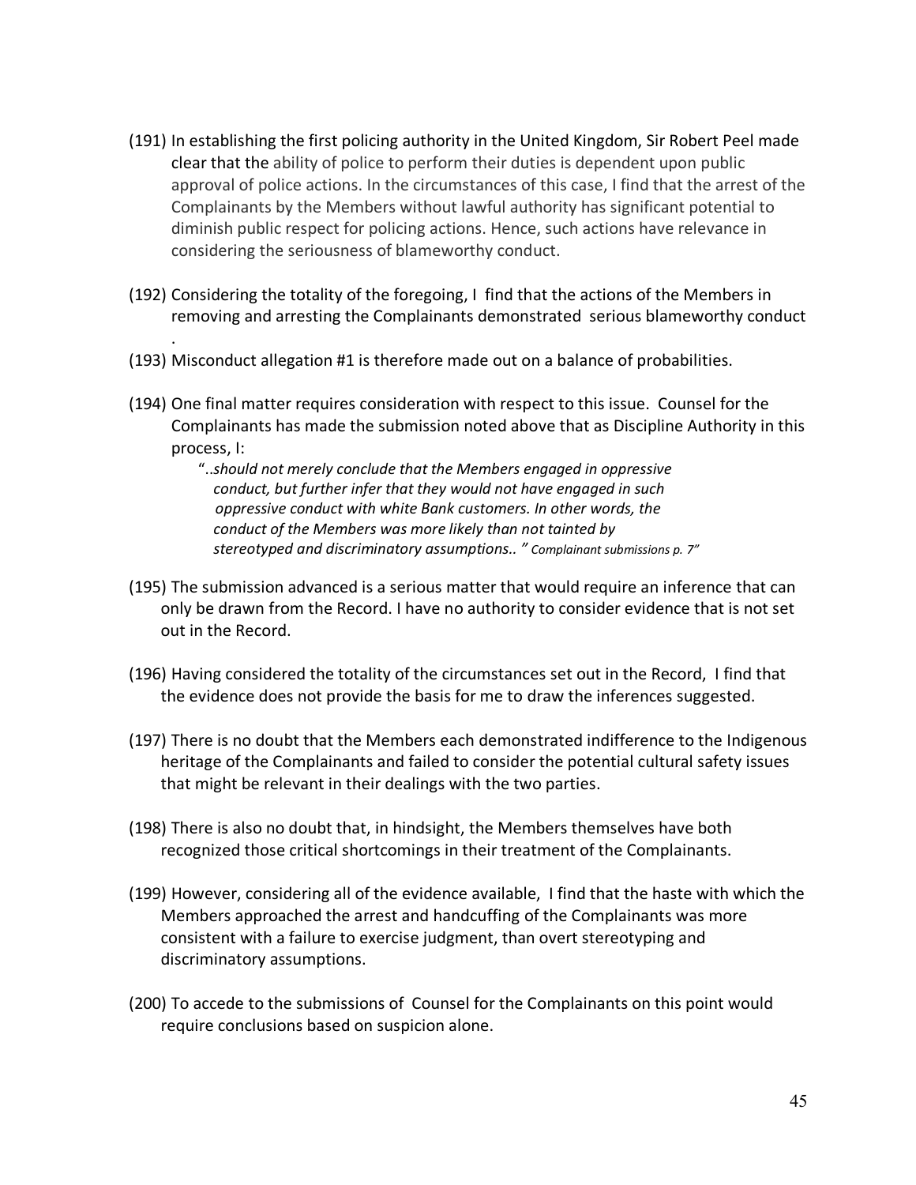(191) In establishing the first policing authority in the United Kingdom, Sir Robert Peel made clear that the ability of police to perform their duties is dependent upon public approval of police actions. In the circumstances of this case, I find that the arrest of the Complainants by the Members without lawful authority has significant potential to diminish public respect for policing actions. Hence, such actions have relevance in considering the seriousness of blameworthy conduct.

(192) Considering the totality of the foregoing, I find that the actions of the Members in removing and arresting the Complainants demonstrated serious blameworthy conduct .

(193) Misconduct allegation #1 is therefore made out on a balance of probabilities.

(194) One final matter requires consideration with respect to this issue. Counsel for the Complainants has made the submission noted above that as Discipline Authority in this process, I:

> "..*should not merely conclude that the Members engaged in oppressive conduct, but further infer that they would not have engaged in such oppressive conduct with white Bank customers. In other words, the conduct of the Members was more likely than not tainted by stereotyped and discriminatory assumptions.. " Complainant submissions p. 7"*

(195) The submission advanced is a serious matter that would require an inference that can only be drawn from the Record. I have no authority to consider evidence that is not set out in the Record.

(196) Having considered the totality of the circumstances set out in the Record, I find that the evidence does not provide the basis for me to draw the inferences suggested.

(197) There is no doubt that the Members each demonstrated indifference to the Indigenous heritage of the Complainants and failed to consider the potential cultural safety issues that might be relevant in their dealings with the two parties.

(198) There is also no doubt that, in hindsight, the Members themselves have both recognized those critical shortcomings in their treatment of the Complainants.

(199) However, considering all of the evidence available, I find that the haste with which the Members approached the arrest and handcuffing of the Complainants was more consistent with a failure to exercise judgment, than overt stereotyping and discriminatory assumptions.

(200) To accede to the submissions of Counsel for the Complainants on this point would require conclusions based on suspicion alone.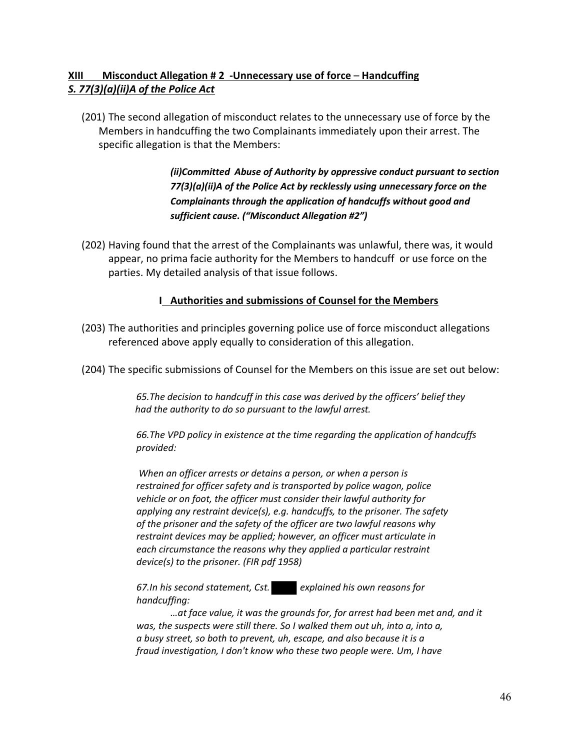## XIII Misconduct Allegation # 2 -Unnecessary use of force – Handcuffing

***S. 77(3)(a)(ii)A of the Police Act***

(201) The second allegation of misconduct relates to the unnecessary use of force by the Members in handcuffing the two Complainants immediately upon their arrest. The specific allegation is that the Members:

> ***(ii)Committed Abuse of Authority by oppressive conduct pursuant to section 77(3)(a)(ii)A of the Police Act by recklessly using unnecessary force on the Complainants through the application of handcuffs without good and sufficient cause. ("Misconduct Allegation #2")***

(202) Having found that the arrest of the Complainants was unlawful, there was, it would appear, no prima facie authority for the Members to handcuff or use force on the parties. My detailed analysis of that issue follows.

### I Authorities and submissions of Counsel for the Members

(203) The authorities and principles governing police use of force misconduct allegations referenced above apply equally to consideration of this allegation.

(204) The specific submissions of Counsel for the Members on this issue are set out below:

> *65.The decision to handcuff in this case was derived by the officers' belief they had the authority to do so pursuant to the lawful arrest.*
>
> *66.The VPD policy in existence at the time regarding the application of handcuffs provided:*
>
> *When an officer arrests or detains a person, or when a person is restrained for officer safety and is transported by police wagon, police vehicle or on foot, the officer must consider their lawful authority for applying any restraint device(s), e.g. handcuffs, to the prisoner. The safety of the prisoner and the safety of the officer are two lawful reasons why restraint devices may be applied; however, an officer must articulate in each circumstance the reasons why they applied a particular restraint device(s) to the prisoner. (FIR pdf 1958)*
>
> *67.In his second statement, Cst. ████ explained his own reasons for handcuffing:*
>
> *…at face value, it was the grounds for, for arrest had been met and, and it was, the suspects were still there. So I walked them out uh, into a, into a, a busy street, so both to prevent, uh, escape, and also because it is a fraud investigation, I don't know who these two people were. Um, I have*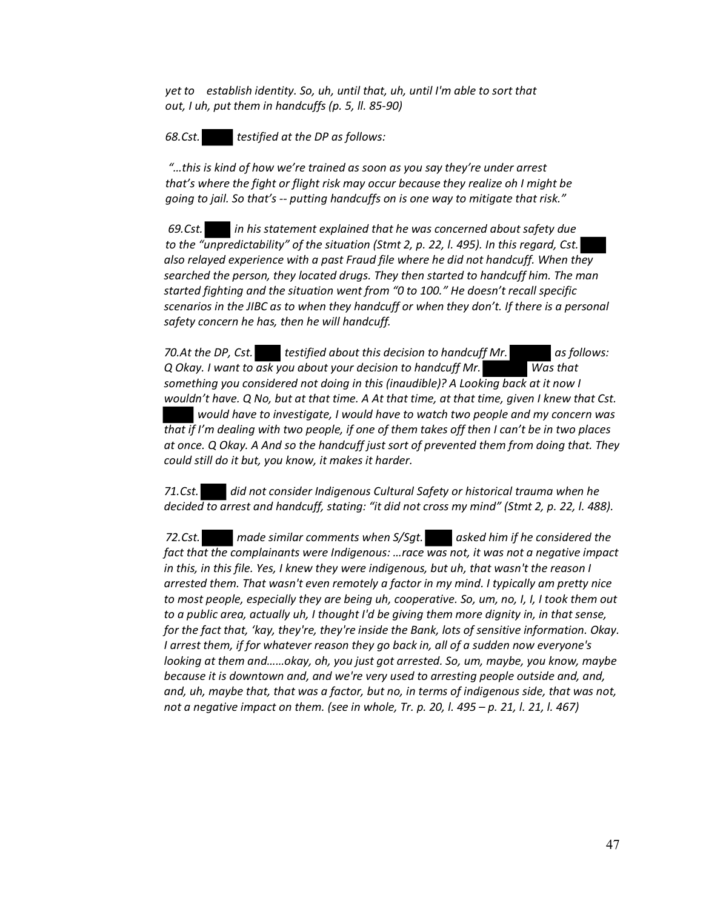*yet to establish identity. So, uh, until that, uh, until I'm able to sort that out, I uh, put them in handcuffs (p. 5, ll. 85-90)*

*68.Cst. ████ testified at the DP as follows:*

*"…this is kind of how we're trained as soon as you say they're under arrest that's where the fight or flight risk may occur because they realize oh I might be going to jail. So that's -- putting handcuffs on is one way to mitigate that risk."*

*69.Cst. ████ in his statement explained that he was concerned about safety due to the "unpredictability" of the situation (Stmt 2, p. 22, l. 495). In this regard, Cst. ████ also relayed experience with a past Fraud file where he did not handcuff. When they searched the person, they located drugs. They then started to handcuff him. The man started fighting and the situation went from "0 to 100." He doesn't recall specific scenarios in the JIBC as to when they handcuff or when they don't. If there is a personal safety concern he has, then he will handcuff.*

*70.At the DP, Cst. ████ testified about this decision to handcuff Mr. ████ as follows: Q Okay. I want to ask you about your decision to handcuff Mr. ████ Was that something you considered not doing in this (inaudible)? A Looking back at it now I wouldn't have. Q No, but at that time. A At that time, at that time, given I knew that Cst. ████ would have to investigate, I would have to watch two people and my concern was that if I'm dealing with two people, if one of them takes off then I can't be in two places at once. Q Okay. A And so the handcuff just sort of prevented them from doing that. They could still do it but, you know, it makes it harder.*

*71.Cst. ████ did not consider Indigenous Cultural Safety or historical trauma when he decided to arrest and handcuff, stating: "it did not cross my mind" (Stmt 2, p. 22, l. 488).*

*72.Cst. ████ made similar comments when S/Sgt. ████ asked him if he considered the fact that the complainants were Indigenous: …race was not, it was not a negative impact in this, in this file. Yes, I knew they were indigenous, but uh, that wasn't the reason I arrested them. That wasn't even remotely a factor in my mind. I typically am pretty nice to most people, especially they are being uh, cooperative. So, um, no, I, I, I took them out to a public area, actually uh, I thought I'd be giving them more dignity in, in that sense, for the fact that, 'kay, they're, they're inside the Bank, lots of sensitive information. Okay. I arrest them, if for whatever reason they go back in, all of a sudden now everyone's looking at them and……okay, oh, you just got arrested. So, um, maybe, you know, maybe because it is downtown and, and we're very used to arresting people outside and, and, and, uh, maybe that, that was a factor, but no, in terms of indigenous side, that was not, not a negative impact on them. (see in whole, Tr. p. 20, l. 495 – p. 21, l. 21, l. 467)*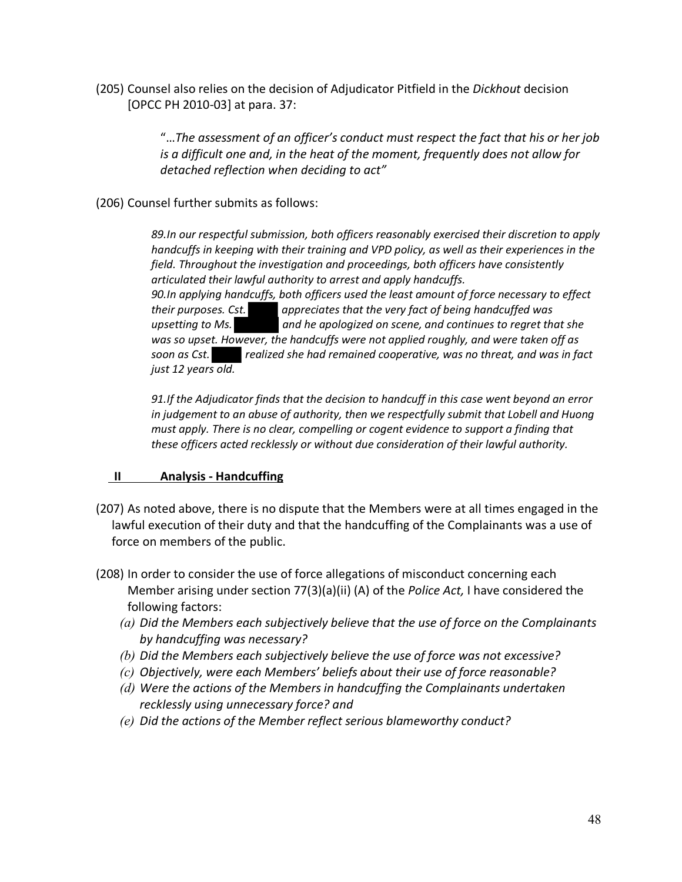(205) Counsel also relies on the decision of Adjudicator Pitfield in the *Dickhout* decision [OPCC PH 2010-03] at para. 37:

> "…*The assessment of an officer's conduct must respect the fact that his or her job is a difficult one and, in the heat of the moment, frequently does not allow for detached reflection when deciding to act"*

(206) Counsel further submits as follows:

> *89.In our respectful submission, both officers reasonably exercised their discretion to apply handcuffs in keeping with their training and VPD policy, as well as their experiences in the field. Throughout the investigation and proceedings, both officers have consistently articulated their lawful authority to arrest and apply handcuffs.*
> *90.In applying handcuffs, both officers used the least amount of force necessary to effect their purposes. Cst. ████ appreciates that the very fact of being handcuffed was upsetting to Ms. ██████ and he apologized on scene, and continues to regret that she was so upset. However, the handcuffs were not applied roughly, and were taken off as soon as Cst. ████ realized she had remained cooperative, was no threat, and was in fact just 12 years old.*
>
> *91.If the Adjudicator finds that the decision to handcuff in this case went beyond an error in judgement to an abuse of authority, then we respectfully submit that Lobell and Huong must apply. There is no clear, compelling or cogent evidence to support a finding that these officers acted recklessly or without due consideration of their lawful authority.*

## II Analysis - Handcuffing

(207) As noted above, there is no dispute that the Members were at all times engaged in the lawful execution of their duty and that the handcuffing of the Complainants was a use of force on members of the public.

(208) In order to consider the use of force allegations of misconduct concerning each Member arising under section 77(3)(a)(ii) (A) of the *Police Act,* I have considered the following factors:

*(a) Did the Members each subjectively believe that the use of force on the Complainants by handcuffing was necessary?*
*(b) Did the Members each subjectively believe the use of force was not excessive?*
*(c) Objectively, were each Members' beliefs about their use of force reasonable?*
*(d) Were the actions of the Members in handcuffing the Complainants undertaken recklessly using unnecessary force? and*
*(e) Did the actions of the Member reflect serious blameworthy conduct?*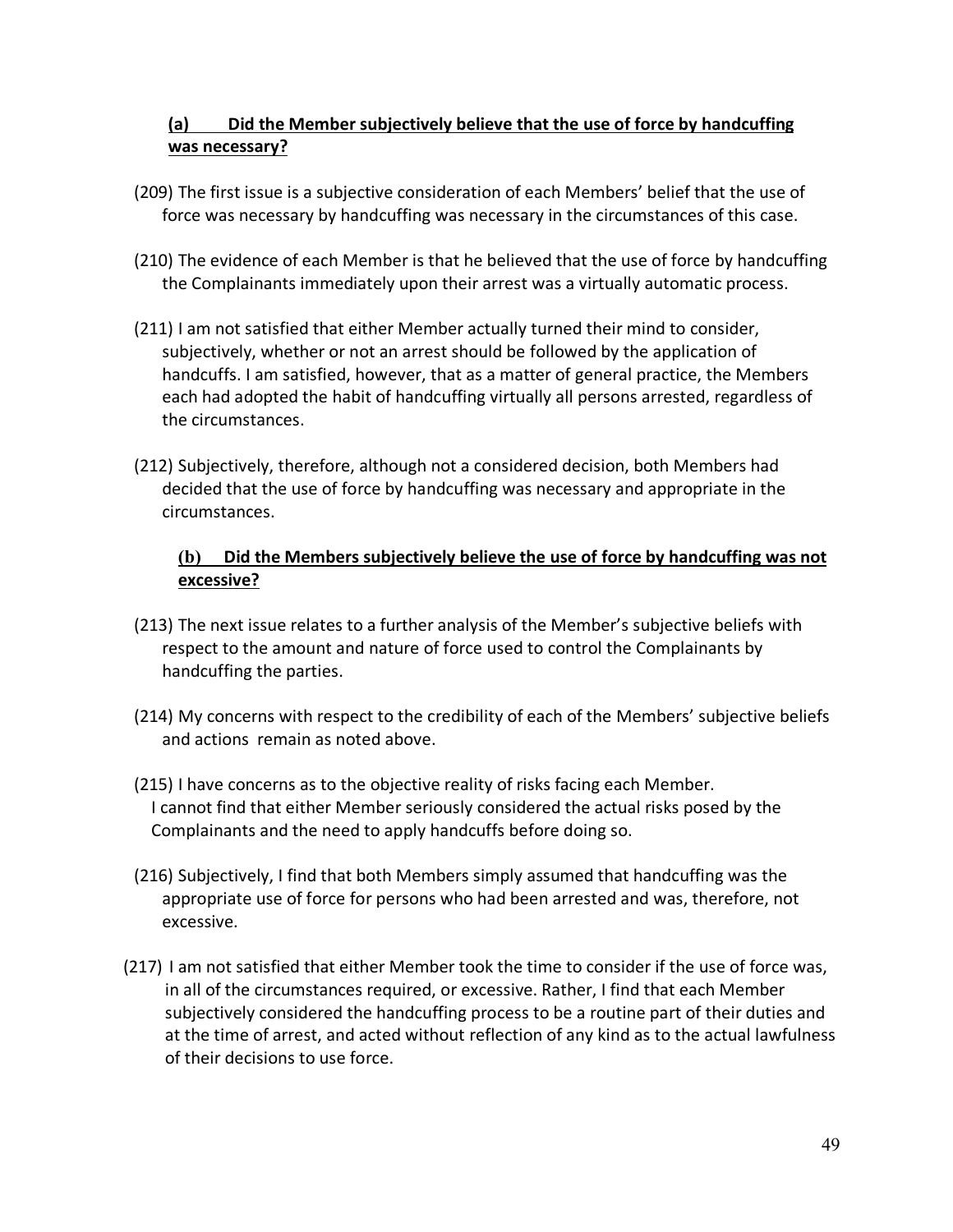**(a) Did the Member subjectively believe that the use of force by handcuffing was necessary?**

(209) The first issue is a subjective consideration of each Members' belief that the use of force was necessary by handcuffing was necessary in the circumstances of this case.

(210) The evidence of each Member is that he believed that the use of force by handcuffing the Complainants immediately upon their arrest was a virtually automatic process.

(211) I am not satisfied that either Member actually turned their mind to consider, subjectively, whether or not an arrest should be followed by the application of handcuffs. I am satisfied, however, that as a matter of general practice, the Members each had adopted the habit of handcuffing virtually all persons arrested, regardless of the circumstances.

(212) Subjectively, therefore, although not a considered decision, both Members had decided that the use of force by handcuffing was necessary and appropriate in the circumstances.

**(b) Did the Members subjectively believe the use of force by handcuffing was not excessive?**

(213) The next issue relates to a further analysis of the Member's subjective beliefs with respect to the amount and nature of force used to control the Complainants by handcuffing the parties.

(214) My concerns with respect to the credibility of each of the Members' subjective beliefs and actions remain as noted above.

(215) I have concerns as to the objective reality of risks facing each Member. I cannot find that either Member seriously considered the actual risks posed by the Complainants and the need to apply handcuffs before doing so.

(216) Subjectively, I find that both Members simply assumed that handcuffing was the appropriate use of force for persons who had been arrested and was, therefore, not excessive.

(217) I am not satisfied that either Member took the time to consider if the use of force was, in all of the circumstances required, or excessive. Rather, I find that each Member subjectively considered the handcuffing process to be a routine part of their duties and at the time of arrest, and acted without reflection of any kind as to the actual lawfulness of their decisions to use force.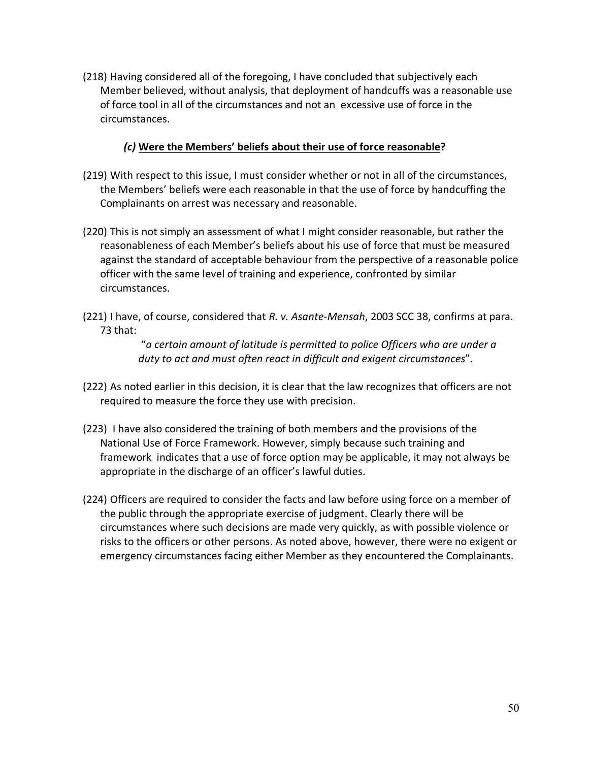(218) Having considered all of the foregoing, I have concluded that subjectively each Member believed, without analysis, that deployment of handcuffs was a reasonable use of force tool in all of the circumstances and not an excessive use of force in the circumstances.

### *(c)* Were the Members' beliefs about their use of force reasonable?

(219) With respect to this issue, I must consider whether or not in all of the circumstances, the Members' beliefs were each reasonable in that the use of force by handcuffing the Complainants on arrest was necessary and reasonable.

(220) This is not simply an assessment of what I might consider reasonable, but rather the reasonableness of each Member's beliefs about his use of force that must be measured against the standard of acceptable behaviour from the perspective of a reasonable police officer with the same level of training and experience, confronted by similar circumstances.

(221) I have, of course, considered that *R. v. Asante-Mensah*, 2003 SCC 38, confirms at para. 73 that:

> "*a certain amount of latitude is permitted to police Officers who are under a duty to act and must often react in difficult and exigent circumstances*".

(222) As noted earlier in this decision, it is clear that the law recognizes that officers are not required to measure the force they use with precision.

(223) I have also considered the training of both members and the provisions of the National Use of Force Framework. However, simply because such training and framework indicates that a use of force option may be applicable, it may not always be appropriate in the discharge of an officer's lawful duties.

(224) Officers are required to consider the facts and law before using force on a member of the public through the appropriate exercise of judgment. Clearly there will be circumstances where such decisions are made very quickly, as with possible violence or risks to the officers or other persons. As noted above, however, there were no exigent or emergency circumstances facing either Member as they encountered the Complainants.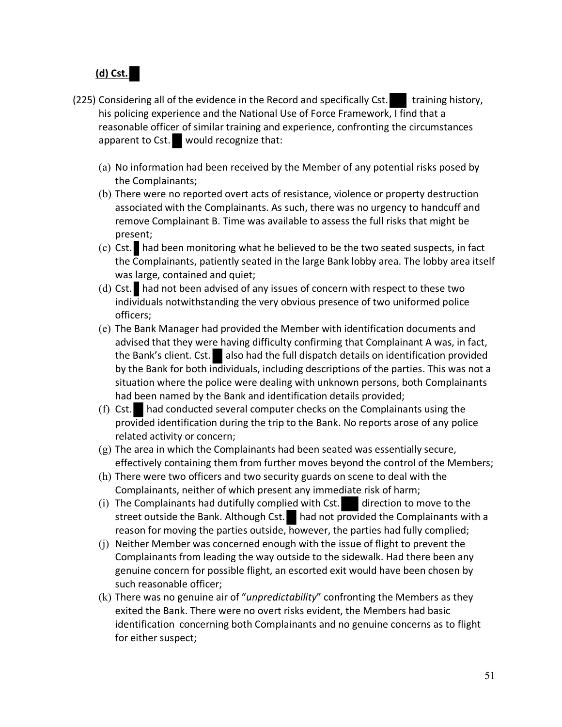**(d) Cst. █**

(225) Considering all of the evidence in the Record and specifically Cst. █ training history, his policing experience and the National Use of Force Framework, I find that a reasonable officer of similar training and experience, confronting the circumstances apparent to Cst. █ would recognize that:

(a) No information had been received by the Member of any potential risks posed by the Complainants;

(b) There were no reported overt acts of resistance, violence or property destruction associated with the Complainants. As such, there was no urgency to handcuff and remove Complainant B. Time was available to assess the full risks that might be present;

(c) Cst. █ had been monitoring what he believed to be the two seated suspects, in fact the Complainants, patiently seated in the large Bank lobby area. The lobby area itself was large, contained and quiet;

(d) Cst. █ had not been advised of any issues of concern with respect to these two individuals notwithstanding the very obvious presence of two uniformed police officers;

(e) The Bank Manager had provided the Member with identification documents and advised that they were having difficulty confirming that Complainant A was, in fact, the Bank's client. Cst. █ also had the full dispatch details on identification provided by the Bank for both individuals, including descriptions of the parties. This was not a situation where the police were dealing with unknown persons, both Complainants had been named by the Bank and identification details provided;

(f) Cst. █ had conducted several computer checks on the Complainants using the provided identification during the trip to the Bank. No reports arose of any police related activity or concern;

(g) The area in which the Complainants had been seated was essentially secure, effectively containing them from further moves beyond the control of the Members;

(h) There were two officers and two security guards on scene to deal with the Complainants, neither of which present any immediate risk of harm;

(i) The Complainants had dutifully complied with Cst. █ direction to move to the street outside the Bank. Although Cst. █ had not provided the Complainants with a reason for moving the parties outside, however, the parties had fully complied;

(j) Neither Member was concerned enough with the issue of flight to prevent the Complainants from leading the way outside to the sidewalk. Had there been any genuine concern for possible flight, an escorted exit would have been chosen by such reasonable officer;

(k) There was no genuine air of "*unpredictability*" confronting the Members as they exited the Bank. There were no overt risks evident, the Members had basic identification concerning both Complainants and no genuine concerns as to flight for either suspect;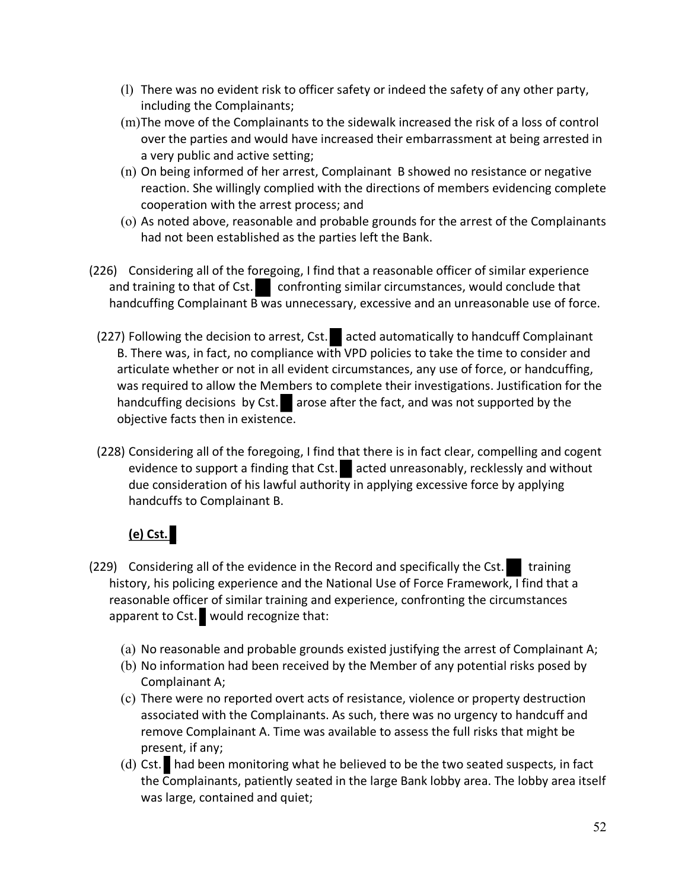(l) There was no evident risk to officer safety or indeed the safety of any other party, including the Complainants;

(m) The move of the Complainants to the sidewalk increased the risk of a loss of control over the parties and would have increased their embarrassment at being arrested in a very public and active setting;

(n) On being informed of her arrest, Complainant B showed no resistance or negative reaction. She willingly complied with the directions of members evidencing complete cooperation with the arrest process; and

(o) As noted above, reasonable and probable grounds for the arrest of the Complainants had not been established as the parties left the Bank.

(226) Considering all of the foregoing, I find that a reasonable officer of similar experience and training to that of Cst. █ confronting similar circumstances, would conclude that handcuffing Complainant B was unnecessary, excessive and an unreasonable use of force.

(227) Following the decision to arrest, Cst. █ acted automatically to handcuff Complainant B. There was, in fact, no compliance with VPD policies to take the time to consider and articulate whether or not in all evident circumstances, any use of force, or handcuffing, was required to allow the Members to complete their investigations. Justification for the handcuffing decisions by Cst. █ arose after the fact, and was not supported by the objective facts then in existence.

(228) Considering all of the foregoing, I find that there is in fact clear, compelling and cogent evidence to support a finding that Cst. █ acted unreasonably, recklessly and without due consideration of his lawful authority in applying excessive force by applying handcuffs to Complainant B.

**(e) Cst. █**

(229) Considering all of the evidence in the Record and specifically the Cst. █ training history, his policing experience and the National Use of Force Framework, I find that a reasonable officer of similar training and experience, confronting the circumstances apparent to Cst. █ would recognize that:

(a) No reasonable and probable grounds existed justifying the arrest of Complainant A;

(b) No information had been received by the Member of any potential risks posed by Complainant A;

(c) There were no reported overt acts of resistance, violence or property destruction associated with the Complainants. As such, there was no urgency to handcuff and remove Complainant A. Time was available to assess the full risks that might be present, if any;

(d) Cst. █ had been monitoring what he believed to be the two seated suspects, in fact the Complainants, patiently seated in the large Bank lobby area. The lobby area itself was large, contained and quiet;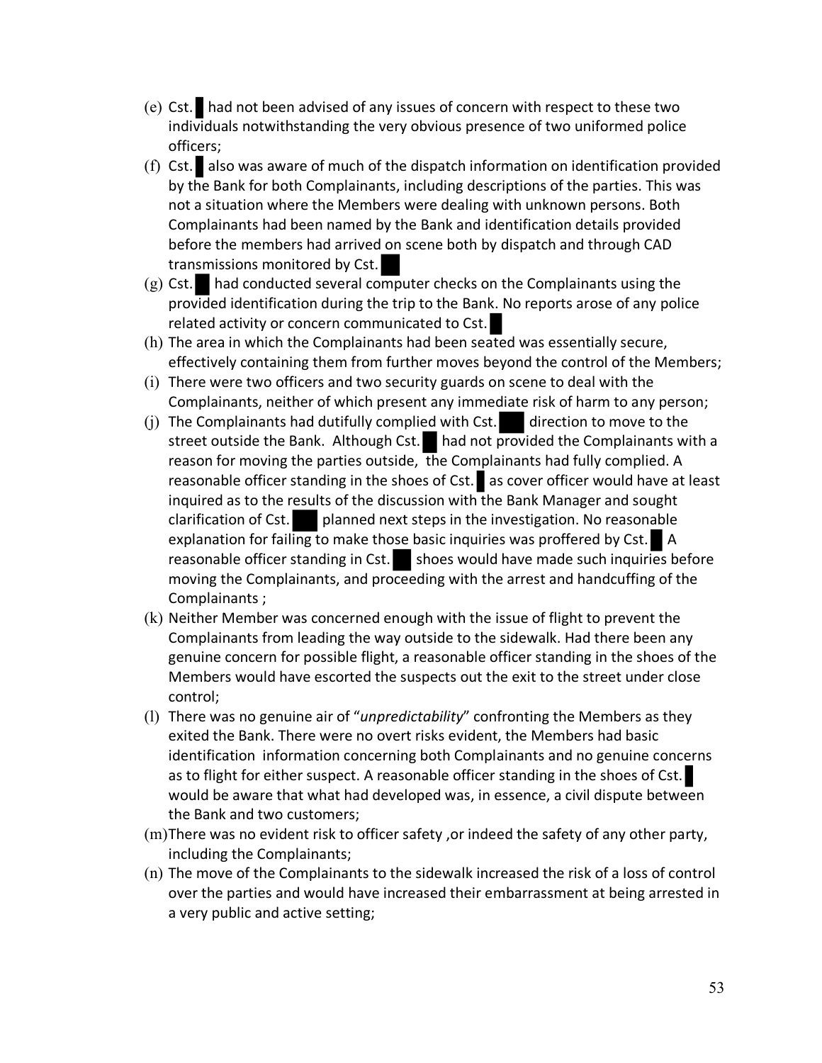(e) Cst. █ had not been advised of any issues of concern with respect to these two individuals notwithstanding the very obvious presence of two uniformed police officers;

(f) Cst. █ also was aware of much of the dispatch information on identification provided by the Bank for both Complainants, including descriptions of the parties. This was not a situation where the Members were dealing with unknown persons. Both Complainants had been named by the Bank and identification details provided before the members had arrived on scene both by dispatch and through CAD transmissions monitored by Cst. █

(g) Cst. █ had conducted several computer checks on the Complainants using the provided identification during the trip to the Bank. No reports arose of any police related activity or concern communicated to Cst. █

(h) The area in which the Complainants had been seated was essentially secure, effectively containing them from further moves beyond the control of the Members;

(i) There were two officers and two security guards on scene to deal with the Complainants, neither of which present any immediate risk of harm to any person;

(j) The Complainants had dutifully complied with Cst. █ direction to move to the street outside the Bank. Although Cst. █ had not provided the Complainants with a reason for moving the parties outside, the Complainants had fully complied. A reasonable officer standing in the shoes of Cst. █ as cover officer would have at least inquired as to the results of the discussion with the Bank Manager and sought clarification of Cst. █ planned next steps in the investigation. No reasonable explanation for failing to make those basic inquiries was proffered by Cst. █ A reasonable officer standing in Cst. █ shoes would have made such inquiries before moving the Complainants, and proceeding with the arrest and handcuffing of the Complainants ;

(k) Neither Member was concerned enough with the issue of flight to prevent the Complainants from leading the way outside to the sidewalk. Had there been any genuine concern for possible flight, a reasonable officer standing in the shoes of the Members would have escorted the suspects out the exit to the street under close control;

(l) There was no genuine air of "*unpredictability*" confronting the Members as they exited the Bank. There were no overt risks evident, the Members had basic identification information concerning both Complainants and no genuine concerns as to flight for either suspect. A reasonable officer standing in the shoes of Cst. █ would be aware that what had developed was, in essence, a civil dispute between the Bank and two customers;

(m) There was no evident risk to officer safety ,or indeed the safety of any other party, including the Complainants;

(n) The move of the Complainants to the sidewalk increased the risk of a loss of control over the parties and would have increased their embarrassment at being arrested in a very public and active setting;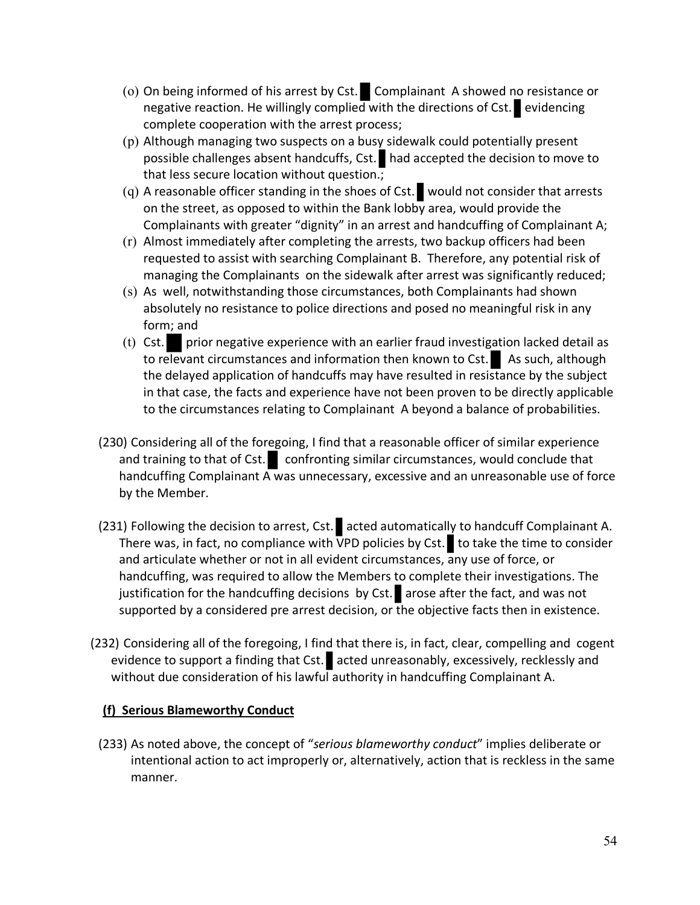(o) On being informed of his arrest by Cst. █ Complainant A showed no resistance or negative reaction. He willingly complied with the directions of Cst. █ evidencing complete cooperation with the arrest process;

(p) Although managing two suspects on a busy sidewalk could potentially present possible challenges absent handcuffs, Cst. █ had accepted the decision to move to that less secure location without question.;

(q) A reasonable officer standing in the shoes of Cst. █ would not consider that arrests on the street, as opposed to within the Bank lobby area, would provide the Complainants with greater "dignity" in an arrest and handcuffing of Complainant A;

(r) Almost immediately after completing the arrests, two backup officers had been requested to assist with searching Complainant B. Therefore, any potential risk of managing the Complainants on the sidewalk after arrest was significantly reduced;

(s) As well, notwithstanding those circumstances, both Complainants had shown absolutely no resistance to police directions and posed no meaningful risk in any form; and

(t) Cst. █ prior negative experience with an earlier fraud investigation lacked detail as to relevant circumstances and information then known to Cst. █ As such, although the delayed application of handcuffs may have resulted in resistance by the subject in that case, the facts and experience have not been proven to be directly applicable to the circumstances relating to Complainant A beyond a balance of probabilities.

(230) Considering all of the foregoing, I find that a reasonable officer of similar experience and training to that of Cst. █ confronting similar circumstances, would conclude that handcuffing Complainant A was unnecessary, excessive and an unreasonable use of force by the Member.

(231) Following the decision to arrest, Cst. █ acted automatically to handcuff Complainant A. There was, in fact, no compliance with VPD policies by Cst. █ to take the time to consider and articulate whether or not in all evident circumstances, any use of force, or handcuffing, was required to allow the Members to complete their investigations. The justification for the handcuffing decisions by Cst. █ arose after the fact, and was not supported by a considered pre arrest decision, or the objective facts then in existence.

(232) Considering all of the foregoing, I find that there is, in fact, clear, compelling and cogent evidence to support a finding that Cst. █ acted unreasonably, excessively, recklessly and without due consideration of his lawful authority in handcuffing Complainant A.

**(f) Serious Blameworthy Conduct**

(233) As noted above, the concept of "*serious blameworthy conduct*" implies deliberate or intentional action to act improperly or, alternatively, action that is reckless in the same manner.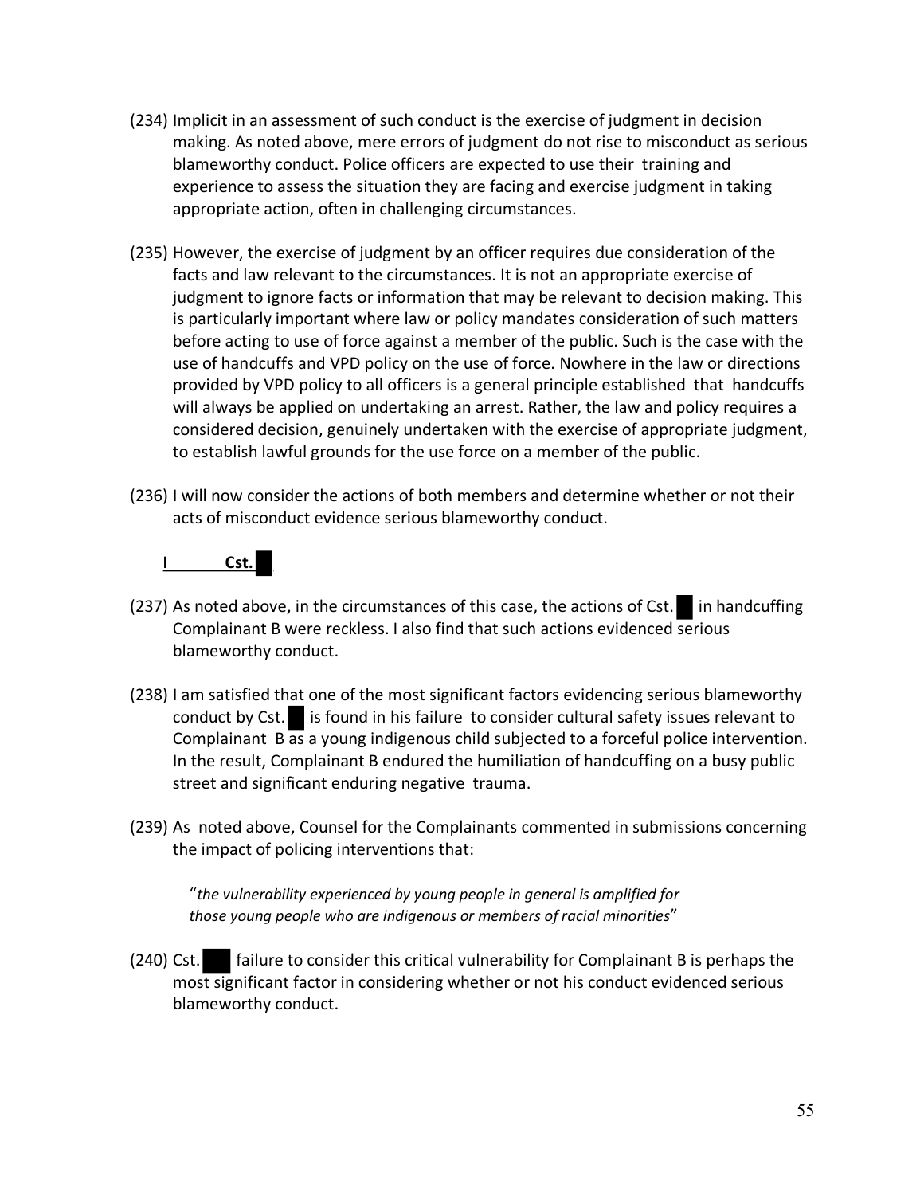(234) Implicit in an assessment of such conduct is the exercise of judgment in decision making. As noted above, mere errors of judgment do not rise to misconduct as serious blameworthy conduct. Police officers are expected to use their training and experience to assess the situation they are facing and exercise judgment in taking appropriate action, often in challenging circumstances.

(235) However, the exercise of judgment by an officer requires due consideration of the facts and law relevant to the circumstances. It is not an appropriate exercise of judgment to ignore facts or information that may be relevant to decision making. This is particularly important where law or policy mandates consideration of such matters before acting to use of force against a member of the public. Such is the case with the use of handcuffs and VPD policy on the use of force. Nowhere in the law or directions provided by VPD policy to all officers is a general principle established that handcuffs will always be applied on undertaking an arrest. Rather, the law and policy requires a considered decision, genuinely undertaken with the exercise of appropriate judgment, to establish lawful grounds for the use force on a member of the public.

(236) I will now consider the actions of both members and determine whether or not their acts of misconduct evidence serious blameworthy conduct.

**I Cst. █**

(237) As noted above, in the circumstances of this case, the actions of Cst. █ in handcuffing Complainant B were reckless. I also find that such actions evidenced serious blameworthy conduct.

(238) I am satisfied that one of the most significant factors evidencing serious blameworthy conduct by Cst. █ is found in his failure to consider cultural safety issues relevant to Complainant B as a young indigenous child subjected to a forceful police intervention. In the result, Complainant B endured the humiliation of handcuffing on a busy public street and significant enduring negative trauma.

(239) As noted above, Counsel for the Complainants commented in submissions concerning the impact of policing interventions that:

> "*the vulnerability experienced by young people in general is amplified for those young people who are indigenous or members of racial minorities*"

(240) Cst. █ failure to consider this critical vulnerability for Complainant B is perhaps the most significant factor in considering whether or not his conduct evidenced serious blameworthy conduct.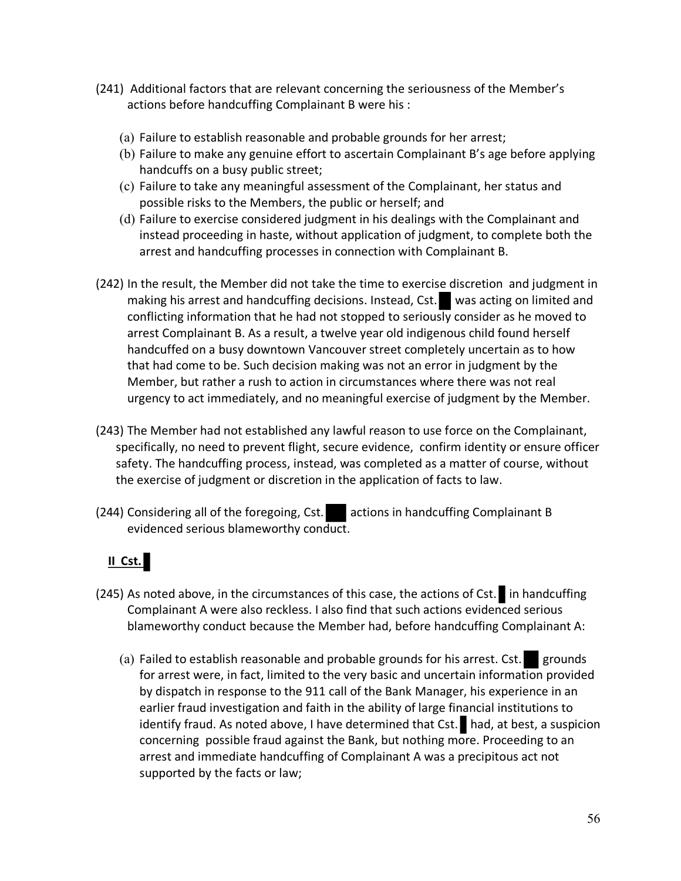(241) Additional factors that are relevant concerning the seriousness of the Member's actions before handcuffing Complainant B were his :

(a) Failure to establish reasonable and probable grounds for her arrest;
(b) Failure to make any genuine effort to ascertain Complainant B's age before applying handcuffs on a busy public street;
(c) Failure to take any meaningful assessment of the Complainant, her status and possible risks to the Members, the public or herself; and
(d) Failure to exercise considered judgment in his dealings with the Complainant and instead proceeding in haste, without application of judgment, to complete both the arrest and handcuffing processes in connection with Complainant B.

(242) In the result, the Member did not take the time to exercise discretion and judgment in making his arrest and handcuffing decisions. Instead, Cst. █ was acting on limited and conflicting information that he had not stopped to seriously consider as he moved to arrest Complainant B. As a result, a twelve year old indigenous child found herself handcuffed on a busy downtown Vancouver street completely uncertain as to how that had come to be. Such decision making was not an error in judgment by the Member, but rather a rush to action in circumstances where there was not real urgency to act immediately, and no meaningful exercise of judgment by the Member.

(243) The Member had not established any lawful reason to use force on the Complainant, specifically, no need to prevent flight, secure evidence, confirm identity or ensure officer safety. The handcuffing process, instead, was completed as a matter of course, without the exercise of judgment or discretion in the application of facts to law.

(244) Considering all of the foregoing, Cst. █ actions in handcuffing Complainant B evidenced serious blameworthy conduct.

**II Cst. █**

(245) As noted above, in the circumstances of this case, the actions of Cst. █ in handcuffing Complainant A were also reckless. I also find that such actions evidenced serious blameworthy conduct because the Member had, before handcuffing Complainant A:

(a) Failed to establish reasonable and probable grounds for his arrest. Cst. █ grounds for arrest were, in fact, limited to the very basic and uncertain information provided by dispatch in response to the 911 call of the Bank Manager, his experience in an earlier fraud investigation and faith in the ability of large financial institutions to identify fraud. As noted above, I have determined that Cst. █ had, at best, a suspicion concerning possible fraud against the Bank, but nothing more. Proceeding to an arrest and immediate handcuffing of Complainant A was a precipitous act not supported by the facts or law;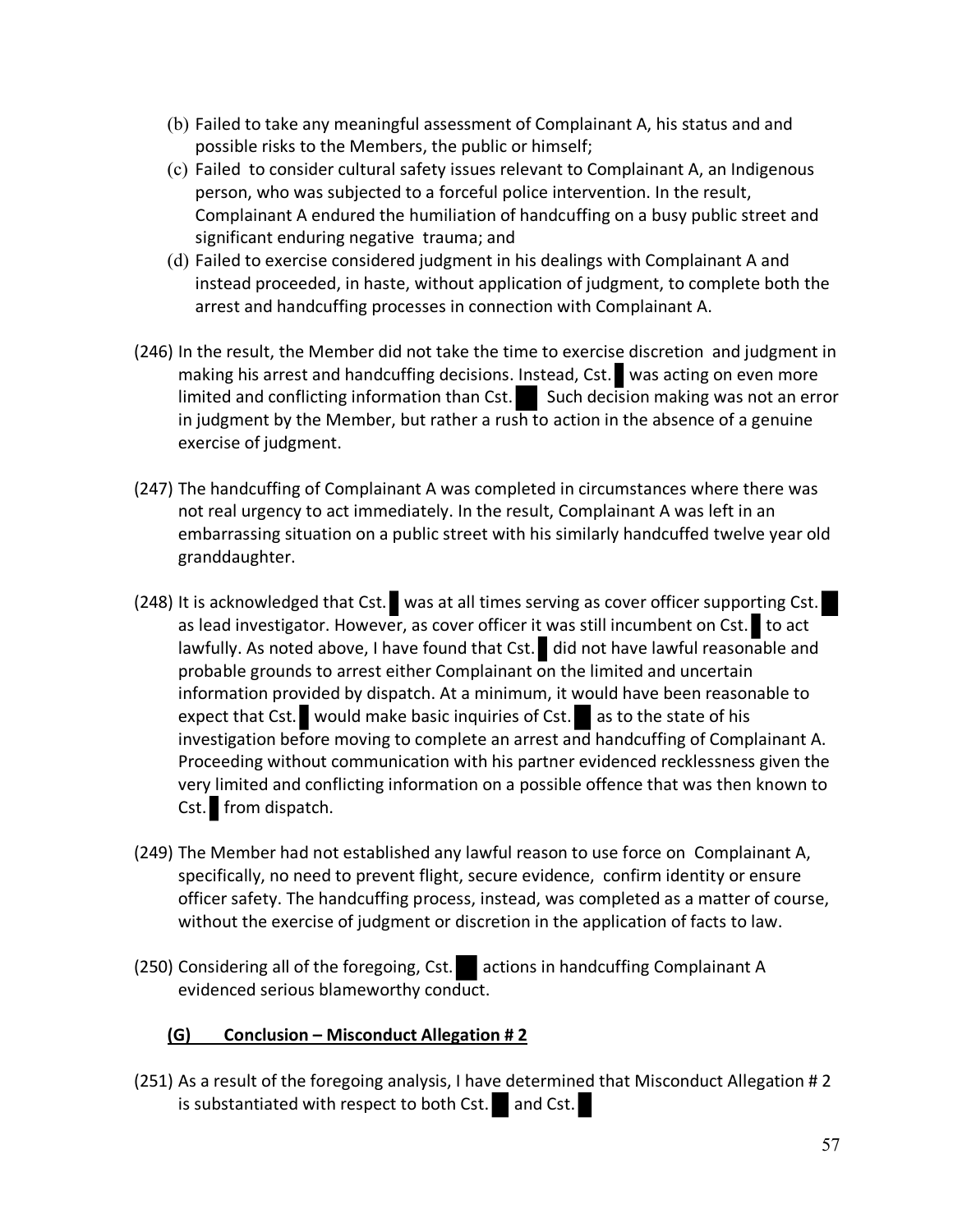(b) Failed to take any meaningful assessment of Complainant A, his status and and possible risks to the Members, the public or himself;

(c) Failed to consider cultural safety issues relevant to Complainant A, an Indigenous person, who was subjected to a forceful police intervention. In the result, Complainant A endured the humiliation of handcuffing on a busy public street and significant enduring negative trauma; and

(d) Failed to exercise considered judgment in his dealings with Complainant A and instead proceeded, in haste, without application of judgment, to complete both the arrest and handcuffing processes in connection with Complainant A.

(246) In the result, the Member did not take the time to exercise discretion and judgment in making his arrest and handcuffing decisions. Instead, Cst. █ was acting on even more limited and conflicting information than Cst. █ Such decision making was not an error in judgment by the Member, but rather a rush to action in the absence of a genuine exercise of judgment.

(247) The handcuffing of Complainant A was completed in circumstances where there was not real urgency to act immediately. In the result, Complainant A was left in an embarrassing situation on a public street with his similarly handcuffed twelve year old granddaughter.

(248) It is acknowledged that Cst. █ was at all times serving as cover officer supporting Cst. █ as lead investigator. However, as cover officer it was still incumbent on Cst. █ to act lawfully. As noted above, I have found that Cst. █ did not have lawful reasonable and probable grounds to arrest either Complainant on the limited and uncertain information provided by dispatch. At a minimum, it would have been reasonable to expect that Cst. █ would make basic inquiries of Cst. █ as to the state of his investigation before moving to complete an arrest and handcuffing of Complainant A. Proceeding without communication with his partner evidenced recklessness given the very limited and conflicting information on a possible offence that was then known to Cst. █ from dispatch.

(249) The Member had not established any lawful reason to use force on Complainant A, specifically, no need to prevent flight, secure evidence, confirm identity or ensure officer safety. The handcuffing process, instead, was completed as a matter of course, without the exercise of judgment or discretion in the application of facts to law.

(250) Considering all of the foregoing, Cst. █ actions in handcuffing Complainant A evidenced serious blameworthy conduct.

### **(G) Conclusion – Misconduct Allegation # 2**

(251) As a result of the foregoing analysis, I have determined that Misconduct Allegation # 2 is substantiated with respect to both Cst. █ and Cst. █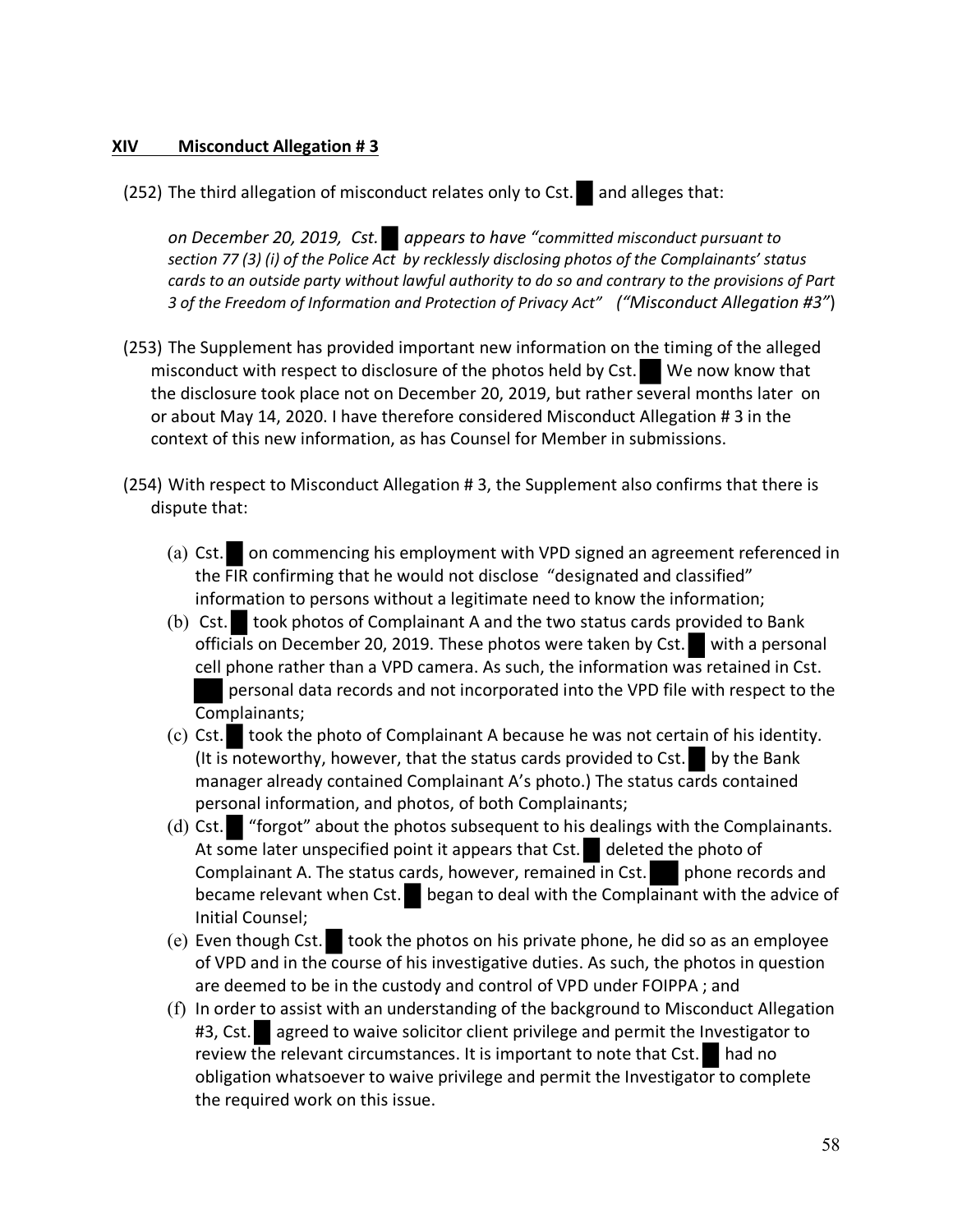## XIV Misconduct Allegation # 3

(252) The third allegation of misconduct relates only to Cst. ██ and alleges that:

> *on December 20, 2019, Cst. ██ appears to have "committed misconduct pursuant to section 77 (3) (i) of the Police Act by recklessly disclosing photos of the Complainants' status cards to an outside party without lawful authority to do so and contrary to the provisions of Part 3 of the Freedom of Information and Protection of Privacy Act" ("Misconduct Allegation #3"*)

(253) The Supplement has provided important new information on the timing of the alleged misconduct with respect to disclosure of the photos held by Cst. ██ We now know that the disclosure took place not on December 20, 2019, but rather several months later on or about May 14, 2020. I have therefore considered Misconduct Allegation # 3 in the context of this new information, as has Counsel for Member in submissions.

(254) With respect to Misconduct Allegation # 3, the Supplement also confirms that there is dispute that:

(a) Cst. ██ on commencing his employment with VPD signed an agreement referenced in the FIR confirming that he would not disclose "designated and classified" information to persons without a legitimate need to know the information;

(b) Cst. ██ took photos of Complainant A and the two status cards provided to Bank officials on December 20, 2019. These photos were taken by Cst. ██ with a personal cell phone rather than a VPD camera. As such, the information was retained in Cst. ███ personal data records and not incorporated into the VPD file with respect to the Complainants;

(c) Cst. ██ took the photo of Complainant A because he was not certain of his identity. (It is noteworthy, however, that the status cards provided to Cst. ██ by the Bank manager already contained Complainant A's photo.) The status cards contained personal information, and photos, of both Complainants;

(d) Cst. ██ "forgot" about the photos subsequent to his dealings with the Complainants. At some later unspecified point it appears that Cst. ██ deleted the photo of Complainant A. The status cards, however, remained in Cst. ███ phone records and became relevant when Cst. ██ began to deal with the Complainant with the advice of Initial Counsel;

(e) Even though Cst. ██ took the photos on his private phone, he did so as an employee of VPD and in the course of his investigative duties. As such, the photos in question are deemed to be in the custody and control of VPD under FOIPPA ; and

(f) In order to assist with an understanding of the background to Misconduct Allegation #3, Cst. ██ agreed to waive solicitor client privilege and permit the Investigator to review the relevant circumstances. It is important to note that Cst. ██ had no obligation whatsoever to waive privilege and permit the Investigator to complete the required work on this issue.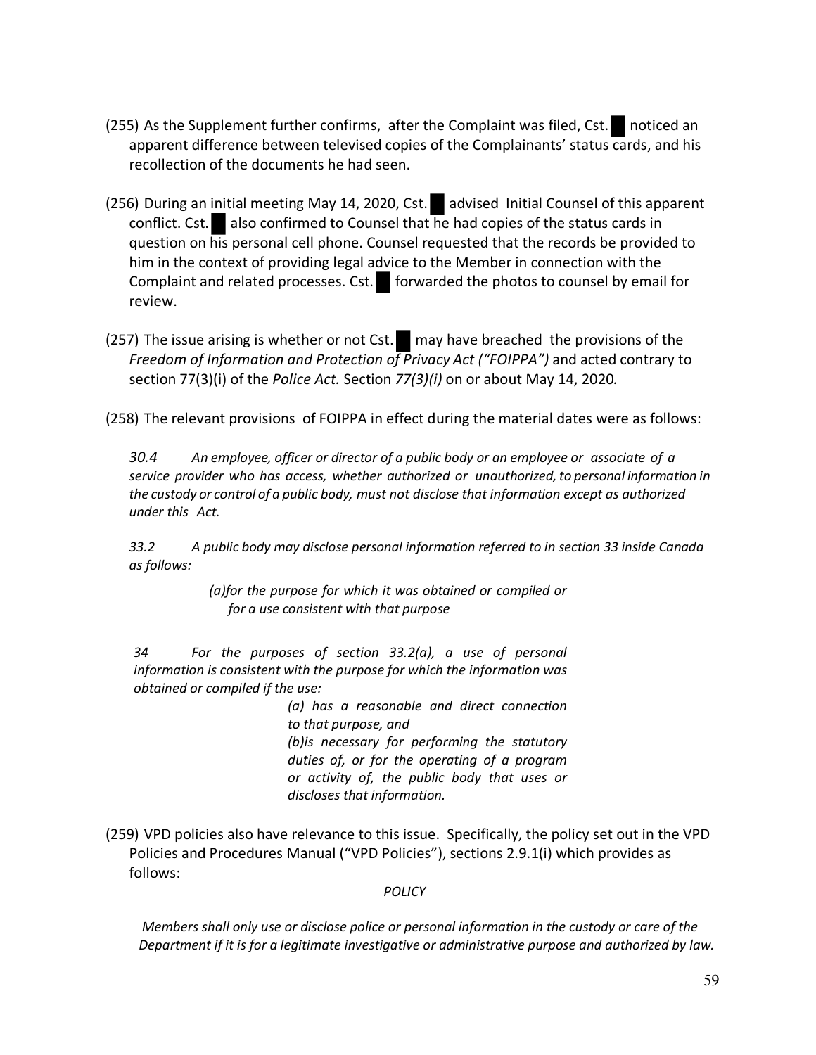(255) As the Supplement further confirms, after the Complaint was filed, Cst. █ noticed an apparent difference between televised copies of the Complainants' status cards, and his recollection of the documents he had seen.

(256) During an initial meeting May 14, 2020, Cst. █ advised Initial Counsel of this apparent conflict. Cst. █ also confirmed to Counsel that he had copies of the status cards in question on his personal cell phone. Counsel requested that the records be provided to him in the context of providing legal advice to the Member in connection with the Complaint and related processes. Cst. █ forwarded the photos to counsel by email for review.

(257) The issue arising is whether or not Cst. █ may have breached the provisions of the *Freedom of Information and Protection of Privacy Act ("FOIPPA")* and acted contrary to section 77(3)(i) of the *Police Act.* Section *77(3)(i)* on or about May 14, 2020.

(258) The relevant provisions of FOIPPA in effect during the material dates were as follows:

> *30.4 An employee, officer or director of a public body or an employee or associate of a service provider who has access, whether authorized or unauthorized, to personal information in the custody or control of a public body, must not disclose that information except as authorized under this Act.*
>
> *33.2 A public body may disclose personal information referred to in section 33 inside Canada as follows:*
>
> > *(a) for the purpose for which it was obtained or compiled or for a use consistent with that purpose*
>
> *34 For the purposes of section 33.2(a), a use of personal information is consistent with the purpose for which the information was obtained or compiled if the use:*
>
> > *(a) has a reasonable and direct connection to that purpose, and*
> >
> > *(b) is necessary for performing the statutory duties of, or for the operating of a program or activity of, the public body that uses or discloses that information.*

(259) VPD policies also have relevance to this issue. Specifically, the policy set out in the VPD Policies and Procedures Manual ("VPD Policies"), sections 2.9.1(i) which provides as follows:

*POLICY*

*Members shall only use or disclose police or personal information in the custody or care of the Department if it is for a legitimate investigative or administrative purpose and authorized by law.*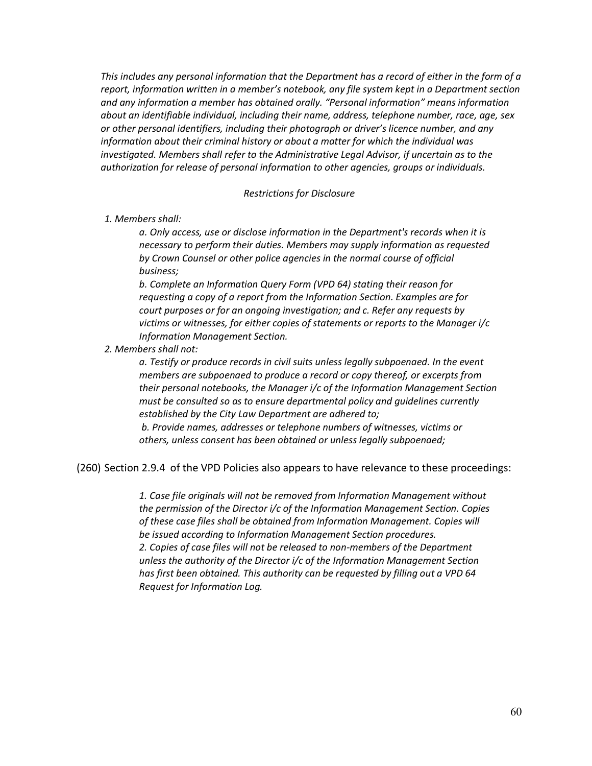*This includes any personal information that the Department has a record of either in the form of a report, information written in a member's notebook, any file system kept in a Department section and any information a member has obtained orally. "Personal information" means information about an identifiable individual, including their name, address, telephone number, race, age, sex or other personal identifiers, including their photograph or driver's licence number, and any information about their criminal history or about a matter for which the individual was investigated. Members shall refer to the Administrative Legal Advisor, if uncertain as to the authorization for release of personal information to other agencies, groups or individuals.*

*Restrictions for Disclosure*

*1. Members shall:*

> *a. Only access, use or disclose information in the Department's records when it is necessary to perform their duties. Members may supply information as requested by Crown Counsel or other police agencies in the normal course of official business;*
>
> *b. Complete an Information Query Form (VPD 64) stating their reason for requesting a copy of a report from the Information Section. Examples are for court purposes or for an ongoing investigation; and c. Refer any requests by victims or witnesses, for either copies of statements or reports to the Manager i/c Information Management Section.*

*2. Members shall not:*

> *a. Testify or produce records in civil suits unless legally subpoenaed. In the event members are subpoenaed to produce a record or copy thereof, or excerpts from their personal notebooks, the Manager i/c of the Information Management Section must be consulted so as to ensure departmental policy and guidelines currently established by the City Law Department are adhered to;*
>
> *b. Provide names, addresses or telephone numbers of witnesses, victims or others, unless consent has been obtained or unless legally subpoenaed;*

(260) Section 2.9.4 of the VPD Policies also appears to have relevance to these proceedings:

> *1. Case file originals will not be removed from Information Management without the permission of the Director i/c of the Information Management Section. Copies of these case files shall be obtained from Information Management. Copies will be issued according to Information Management Section procedures.*
>
> *2. Copies of case files will not be released to non-members of the Department unless the authority of the Director i/c of the Information Management Section has first been obtained. This authority can be requested by filling out a VPD 64 Request for Information Log.*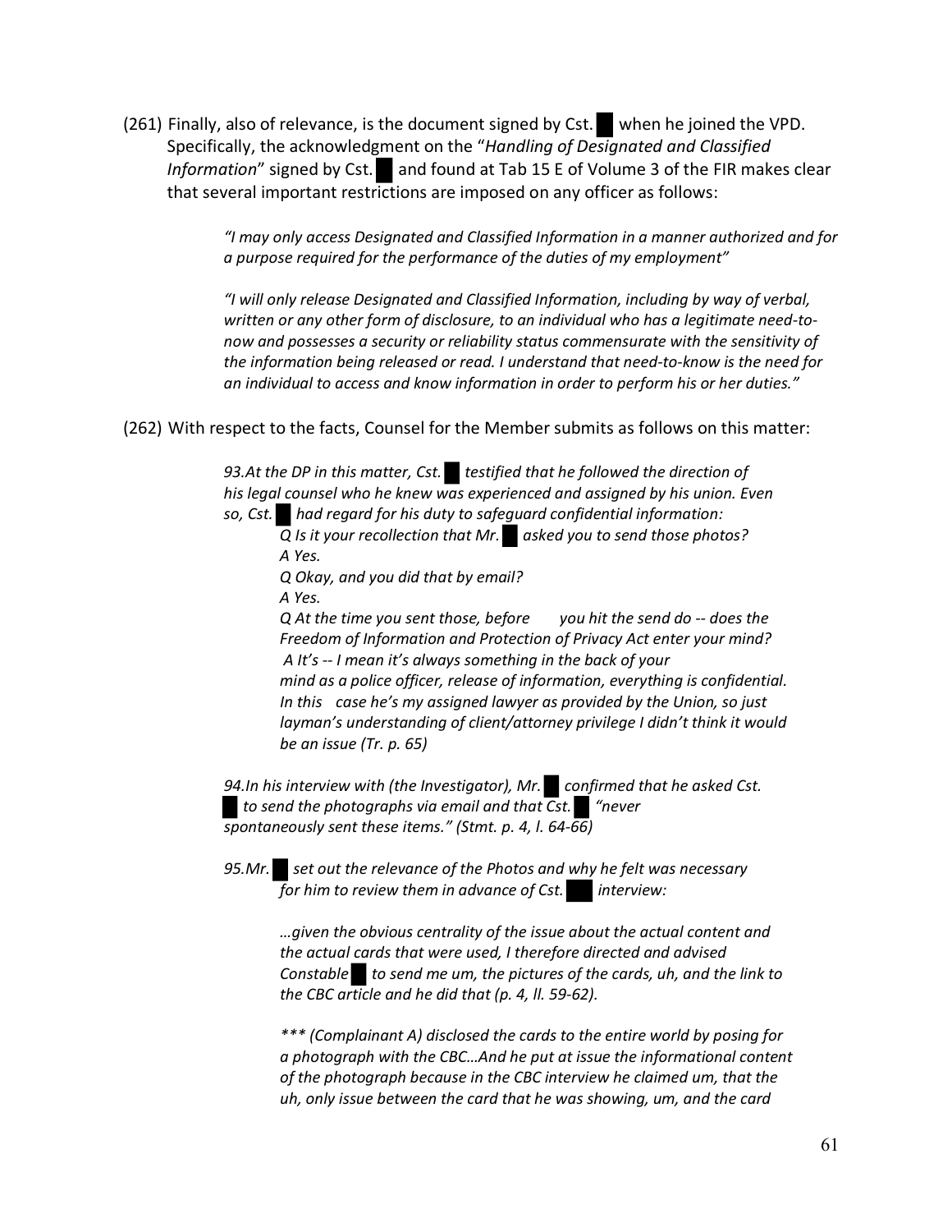(261) Finally, also of relevance, is the document signed by Cst. █ when he joined the VPD. Specifically, the acknowledgment on the "*Handling of Designated and Classified Information*" signed by Cst. █ and found at Tab 15 E of Volume 3 of the FIR makes clear that several important restrictions are imposed on any officer as follows:

> *"I may only access Designated and Classified Information in a manner authorized and for a purpose required for the performance of the duties of my employment"*
>
> *"I will only release Designated and Classified Information, including by way of verbal, written or any other form of disclosure, to an individual who has a legitimate need-to-now and possesses a security or reliability status commensurate with the sensitivity of the information being released or read. I understand that need-to-know is the need for an individual to access and know information in order to perform his or her duties."*

(262) With respect to the facts, Counsel for the Member submits as follows on this matter:

> *93.At the DP in this matter, Cst. █ testified that he followed the direction of his legal counsel who he knew was experienced and assigned by his union. Even so, Cst. █ had regard for his duty to safeguard confidential information:*
>
> *Q Is it your recollection that Mr. █ asked you to send those photos?*
> *A Yes.*
> *Q Okay, and you did that by email?*
> *A Yes.*
> *Q At the time you sent those, before you hit the send do -- does the Freedom of Information and Protection of Privacy Act enter your mind?*
> *A It's -- I mean it's always something in the back of your mind as a police officer, release of information, everything is confidential. In this case he's my assigned lawyer as provided by the Union, so just layman's understanding of client/attorney privilege I didn't think it would be an issue (Tr. p. 65)*
>
> *94.In his interview with (the Investigator), Mr. █ confirmed that he asked Cst. █ to send the photographs via email and that Cst. █ "never spontaneously sent these items." (Stmt. p. 4, l. 64-66)*
>
> *95.Mr. █ set out the relevance of the Photos and why he felt was necessary for him to review them in advance of Cst. █ interview:*
>
> > *…given the obvious centrality of the issue about the actual content and the actual cards that were used, I therefore directed and advised Constable █ to send me um, the pictures of the cards, uh, and the link to the CBC article and he did that (p. 4, ll. 59-62).*
> >
> > *\*\*\* (Complainant A) disclosed the cards to the entire world by posing for a photograph with the CBC…And he put at issue the informational content of the photograph because in the CBC interview he claimed um, that the uh, only issue between the card that he was showing, um, and the card*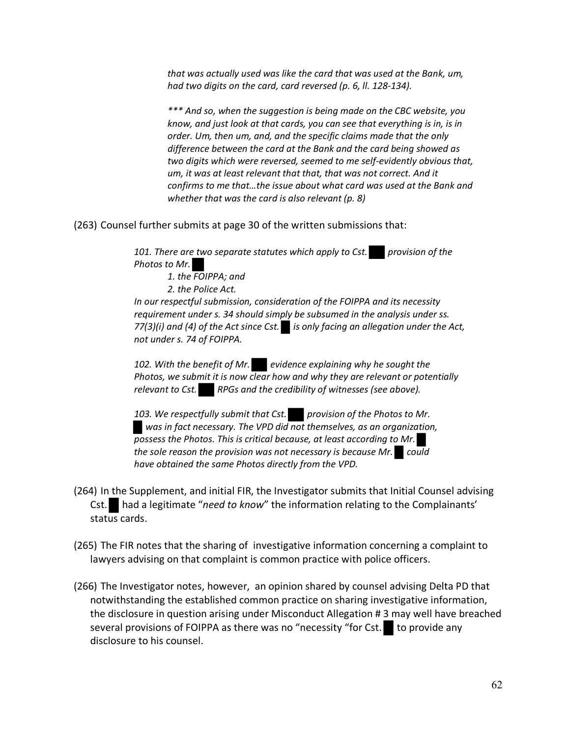*that was actually used was like the card that was used at the Bank, um, had two digits on the card, card reversed (p. 6, ll. 128-134).*

> **\*\*\* And so, when the suggestion is being made on the CBC website, you know, and just look at that cards, you can see that everything is in, is in order. Um, then um, and, and the specific claims made that the only difference between the card at the Bank and the card being showed as two digits which were reversed, seemed to me self-evidently obvious that, um, it was at least relevant that that, that was not correct. And it confirms to me that…the issue about what card was used at the Bank and whether that was the card is also relevant (p. 8)**

(263) Counsel further submits at page 30 of the written submissions that:

> *101. There are two separate statutes which apply to Cst. █ provision of the Photos to Mr. █*
>
> *1. the FOIPPA; and*
>
> *2. the Police Act.*
>
> *In our respectful submission, consideration of the FOIPPA and its necessity requirement under s. 34 should simply be subsumed in the analysis under ss. 77(3)(i) and (4) of the Act since Cst. █ is only facing an allegation under the Act, not under s. 74 of FOIPPA.*
>
> *102. With the benefit of Mr. █ evidence explaining why he sought the Photos, we submit it is now clear how and why they are relevant or potentially relevant to Cst. █ RPGs and the credibility of witnesses (see above).*
>
> *103. We respectfully submit that Cst. █ provision of the Photos to Mr. █ was in fact necessary. The VPD did not themselves, as an organization, possess the Photos. This is critical because, at least according to Mr. █ the sole reason the provision was not necessary is because Mr. █ could have obtained the same Photos directly from the VPD.*

(264) In the Supplement, and initial FIR, the Investigator submits that Initial Counsel advising Cst. █ had a legitimate "*need to know*" the information relating to the Complainants' status cards.

(265) The FIR notes that the sharing of investigative information concerning a complaint to lawyers advising on that complaint is common practice with police officers.

(266) The Investigator notes, however, an opinion shared by counsel advising Delta PD that notwithstanding the established common practice on sharing investigative information, the disclosure in question arising under Misconduct Allegation # 3 may well have breached several provisions of FOIPPA as there was no "necessity "for Cst. █ to provide any disclosure to his counsel.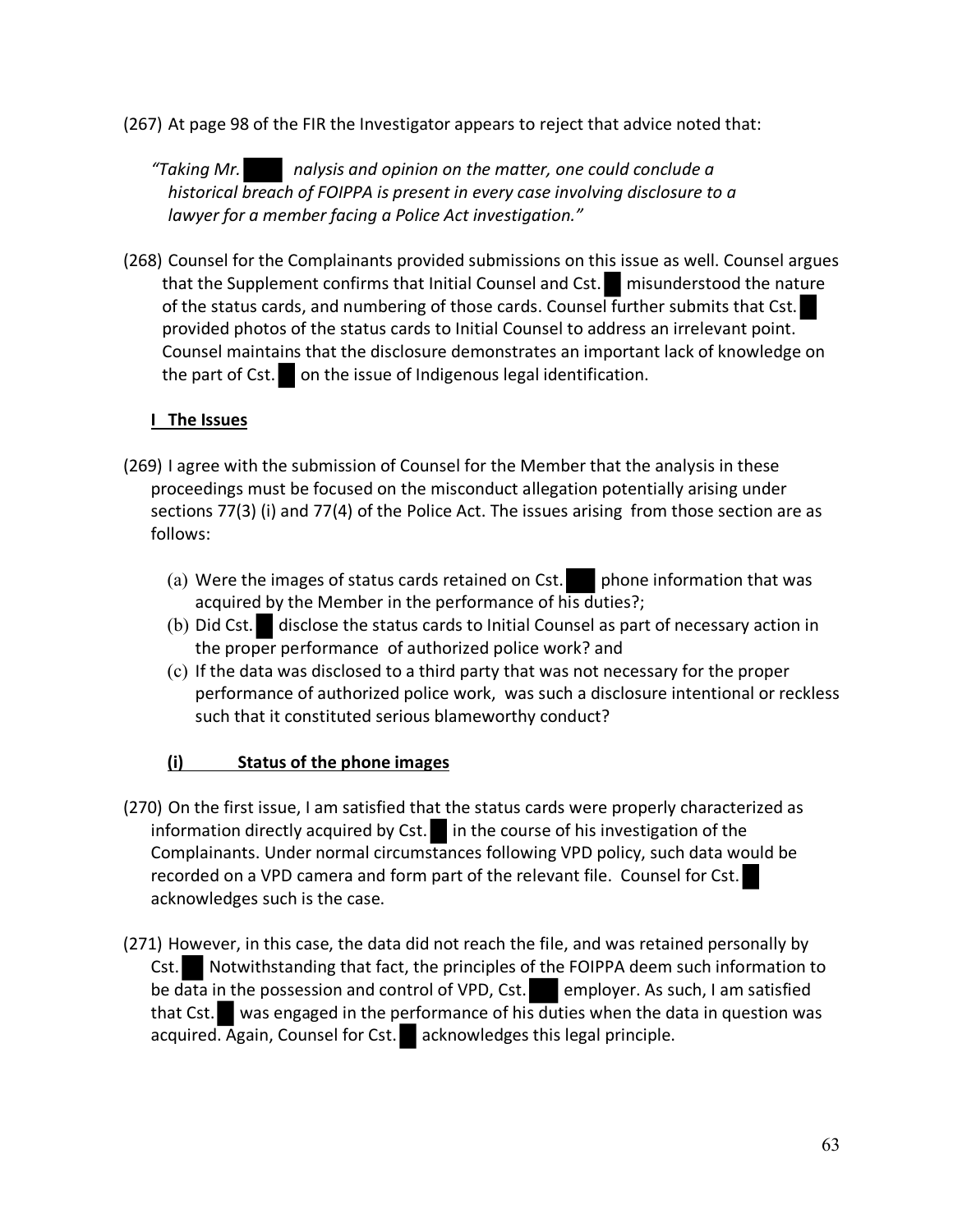(267) At page 98 of the FIR the Investigator appears to reject that advice noted that:

> *"Taking Mr. ███ nalysis and opinion on the matter, one could conclude a historical breach of FOIPPA is present in every case involving disclosure to a lawyer for a member facing a Police Act investigation."*

(268) Counsel for the Complainants provided submissions on this issue as well. Counsel argues that the Supplement confirms that Initial Counsel and Cst. █ misunderstood the nature of the status cards, and numbering of those cards. Counsel further submits that Cst. █ provided photos of the status cards to Initial Counsel to address an irrelevant point. Counsel maintains that the disclosure demonstrates an important lack of knowledge on the part of Cst. █ on the issue of Indigenous legal identification.

## I The Issues

(269) I agree with the submission of Counsel for the Member that the analysis in these proceedings must be focused on the misconduct allegation potentially arising under sections 77(3) (i) and 77(4) of the Police Act. The issues arising from those section are as follows:

(a) Were the images of status cards retained on Cst. ███ phone information that was acquired by the Member in the performance of his duties?;

(b) Did Cst. █ disclose the status cards to Initial Counsel as part of necessary action in the proper performance of authorized police work? and

(c) If the data was disclosed to a third party that was not necessary for the proper performance of authorized police work, was such a disclosure intentional or reckless such that it constituted serious blameworthy conduct?

### (i) Status of the phone images

(270) On the first issue, I am satisfied that the status cards were properly characterized as information directly acquired by Cst. █ in the course of his investigation of the Complainants. Under normal circumstances following VPD policy, such data would be recorded on a VPD camera and form part of the relevant file. Counsel for Cst. █ acknowledges such is the case.

(271) However, in this case, the data did not reach the file, and was retained personally by Cst. █ Notwithstanding that fact, the principles of the FOIPPA deem such information to be data in the possession and control of VPD, Cst. ███ employer. As such, I am satisfied that Cst. █ was engaged in the performance of his duties when the data in question was acquired. Again, Counsel for Cst. █ acknowledges this legal principle.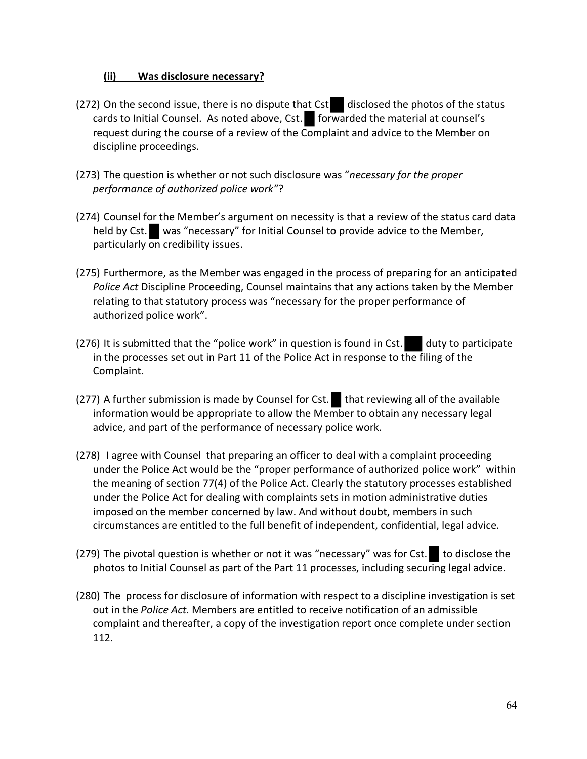#### **(ii) Was disclosure necessary?**

(272) On the second issue, there is no dispute that Cst ██ disclosed the photos of the status cards to Initial Counsel. As noted above, Cst. ██ forwarded the material at counsel's request during the course of a review of the Complaint and advice to the Member on discipline proceedings.

(273) The question is whether or not such disclosure was "*necessary for the proper performance of authorized police work"*?

(274) Counsel for the Member's argument on necessity is that a review of the status card data held by Cst. ██ was "necessary" for Initial Counsel to provide advice to the Member, particularly on credibility issues.

(275) Furthermore, as the Member was engaged in the process of preparing for an anticipated *Police Act* Discipline Proceeding, Counsel maintains that any actions taken by the Member relating to that statutory process was "necessary for the proper performance of authorized police work".

(276) It is submitted that the "police work" in question is found in Cst. ███ duty to participate in the processes set out in Part 11 of the Police Act in response to the filing of the Complaint.

(277) A further submission is made by Counsel for Cst. ██ that reviewing all of the available information would be appropriate to allow the Member to obtain any necessary legal advice, and part of the performance of necessary police work.

(278) I agree with Counsel that preparing an officer to deal with a complaint proceeding under the Police Act would be the "proper performance of authorized police work" within the meaning of section 77(4) of the Police Act. Clearly the statutory processes established under the Police Act for dealing with complaints sets in motion administrative duties imposed on the member concerned by law. And without doubt, members in such circumstances are entitled to the full benefit of independent, confidential, legal advice.

(279) The pivotal question is whether or not it was "necessary" was for Cst. ██ to disclose the photos to Initial Counsel as part of the Part 11 processes, including securing legal advice.

(280) The process for disclosure of information with respect to a discipline investigation is set out in the *Police Act*. Members are entitled to receive notification of an admissible complaint and thereafter, a copy of the investigation report once complete under section 112.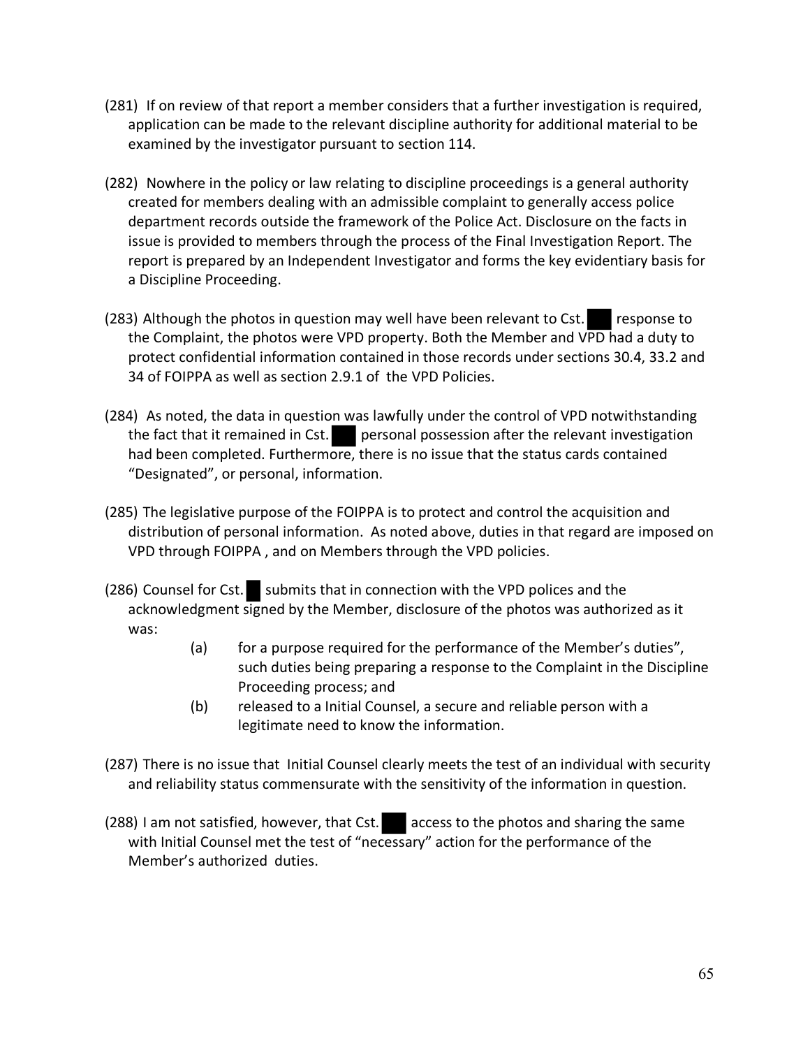(281) If on review of that report a member considers that a further investigation is required, application can be made to the relevant discipline authority for additional material to be examined by the investigator pursuant to section 114.

(282) Nowhere in the policy or law relating to discipline proceedings is a general authority created for members dealing with an admissible complaint to generally access police department records outside the framework of the Police Act. Disclosure on the facts in issue is provided to members through the process of the Final Investigation Report. The report is prepared by an Independent Investigator and forms the key evidentiary basis for a Discipline Proceeding.

(283) Although the photos in question may well have been relevant to Cst. ███ response to the Complaint, the photos were VPD property. Both the Member and VPD had a duty to protect confidential information contained in those records under sections 30.4, 33.2 and 34 of FOIPPA as well as section 2.9.1 of the VPD Policies.

(284) As noted, the data in question was lawfully under the control of VPD notwithstanding the fact that it remained in Cst. ███ personal possession after the relevant investigation had been completed. Furthermore, there is no issue that the status cards contained "Designated", or personal, information.

(285) The legislative purpose of the FOIPPA is to protect and control the acquisition and distribution of personal information. As noted above, duties in that regard are imposed on VPD through FOIPPA , and on Members through the VPD policies.

(286) Counsel for Cst. ███ submits that in connection with the VPD polices and the acknowledgment signed by the Member, disclosure of the photos was authorized as it was:

> (a) for a purpose required for the performance of the Member's duties", such duties being preparing a response to the Complaint in the Discipline Proceeding process; and
>
> (b) released to a Initial Counsel, a secure and reliable person with a legitimate need to know the information.

(287) There is no issue that Initial Counsel clearly meets the test of an individual with security and reliability status commensurate with the sensitivity of the information in question.

(288) I am not satisfied, however, that Cst. ███ access to the photos and sharing the same with Initial Counsel met the test of "necessary" action for the performance of the Member's authorized duties.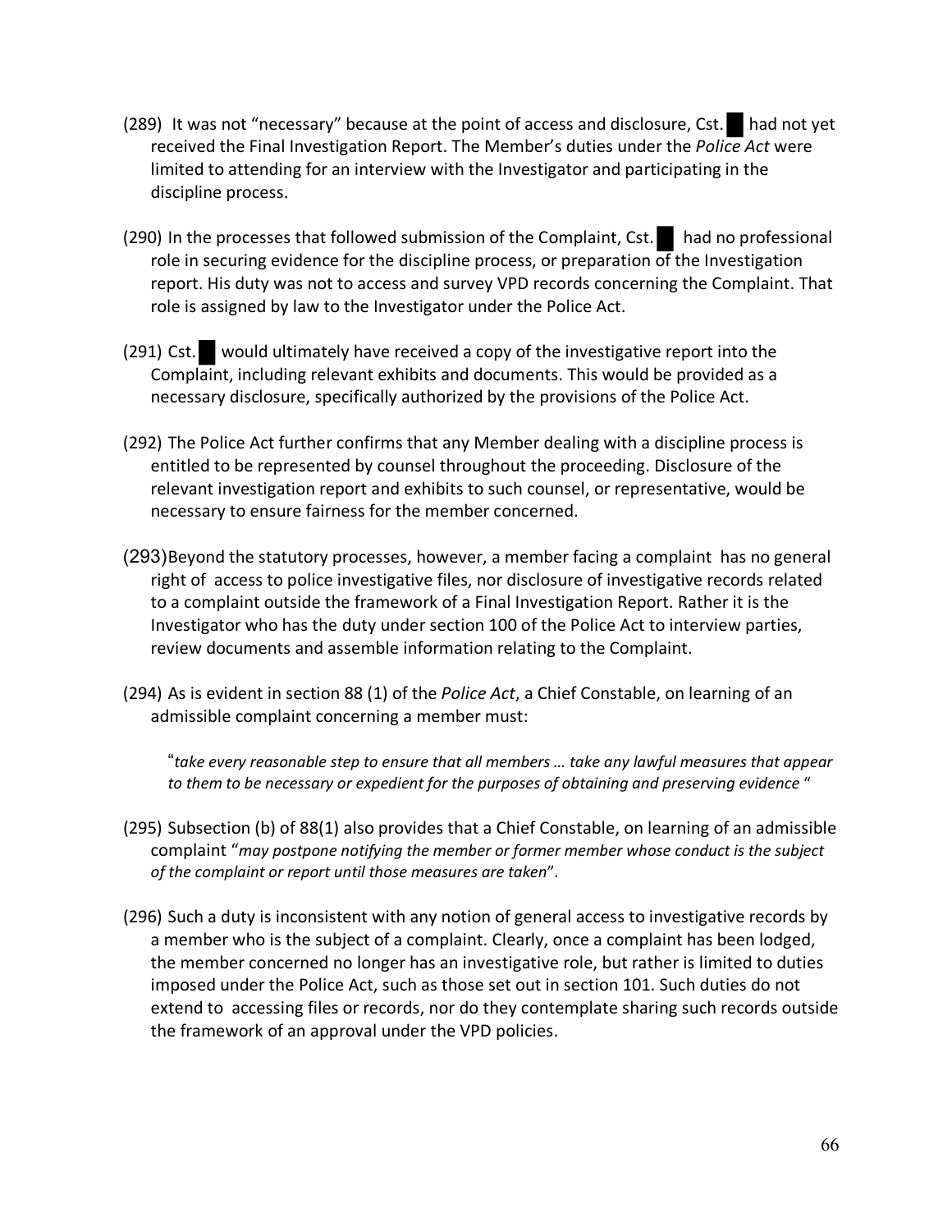(289) It was not "necessary" because at the point of access and disclosure, Cst. █ had not yet received the Final Investigation Report. The Member's duties under the *Police Act* were limited to attending for an interview with the Investigator and participating in the discipline process.

(290) In the processes that followed submission of the Complaint, Cst. █ had no professional role in securing evidence for the discipline process, or preparation of the Investigation report. His duty was not to access and survey VPD records concerning the Complaint. That role is assigned by law to the Investigator under the Police Act.

(291) Cst. █ would ultimately have received a copy of the investigative report into the Complaint, including relevant exhibits and documents. This would be provided as a necessary disclosure, specifically authorized by the provisions of the Police Act.

(292) The Police Act further confirms that any Member dealing with a discipline process is entitled to be represented by counsel throughout the proceeding. Disclosure of the relevant investigation report and exhibits to such counsel, or representative, would be necessary to ensure fairness for the member concerned.

(293)Beyond the statutory processes, however, a member facing a complaint has no general right of access to police investigative files, nor disclosure of investigative records related to a complaint outside the framework of a Final Investigation Report. Rather it is the Investigator who has the duty under section 100 of the Police Act to interview parties, review documents and assemble information relating to the Complaint.

(294) As is evident in section 88 (1) of the *Police Act*, a Chief Constable, on learning of an admissible complaint concerning a member must:

> "*take every reasonable step to ensure that all members … take any lawful measures that appear to them to be necessary or expedient for the purposes of obtaining and preserving evidence* "

(295) Subsection (b) of 88(1) also provides that a Chief Constable, on learning of an admissible complaint "*may postpone notifying the member or former member whose conduct is the subject of the complaint or report until those measures are taken*".

(296) Such a duty is inconsistent with any notion of general access to investigative records by a member who is the subject of a complaint. Clearly, once a complaint has been lodged, the member concerned no longer has an investigative role, but rather is limited to duties imposed under the Police Act, such as those set out in section 101. Such duties do not extend to accessing files or records, nor do they contemplate sharing such records outside the framework of an approval under the VPD policies.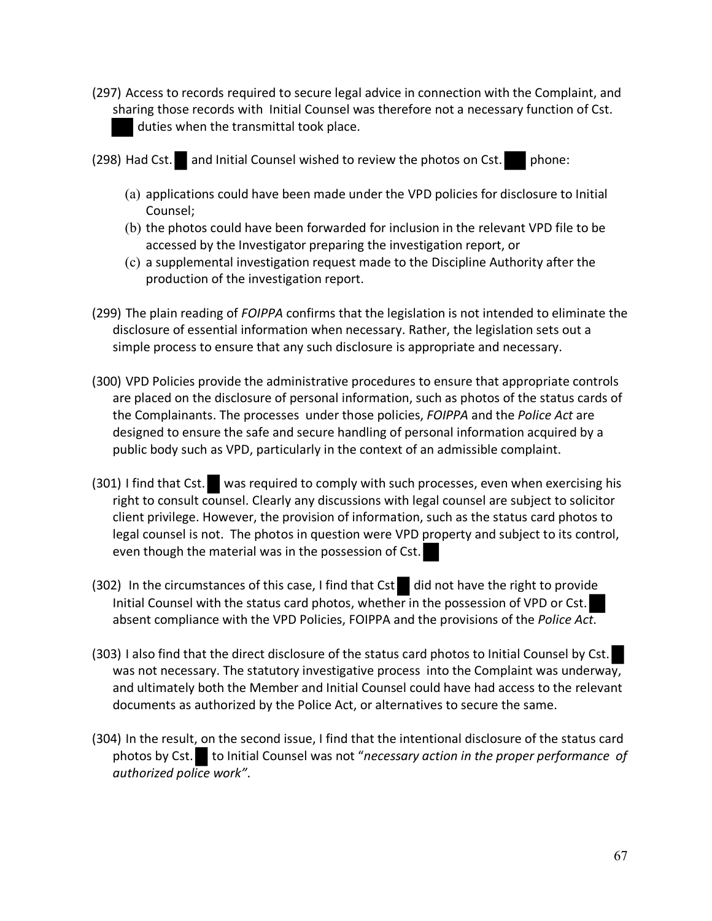(297) Access to records required to secure legal advice in connection with the Complaint, and sharing those records with Initial Counsel was therefore not a necessary function of Cst. ███ duties when the transmittal took place.

(298) Had Cst. █ and Initial Counsel wished to review the photos on Cst. ███ phone:

- (a) applications could have been made under the VPD policies for disclosure to Initial Counsel;
- (b) the photos could have been forwarded for inclusion in the relevant VPD file to be accessed by the Investigator preparing the investigation report, or
- (c) a supplemental investigation request made to the Discipline Authority after the production of the investigation report.

(299) The plain reading of *FOIPPA* confirms that the legislation is not intended to eliminate the disclosure of essential information when necessary. Rather, the legislation sets out a simple process to ensure that any such disclosure is appropriate and necessary.

(300) VPD Policies provide the administrative procedures to ensure that appropriate controls are placed on the disclosure of personal information, such as photos of the status cards of the Complainants. The processes under those policies, *FOIPPA* and the *Police Act* are designed to ensure the safe and secure handling of personal information acquired by a public body such as VPD, particularly in the context of an admissible complaint.

(301) I find that Cst. █ was required to comply with such processes, even when exercising his right to consult counsel. Clearly any discussions with legal counsel are subject to solicitor client privilege. However, the provision of information, such as the status card photos to legal counsel is not. The photos in question were VPD property and subject to its control, even though the material was in the possession of Cst. █

(302) In the circumstances of this case, I find that Cst █ did not have the right to provide Initial Counsel with the status card photos, whether in the possession of VPD or Cst. █ absent compliance with the VPD Policies, FOIPPA and the provisions of the *Police Act*.

(303) I also find that the direct disclosure of the status card photos to Initial Counsel by Cst. █ was not necessary. The statutory investigative process into the Complaint was underway, and ultimately both the Member and Initial Counsel could have had access to the relevant documents as authorized by the Police Act, or alternatives to secure the same.

(304) In the result, on the second issue, I find that the intentional disclosure of the status card photos by Cst. █ to Initial Counsel was not "*necessary action in the proper performance of authorized police work"*.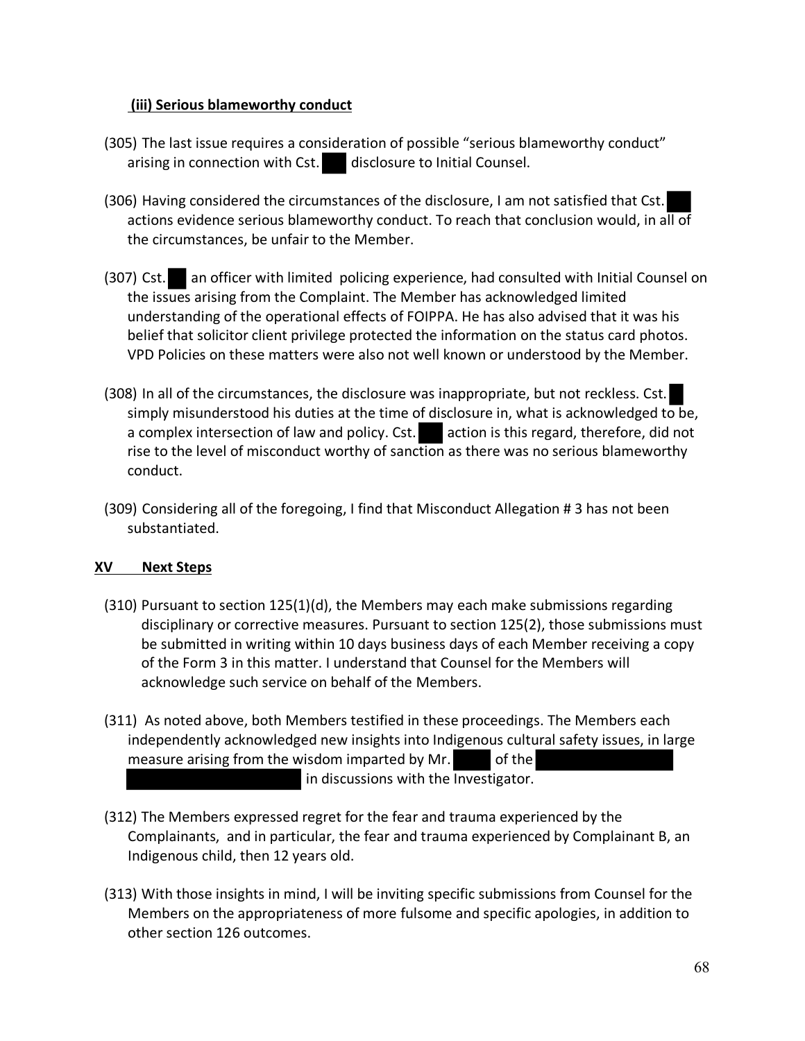### (iii) Serious blameworthy conduct

(305) The last issue requires a consideration of possible "serious blameworthy conduct" arising in connection with Cst. ███ disclosure to Initial Counsel.

(306) Having considered the circumstances of the disclosure, I am not satisfied that Cst. ███ actions evidence serious blameworthy conduct. To reach that conclusion would, in all of the circumstances, be unfair to the Member.

(307) Cst. ███ an officer with limited policing experience, had consulted with Initial Counsel on the issues arising from the Complaint. The Member has acknowledged limited understanding of the operational effects of FOIPPA. He has also advised that it was his belief that solicitor client privilege protected the information on the status card photos. VPD Policies on these matters were also not well known or understood by the Member.

(308) In all of the circumstances, the disclosure was inappropriate, but not reckless. Cst. ███ simply misunderstood his duties at the time of disclosure in, what is acknowledged to be, a complex intersection of law and policy. Cst. ███ action is this regard, therefore, did not rise to the level of misconduct worthy of sanction as there was no serious blameworthy conduct.

(309) Considering all of the foregoing, I find that Misconduct Allegation # 3 has not been substantiated.

## XV Next Steps

(310) Pursuant to section 125(1)(d), the Members may each make submissions regarding disciplinary or corrective measures. Pursuant to section 125(2), those submissions must be submitted in writing within 10 days business days of each Member receiving a copy of the Form 3 in this matter. I understand that Counsel for the Members will acknowledge such service on behalf of the Members.

(311) As noted above, both Members testified in these proceedings. The Members each independently acknowledged new insights into Indigenous cultural safety issues, in large measure arising from the wisdom imparted by Mr. ███ of the ███ in discussions with the Investigator.

(312) The Members expressed regret for the fear and trauma experienced by the Complainants, and in particular, the fear and trauma experienced by Complainant B, an Indigenous child, then 12 years old.

(313) With those insights in mind, I will be inviting specific submissions from Counsel for the Members on the appropriateness of more fulsome and specific apologies, in addition to other section 126 outcomes.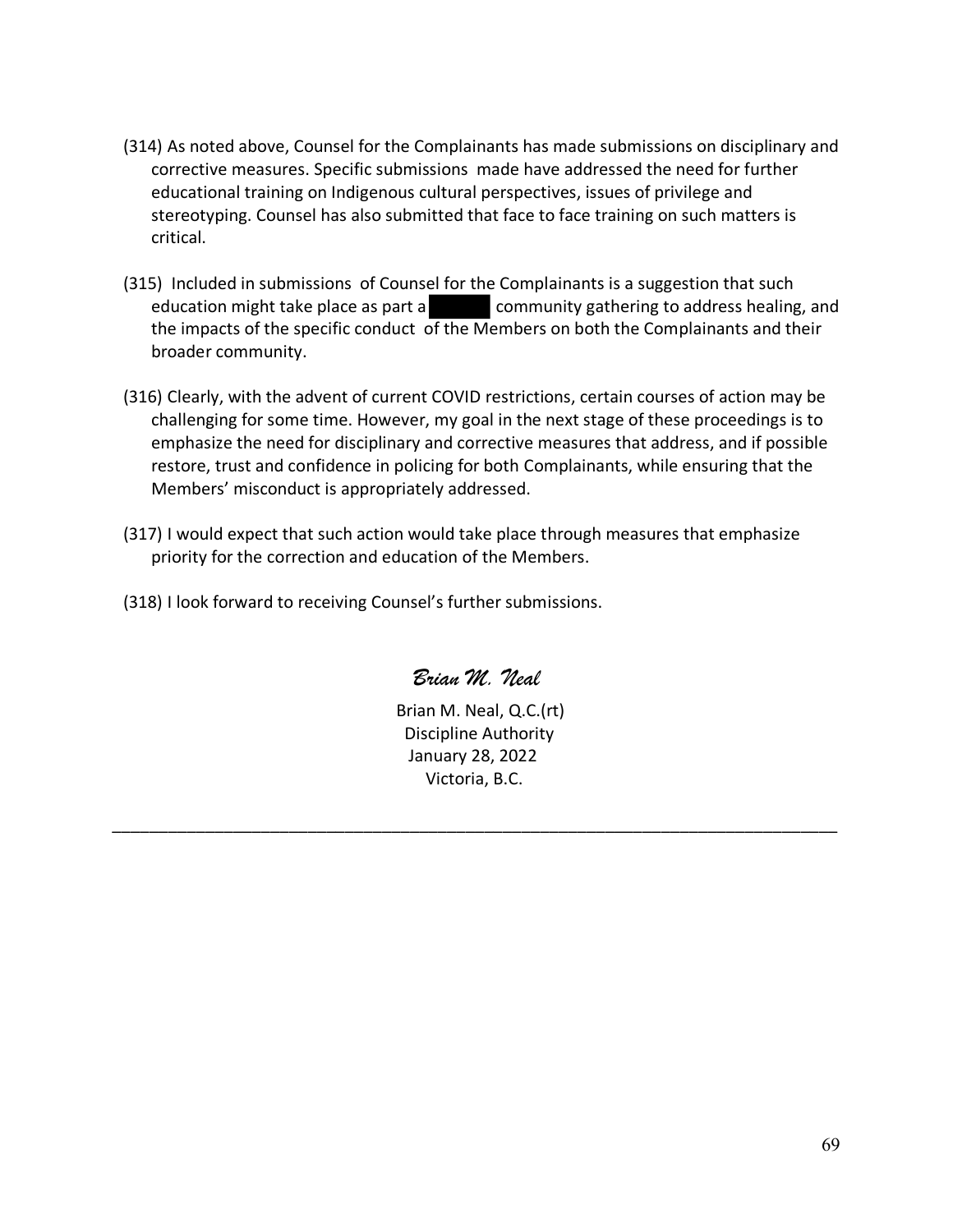(314) As noted above, Counsel for the Complainants has made submissions on disciplinary and corrective measures. Specific submissions made have addressed the need for further educational training on Indigenous cultural perspectives, issues of privilege and stereotyping. Counsel has also submitted that face to face training on such matters is critical.

(315) Included in submissions of Counsel for the Complainants is a suggestion that such education might take place as part a ██████ community gathering to address healing, and the impacts of the specific conduct of the Members on both the Complainants and their broader community.

(316) Clearly, with the advent of current COVID restrictions, certain courses of action may be challenging for some time. However, my goal in the next stage of these proceedings is to emphasize the need for disciplinary and corrective measures that address, and if possible restore, trust and confidence in policing for both Complainants, while ensuring that the Members' misconduct is appropriately addressed.

(317) I would expect that such action would take place through measures that emphasize priority for the correction and education of the Members.

(318) I look forward to receiving Counsel's further submissions.

*Brian M. Neal*

Brian M. Neal, Q.C.(rt)
Discipline Authority
January 28, 2022
Victoria, B.C.

---